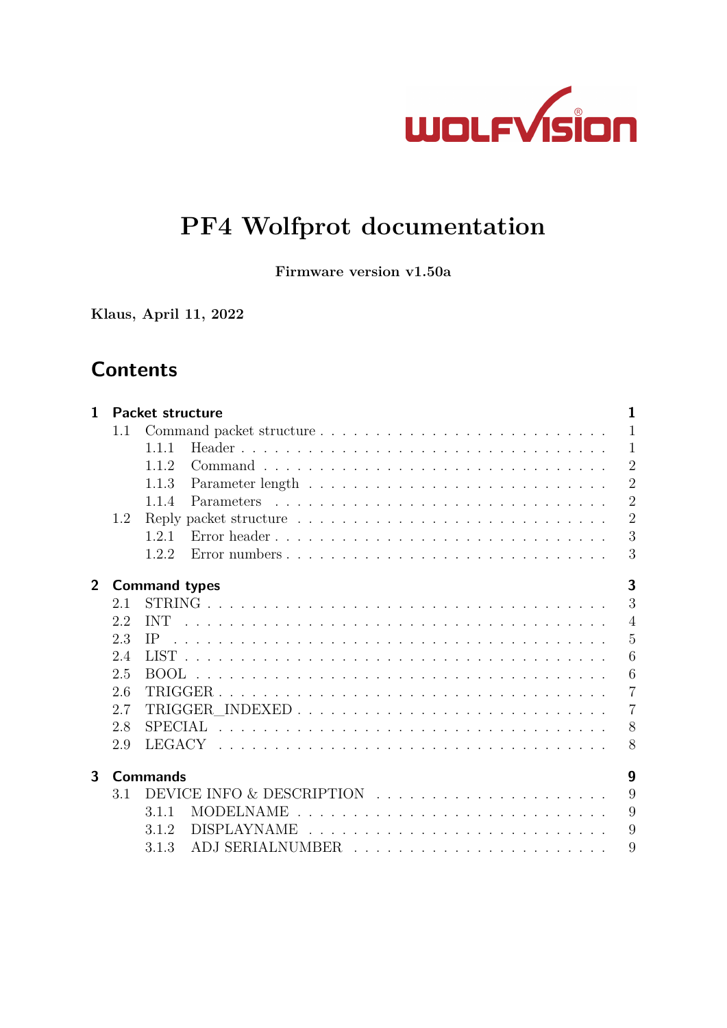# PF4 Wolfprot documentation

**Firmware version v1.50a**

**Klaus, April 11, 2022**

## Contents

| | | |
|---|---|---|
| **1 Packet structure** | | **1** |
| 1.1 | Command packet structure | 1 |
| 1.1.1 | Header | 1 |
| 1.1.2 | Command | 2 |
| 1.1.3 | Parameter length | 2 |
| 1.1.4 | Parameters | 2 |
| 1.2 | Reply packet structure | 2 |
| 1.2.1 | Error header | 3 |
| 1.2.2 | Error numbers | 3 |
| **2 Command types** | | **3** |
| 2.1 | STRING | 3 |
| 2.2 | INT | 4 |
| 2.3 | IP | 5 |
| 2.4 | LIST | 6 |
| 2.5 | BOOL | 6 |
| 2.6 | TRIGGER | 7 |
| 2.7 | TRIGGER_INDEXED | 7 |
| 2.8 | SPECIAL | 8 |
| 2.9 | LEGACY | 8 |
| **3 Commands** | | **9** |
| 3.1 | DEVICE INFO & DESCRIPTION | 9 |
| 3.1.1 | MODELNAME | 9 |
| 3.1.2 | DISPLAYNAME | 9 |
| 3.1.3 | ADJ SERIALNUMBER | 9 |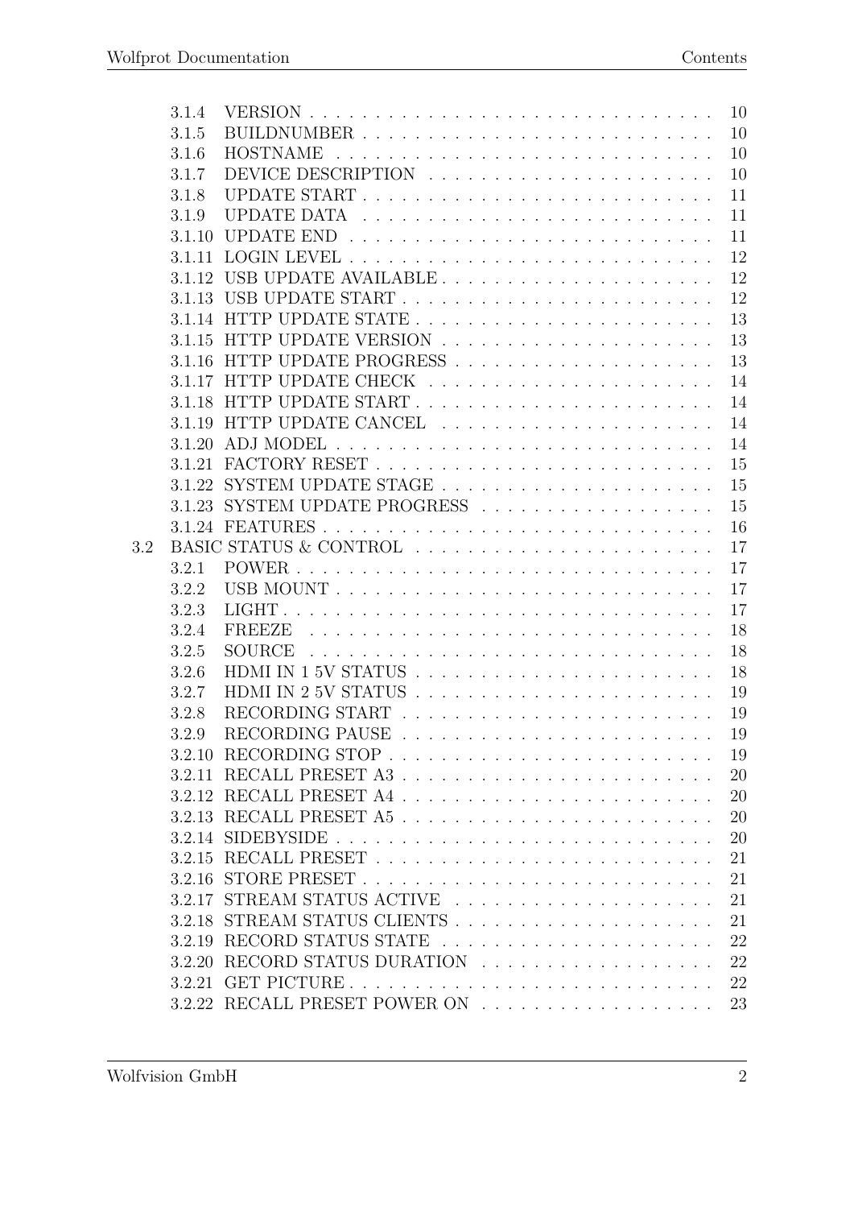3.1.4 VERSION . . . . . . . . . . . . . . . . . . . . . . . . . . . . . . 10
3.1.5 BUILDNUMBER . . . . . . . . . . . . . . . . . . . . . . . . . . . 10
3.1.6 HOSTNAME . . . . . . . . . . . . . . . . . . . . . . . . . . . . . 10
3.1.7 DEVICE DESCRIPTION . . . . . . . . . . . . . . . . . . . . . . 10
3.1.8 UPDATE START . . . . . . . . . . . . . . . . . . . . . . . . . . . 11
3.1.9 UPDATE DATA . . . . . . . . . . . . . . . . . . . . . . . . . . . 11
3.1.10 UPDATE END . . . . . . . . . . . . . . . . . . . . . . . . . . . . 11
3.1.11 LOGIN LEVEL . . . . . . . . . . . . . . . . . . . . . . . . . . . . 12
3.1.12 USB UPDATE AVAILABLE . . . . . . . . . . . . . . . . . . . . . 12
3.1.13 USB UPDATE START . . . . . . . . . . . . . . . . . . . . . . . . 12
3.1.14 HTTP UPDATE STATE . . . . . . . . . . . . . . . . . . . . . . . 13
3.1.15 HTTP UPDATE VERSION . . . . . . . . . . . . . . . . . . . . . 13
3.1.16 HTTP UPDATE PROGRESS . . . . . . . . . . . . . . . . . . . . 13
3.1.17 HTTP UPDATE CHECK . . . . . . . . . . . . . . . . . . . . . . 14
3.1.18 HTTP UPDATE START . . . . . . . . . . . . . . . . . . . . . . . 14
3.1.19 HTTP UPDATE CANCEL . . . . . . . . . . . . . . . . . . . . . . 14
3.1.20 ADJ MODEL . . . . . . . . . . . . . . . . . . . . . . . . . . . . . 14
3.1.21 FACTORY RESET . . . . . . . . . . . . . . . . . . . . . . . . . . 15
3.1.22 SYSTEM UPDATE STAGE . . . . . . . . . . . . . . . . . . . . . 15
3.1.23 SYSTEM UPDATE PROGRESS . . . . . . . . . . . . . . . . . . 15
3.1.24 FEATURES . . . . . . . . . . . . . . . . . . . . . . . . . . . . . . 16

3.2 BASIC STATUS & CONTROL . . . . . . . . . . . . . . . . . . . . . . . 17
3.2.1 POWER . . . . . . . . . . . . . . . . . . . . . . . . . . . . . . . . 17
3.2.2 USB MOUNT . . . . . . . . . . . . . . . . . . . . . . . . . . . . . 17
3.2.3 LIGHT . . . . . . . . . . . . . . . . . . . . . . . . . . . . . . . . . 17
3.2.4 FREEZE . . . . . . . . . . . . . . . . . . . . . . . . . . . . . . . . 18
3.2.5 SOURCE . . . . . . . . . . . . . . . . . . . . . . . . . . . . . . . . 18
3.2.6 HDMI IN 1 5V STATUS . . . . . . . . . . . . . . . . . . . . . . . 18
3.2.7 HDMI IN 2 5V STATUS . . . . . . . . . . . . . . . . . . . . . . . 19
3.2.8 RECORDING START . . . . . . . . . . . . . . . . . . . . . . . . 19
3.2.9 RECORDING PAUSE . . . . . . . . . . . . . . . . . . . . . . . . 19
3.2.10 RECORDING STOP . . . . . . . . . . . . . . . . . . . . . . . . . 19
3.2.11 RECALL PRESET A3 . . . . . . . . . . . . . . . . . . . . . . . . 20
3.2.12 RECALL PRESET A4 . . . . . . . . . . . . . . . . . . . . . . . . 20
3.2.13 RECALL PRESET A5 . . . . . . . . . . . . . . . . . . . . . . . . 20
3.2.14 SIDEBYSIDE . . . . . . . . . . . . . . . . . . . . . . . . . . . . . 20
3.2.15 RECALL PRESET . . . . . . . . . . . . . . . . . . . . . . . . . . 21
3.2.16 STORE PRESET . . . . . . . . . . . . . . . . . . . . . . . . . . . 21
3.2.17 STREAM STATUS ACTIVE . . . . . . . . . . . . . . . . . . . . . 21
3.2.18 STREAM STATUS CLIENTS . . . . . . . . . . . . . . . . . . . . 21
3.2.19 RECORD STATUS STATE . . . . . . . . . . . . . . . . . . . . . 22
3.2.20 RECORD STATUS DURATION . . . . . . . . . . . . . . . . . . 22
3.2.21 GET PICTURE . . . . . . . . . . . . . . . . . . . . . . . . . . . . 22
3.2.22 RECALL PRESET POWER ON . . . . . . . . . . . . . . . . . . . 23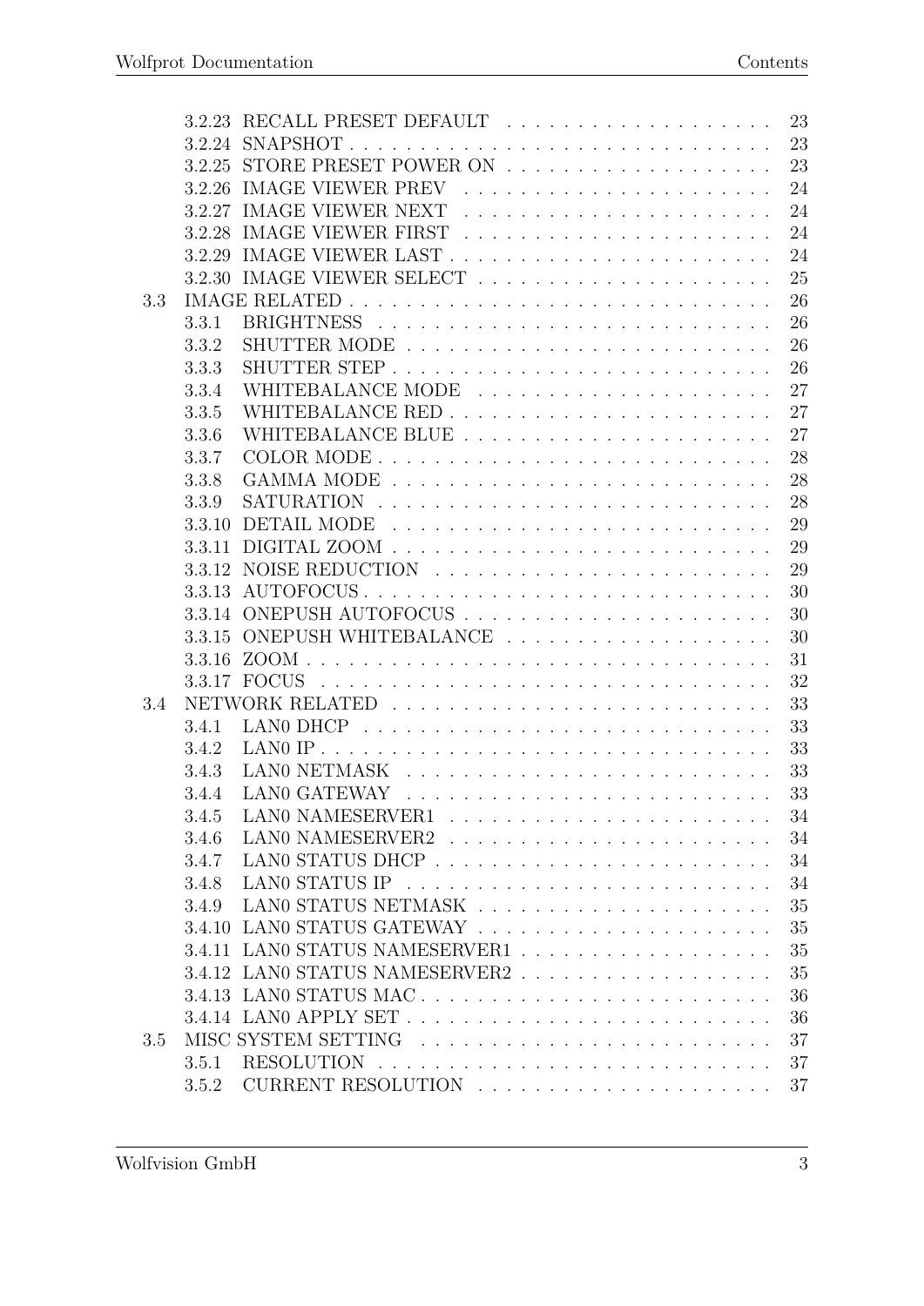| | | | |
|---|---|---|---|
| | 3.2.23 | RECALL PRESET DEFAULT | 23 |
| | 3.2.24 | SNAPSHOT | 23 |
| | 3.2.25 | STORE PRESET POWER ON | 23 |
| | 3.2.26 | IMAGE VIEWER PREV | 24 |
| | 3.2.27 | IMAGE VIEWER NEXT | 24 |
| | 3.2.28 | IMAGE VIEWER FIRST | 24 |
| | 3.2.29 | IMAGE VIEWER LAST | 24 |
| | 3.2.30 | IMAGE VIEWER SELECT | 25 |
| 3.3 | IMAGE RELATED | | 26 |
| | 3.3.1 | BRIGHTNESS | 26 |
| | 3.3.2 | SHUTTER MODE | 26 |
| | 3.3.3 | SHUTTER STEP | 26 |
| | 3.3.4 | WHITEBALANCE MODE | 27 |
| | 3.3.5 | WHITEBALANCE RED | 27 |
| | 3.3.6 | WHITEBALANCE BLUE | 27 |
| | 3.3.7 | COLOR MODE | 28 |
| | 3.3.8 | GAMMA MODE | 28 |
| | 3.3.9 | SATURATION | 28 |
| | 3.3.10 | DETAIL MODE | 29 |
| | 3.3.11 | DIGITAL ZOOM | 29 |
| | 3.3.12 | NOISE REDUCTION | 29 |
| | 3.3.13 | AUTOFOCUS | 30 |
| | 3.3.14 | ONEPUSH AUTOFOCUS | 30 |
| | 3.3.15 | ONEPUSH WHITEBALANCE | 30 |
| | 3.3.16 | ZOOM | 31 |
| | 3.3.17 | FOCUS | 32 |
| 3.4 | NETWORK RELATED | | 33 |
| | 3.4.1 | LAN0 DHCP | 33 |
| | 3.4.2 | LAN0 IP | 33 |
| | 3.4.3 | LAN0 NETMASK | 33 |
| | 3.4.4 | LAN0 GATEWAY | 33 |
| | 3.4.5 | LAN0 NAMESERVER1 | 34 |
| | 3.4.6 | LAN0 NAMESERVER2 | 34 |
| | 3.4.7 | LAN0 STATUS DHCP | 34 |
| | 3.4.8 | LAN0 STATUS IP | 34 |
| | 3.4.9 | LAN0 STATUS NETMASK | 35 |
| | 3.4.10 | LAN0 STATUS GATEWAY | 35 |
| | 3.4.11 | LAN0 STATUS NAMESERVER1 | 35 |
| | 3.4.12 | LAN0 STATUS NAMESERVER2 | 35 |
| | 3.4.13 | LAN0 STATUS MAC | 36 |
| | 3.4.14 | LAN0 APPLY SET | 36 |
| 3.5 | MISC SYSTEM SETTING | | 37 |
| | 3.5.1 | RESOLUTION | 37 |
| | 3.5.2 | CURRENT RESOLUTION | 37 |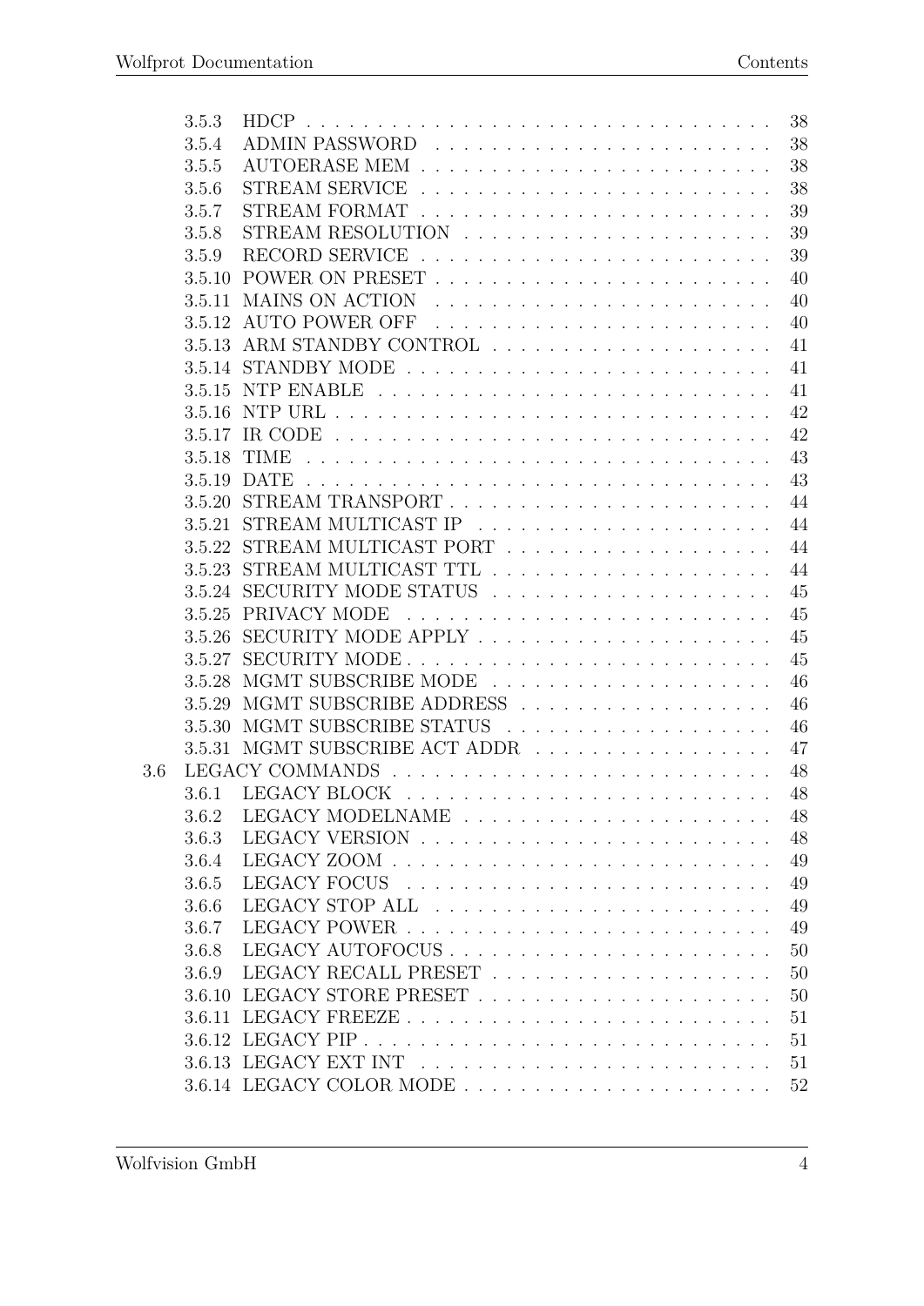- 3.5.3 HDCP . . . . . . . . . . . . . . . . . . . . . . . . . . . . . . . . 38
- 3.5.4 ADMIN PASSWORD . . . . . . . . . . . . . . . . . . . . . . . . 38
- 3.5.5 AUTOERASE MEM . . . . . . . . . . . . . . . . . . . . . . . . 38
- 3.5.6 STREAM SERVICE . . . . . . . . . . . . . . . . . . . . . . . . 38
- 3.5.7 STREAM FORMAT . . . . . . . . . . . . . . . . . . . . . . . . 39
- 3.5.8 STREAM RESOLUTION . . . . . . . . . . . . . . . . . . . . . 39
- 3.5.9 RECORD SERVICE . . . . . . . . . . . . . . . . . . . . . . . . 39
- 3.5.10 POWER ON PRESET . . . . . . . . . . . . . . . . . . . . . . . 40
- 3.5.11 MAINS ON ACTION . . . . . . . . . . . . . . . . . . . . . . . 40
- 3.5.12 AUTO POWER OFF . . . . . . . . . . . . . . . . . . . . . . . 40
- 3.5.13 ARM STANDBY CONTROL . . . . . . . . . . . . . . . . . . . . 41
- 3.5.14 STANDBY MODE . . . . . . . . . . . . . . . . . . . . . . . . . 41
- 3.5.15 NTP ENABLE . . . . . . . . . . . . . . . . . . . . . . . . . . 41
- 3.5.16 NTP URL . . . . . . . . . . . . . . . . . . . . . . . . . . . . . 42
- 3.5.17 IR CODE . . . . . . . . . . . . . . . . . . . . . . . . . . . . . 42
- 3.5.18 TIME . . . . . . . . . . . . . . . . . . . . . . . . . . . . . . . 43
- 3.5.19 DATE . . . . . . . . . . . . . . . . . . . . . . . . . . . . . . . 43
- 3.5.20 STREAM TRANSPORT . . . . . . . . . . . . . . . . . . . . . . 44
- 3.5.21 STREAM MULTICAST IP . . . . . . . . . . . . . . . . . . . . . 44
- 3.5.22 STREAM MULTICAST PORT . . . . . . . . . . . . . . . . . . . 44
- 3.5.23 STREAM MULTICAST TTL . . . . . . . . . . . . . . . . . . . . 44
- 3.5.24 SECURITY MODE STATUS . . . . . . . . . . . . . . . . . . . . 45
- 3.5.25 PRIVACY MODE . . . . . . . . . . . . . . . . . . . . . . . . . 45
- 3.5.26 SECURITY MODE APPLY . . . . . . . . . . . . . . . . . . . . . 45
- 3.5.27 SECURITY MODE . . . . . . . . . . . . . . . . . . . . . . . . . 45
- 3.5.28 MGMT SUBSCRIBE MODE . . . . . . . . . . . . . . . . . . . . 46
- 3.5.29 MGMT SUBSCRIBE ADDRESS . . . . . . . . . . . . . . . . . . 46
- 3.5.30 MGMT SUBSCRIBE STATUS . . . . . . . . . . . . . . . . . . . 46
- 3.5.31 MGMT SUBSCRIBE ACT ADDR . . . . . . . . . . . . . . . . . 47

3.6 LEGACY COMMANDS . . . . . . . . . . . . . . . . . . . . . . . . . . 48

- 3.6.1 LEGACY BLOCK . . . . . . . . . . . . . . . . . . . . . . . . . 48
- 3.6.2 LEGACY MODELNAME . . . . . . . . . . . . . . . . . . . . . . 48
- 3.6.3 LEGACY VERSION . . . . . . . . . . . . . . . . . . . . . . . . 48
- 3.6.4 LEGACY ZOOM . . . . . . . . . . . . . . . . . . . . . . . . . . 49
- 3.6.5 LEGACY FOCUS . . . . . . . . . . . . . . . . . . . . . . . . . 49
- 3.6.6 LEGACY STOP ALL . . . . . . . . . . . . . . . . . . . . . . . . 49
- 3.6.7 LEGACY POWER . . . . . . . . . . . . . . . . . . . . . . . . . 49
- 3.6.8 LEGACY AUTOFOCUS . . . . . . . . . . . . . . . . . . . . . . 50
- 3.6.9 LEGACY RECALL PRESET . . . . . . . . . . . . . . . . . . . . 50
- 3.6.10 LEGACY STORE PRESET . . . . . . . . . . . . . . . . . . . . . 50
- 3.6.11 LEGACY FREEZE . . . . . . . . . . . . . . . . . . . . . . . . . 51
- 3.6.12 LEGACY PIP . . . . . . . . . . . . . . . . . . . . . . . . . . . 51
- 3.6.13 LEGACY EXT INT . . . . . . . . . . . . . . . . . . . . . . . . 51
- 3.6.14 LEGACY COLOR MODE . . . . . . . . . . . . . . . . . . . . . . 52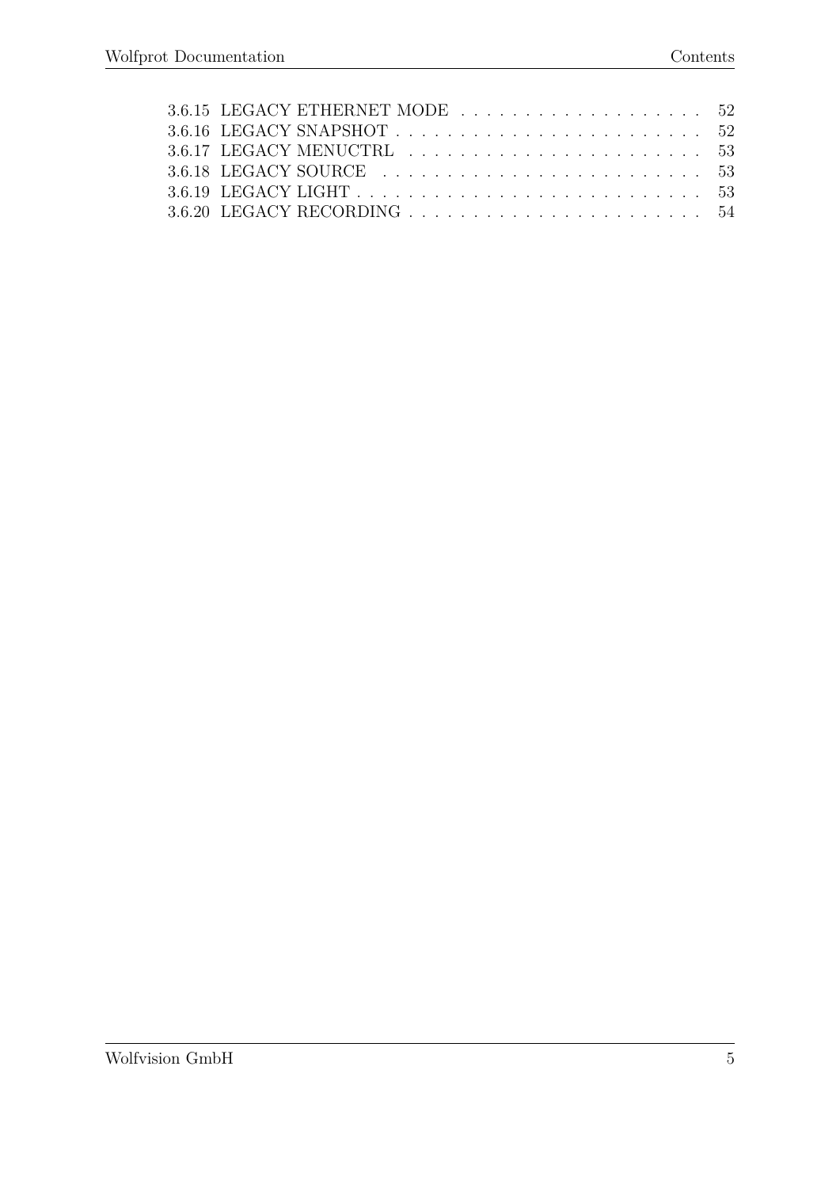3.6.15 LEGACY ETHERNET MODE . . . . . . . . . . . . . . . . . . . 52
3.6.16 LEGACY SNAPSHOT . . . . . . . . . . . . . . . . . . . . . . . . 52
3.6.17 LEGACY MENUCTRL . . . . . . . . . . . . . . . . . . . . . . . . 53
3.6.18 LEGACY SOURCE . . . . . . . . . . . . . . . . . . . . . . . . . 53
3.6.19 LEGACY LIGHT . . . . . . . . . . . . . . . . . . . . . . . . . . . 53
3.6.20 LEGACY RECORDING . . . . . . . . . . . . . . . . . . . . . . . 54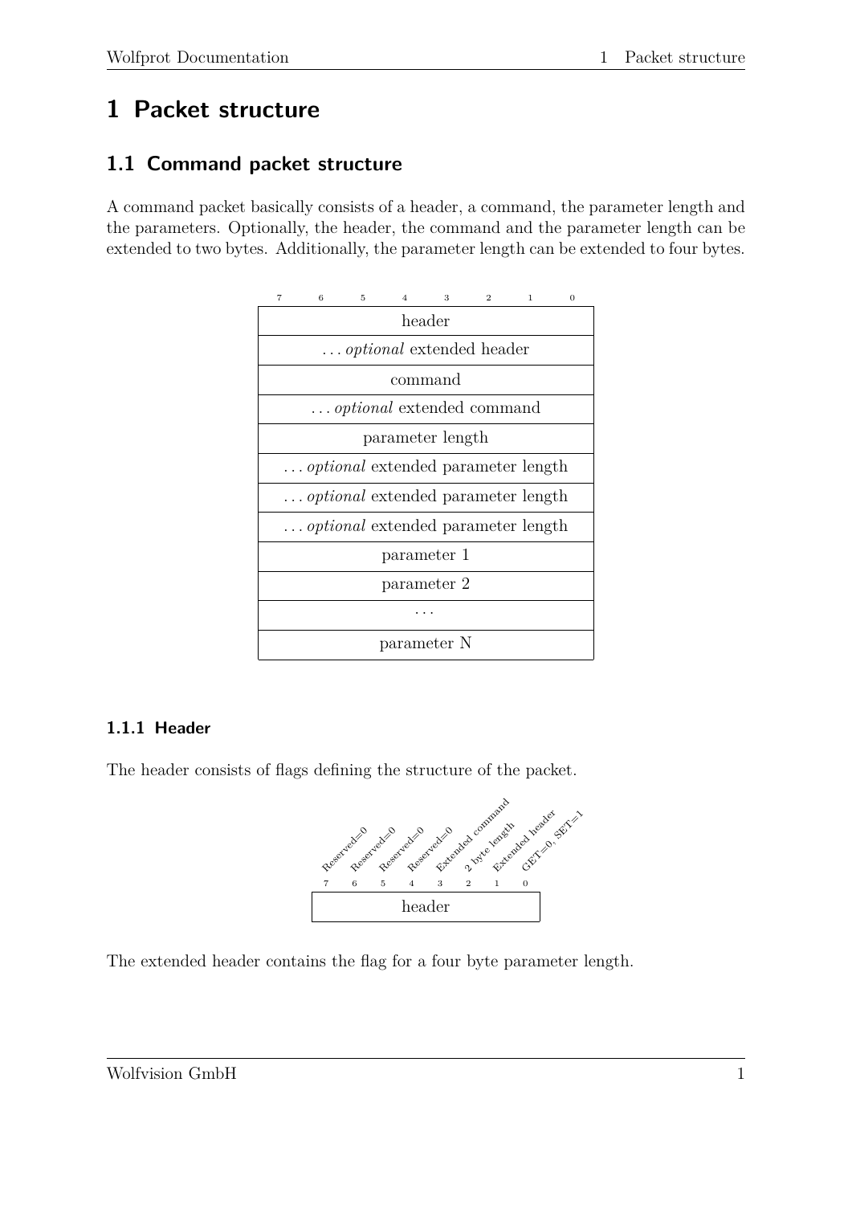# 1 Packet structure

## 1.1 Command packet structure

A command packet basically consists of a header, a command, the parameter length and the parameters. Optionally, the header, the command and the parameter length can be extended to two bytes. Additionally, the parameter length can be extended to four bytes.

| 7 | 6 | 5 | 4 | 3 | 2 | 1 | 0 |
|---|---|---|---|---|---|---|---|
| header | | | | | | | |
| ... *optional* extended header | | | | | | | |
| command | | | | | | | |
| ... *optional* extended command | | | | | | | |
| parameter length | | | | | | | |
| ... *optional* extended parameter length | | | | | | | |
| ... *optional* extended parameter length | | | | | | | |
| ... *optional* extended parameter length | | | | | | | |
| parameter 1 | | | | | | | |
| parameter 2 | | | | | | | |
| ... | | | | | | | |
| parameter N | | | | | | | |

### 1.1.1 Header

The header consists of flags defining the structure of the packet.

| Reserved=0 | Reserved=0 | Reserved=0 | Reserved=0 | Extended command | 2 byte length | Extended header | GET=0, SET=1 |
|---|---|---|---|---|---|---|---|
| 7 | 6 | 5 | 4 | 3 | 2 | 1 | 0 |
| header | | | | | | | |

The extended header contains the flag for a four byte parameter length.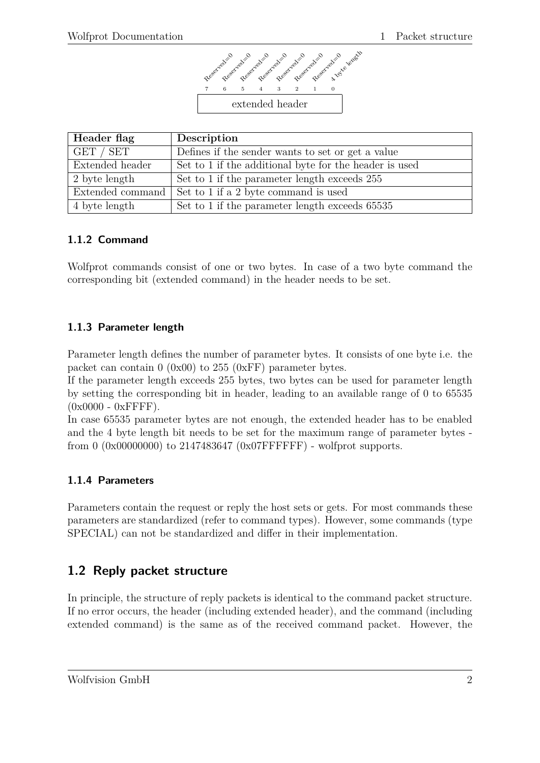| 7 | 6 | 5 | 4 | 3 | 2 | 1 | 0 |
|---|---|---|---|---|---|---|---|
| Reserved=0 | Reserved=0 | Reserved=0 | Reserved=0 | Reserved=0 | Reserved=0 | Reserved=0 | 4 byte length |

extended header

| Header flag | Description |
|---|---|
| GET / SET | Defines if the sender wants to set or get a value |
| Extended header | Set to 1 if the additional byte for the header is used |
| 2 byte length | Set to 1 if the parameter length exceeds 255 |
| Extended command | Set to 1 if a 2 byte command is used |
| 4 byte length | Set to 1 if the parameter length exceeds 65535 |

### 1.1.2 Command

Wolfprot commands consist of one or two bytes. In case of a two byte command the corresponding bit (extended command) in the header needs to be set.

### 1.1.3 Parameter length

Parameter length defines the number of parameter bytes. It consists of one byte i.e. the packet can contain 0 (0x00) to 255 (0xFF) parameter bytes.
If the parameter length exceeds 255 bytes, two bytes can be used for parameter length by setting the corresponding bit in header, leading to an available range of 0 to 65535 (0x0000 - 0xFFFF).
In case 65535 parameter bytes are not enough, the extended header has to be enabled and the 4 byte length bit needs to be set for the maximum range of parameter bytes - from 0 (0x00000000) to 2147483647 (0x07FFFFFF) - wolfprot supports.

### 1.1.4 Parameters

Parameters contain the request or reply the host sets or gets. For most commands these parameters are standardized (refer to command types). However, some commands (type SPECIAL) can not be standardized and differ in their implementation.

## 1.2 Reply packet structure

In principle, the structure of reply packets is identical to the command packet structure. If no error occurs, the header (including extended header), and the command (including extended command) is the same as of the received command packet. However, the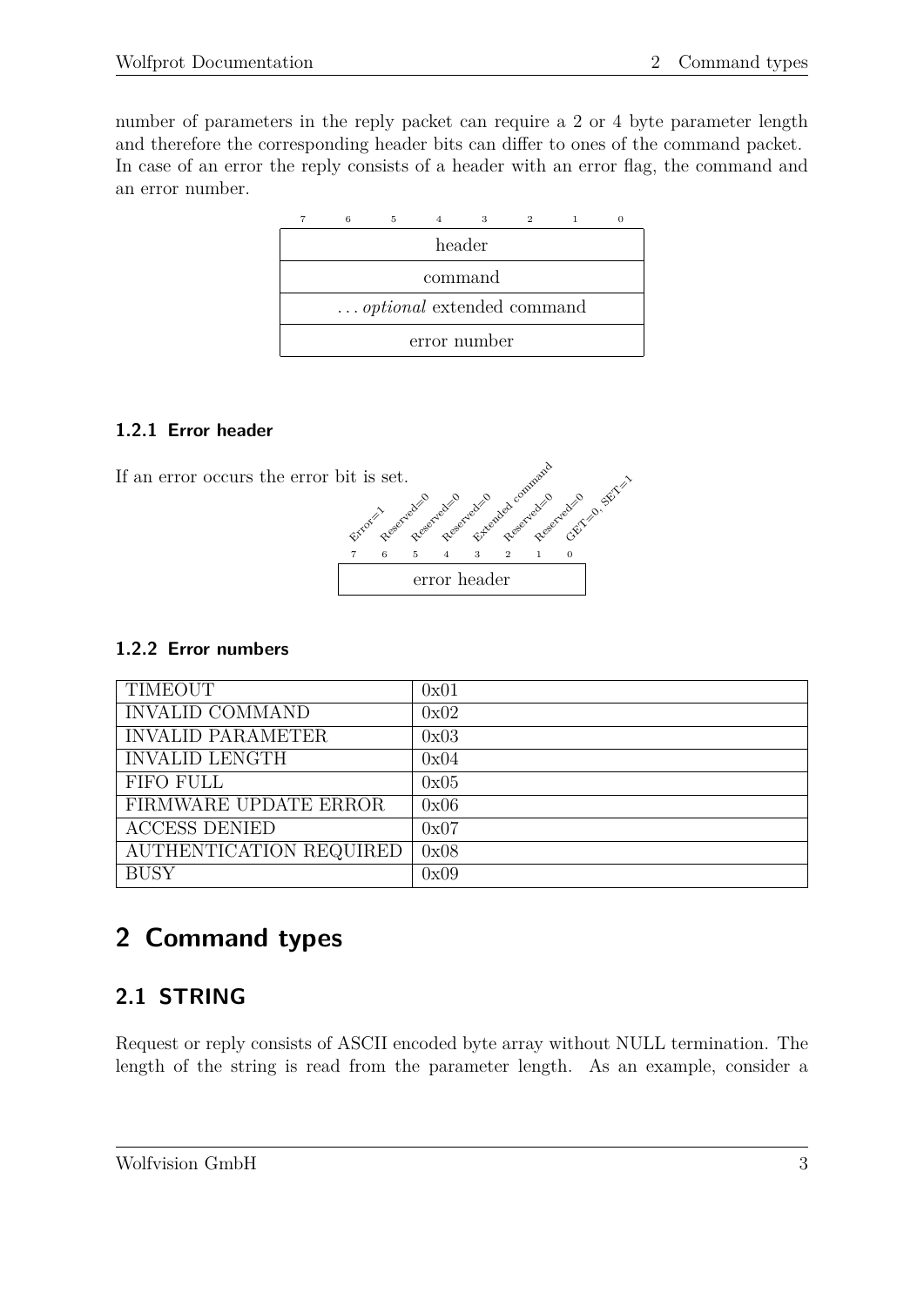number of parameters in the reply packet can require a 2 or 4 byte parameter length and therefore the corresponding header bits can differ to ones of the command packet. In case of an error the reply consists of a header with an error flag, the command and an error number.

| 7 | 6 | 5 | 4 | 3 | 2 | 1 | 0 |
|---|---|---|---|---|---|---|---|
| header | | | | | | | |
| command | | | | | | | |
| … *optional* extended command | | | | | | | |
| error number | | | | | | | |

### 1.2.1 Error header

If an error occurs the error bit is set.

| Error=1 | Reserved=0 | Reserved=0 | Reserved=0 | Extended command | Reserved=0 | Reserved=0 | GET=0, SET=1 |
|---|---|---|---|---|---|---|---|
| 7 | 6 | 5 | 4 | 3 | 2 | 1 | 0 |
| error header | | | | | | | |

### 1.2.2 Error numbers

| | |
|---|---|
| TIMEOUT | 0x01 |
| INVALID COMMAND | 0x02 |
| INVALID PARAMETER | 0x03 |
| INVALID LENGTH | 0x04 |
| FIFO FULL | 0x05 |
| FIRMWARE UPDATE ERROR | 0x06 |
| ACCESS DENIED | 0x07 |
| AUTHENTICATION REQUIRED | 0x08 |
| BUSY | 0x09 |

# 2 Command types

## 2.1 STRING

Request or reply consists of ASCII encoded byte array without NULL termination. The length of the string is read from the parameter length. As an example, consider a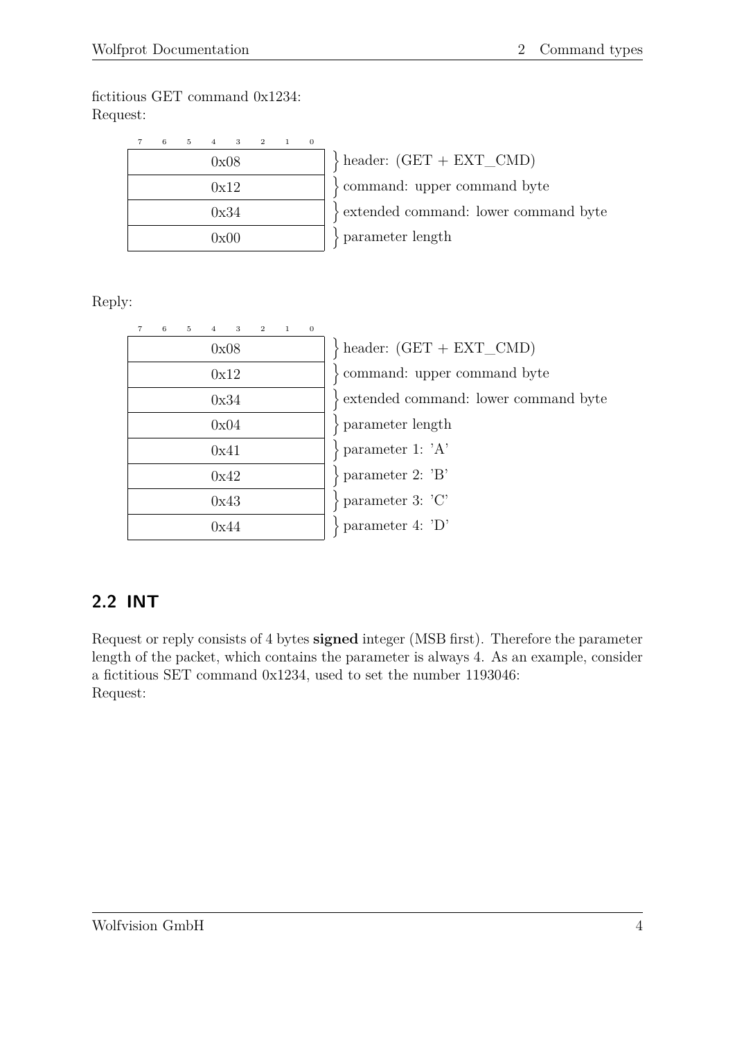fictitious GET command 0x1234:
Request:

| 7 6 5 4 3 2 1 0 | |
|---|---|
| 0x08 | header: (GET + EXT_CMD) |
| 0x12 | command: upper command byte |
| 0x34 | extended command: lower command byte |
| 0x00 | parameter length |

Reply:

| 7 6 5 4 3 2 1 0 | |
|---|---|
| 0x08 | header: (GET + EXT_CMD) |
| 0x12 | command: upper command byte |
| 0x34 | extended command: lower command byte |
| 0x04 | parameter length |
| 0x41 | parameter 1: 'A' |
| 0x42 | parameter 2: 'B' |
| 0x43 | parameter 3: 'C' |
| 0x44 | parameter 4: 'D' |

## 2.2 INT

Request or reply consists of 4 bytes **signed** integer (MSB first). Therefore the parameter length of the packet, which contains the parameter is always 4. As an example, consider a fictitious SET command 0x1234, used to set the number 1193046:
Request: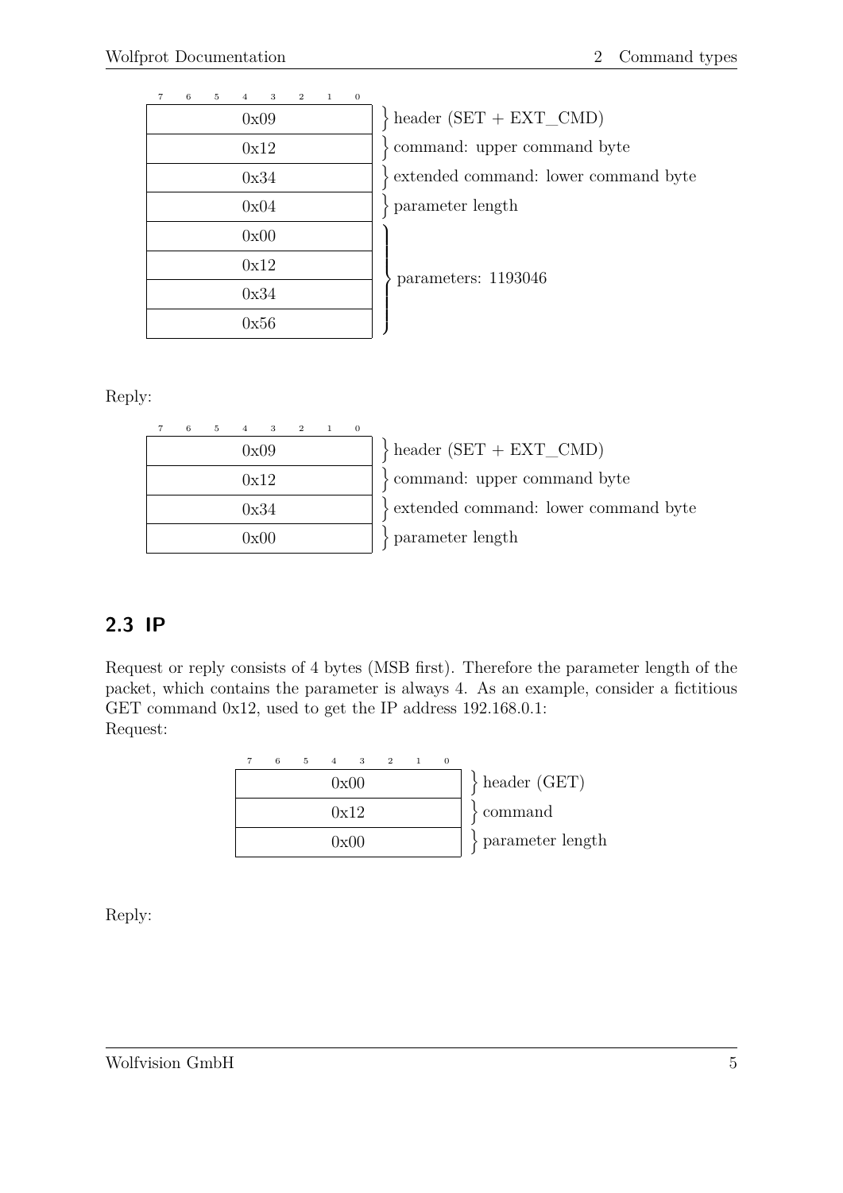| Byte (bits 7–0) | Description |
| --- | --- |
| 0x09 | header (SET + EXT_CMD) |
| 0x12 | command: upper command byte |
| 0x34 | extended command: lower command byte |
| 0x04 | parameter length |
| 0x00 | parameters: 1193046 |
| 0x12 | |
| 0x34 | |
| 0x56 | |

Reply:

| Byte (bits 7–0) | Description |
| --- | --- |
| 0x09 | header (SET + EXT_CMD) |
| 0x12 | command: upper command byte |
| 0x34 | extended command: lower command byte |
| 0x00 | parameter length |

## 2.3 IP

Request or reply consists of 4 bytes (MSB first). Therefore the parameter length of the packet, which contains the parameter is always 4. As an example, consider a fictitious GET command 0x12, used to get the IP address 192.168.0.1:
Request:

| Byte (bits 7–0) | Description |
| --- | --- |
| 0x00 | header (GET) |
| 0x12 | command |
| 0x00 | parameter length |

Reply: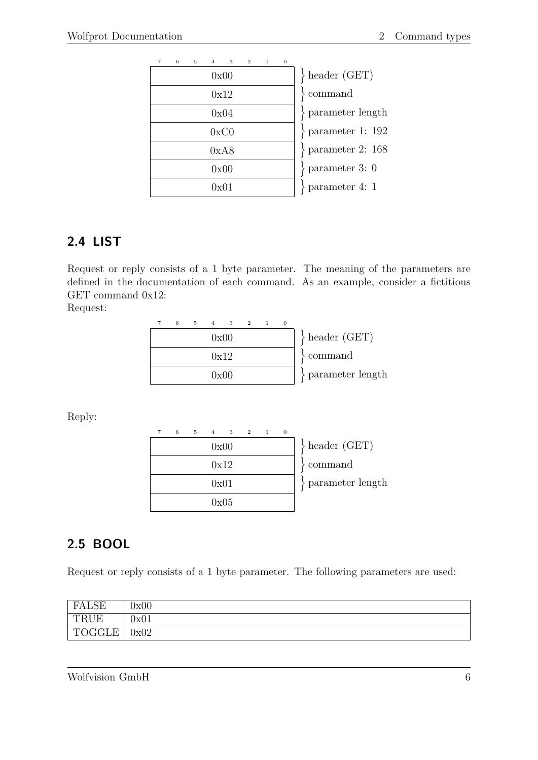| 7 6 5 4 3 2 1 0 | |
|---|---|
| 0x00 | header (GET) |
| 0x12 | command |
| 0x04 | parameter length |
| 0xC0 | parameter 1: 192 |
| 0xA8 | parameter 2: 168 |
| 0x00 | parameter 3: 0 |
| 0x01 | parameter 4: 1 |

## 2.4 LIST

Request or reply consists of a 1 byte parameter. The meaning of the parameters are defined in the documentation of each command. As an example, consider a fictitious GET command 0x12:

Request:

| 7 6 5 4 3 2 1 0 | |
|---|---|
| 0x00 | header (GET) |
| 0x12 | command |
| 0x00 | parameter length |

Reply:

| 7 6 5 4 3 2 1 0 | |
|---|---|
| 0x00 | header (GET) |
| 0x12 | command |
| 0x01 | parameter length |
| 0x05 | |

## 2.5 BOOL

Request or reply consists of a 1 byte parameter. The following parameters are used:

| | |
|---|---|
| FALSE | 0x00 |
| TRUE | 0x01 |
| TOGGLE | 0x02 |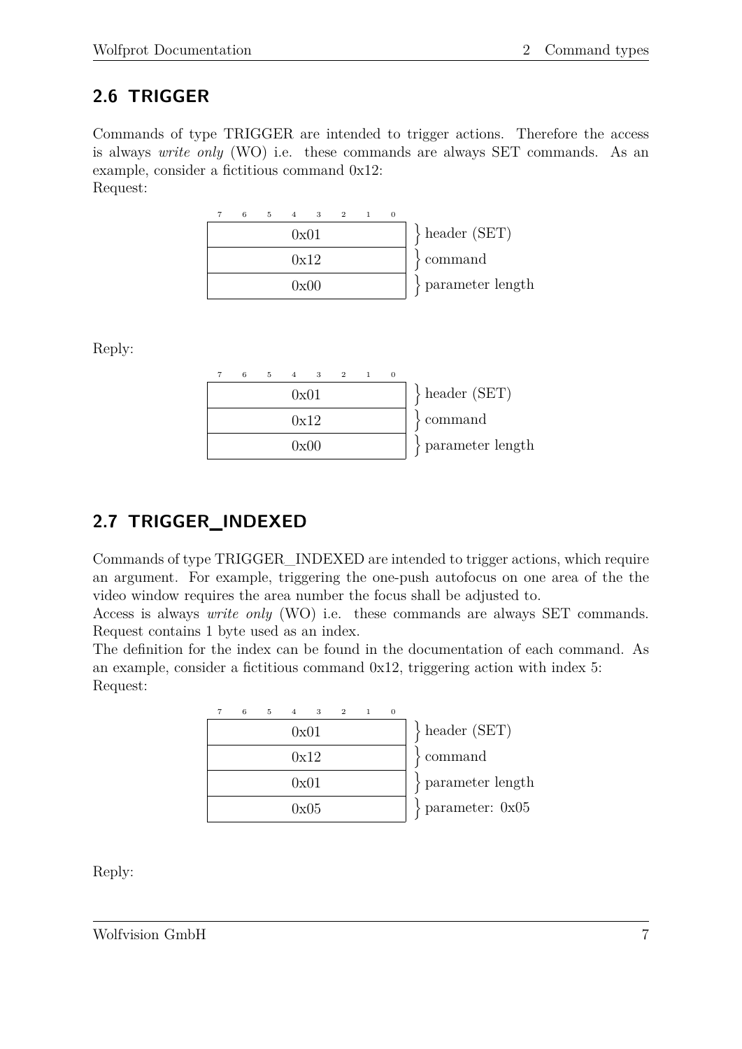## 2.6 TRIGGER

Commands of type TRIGGER are intended to trigger actions. Therefore the access is always *write only* (WO) i.e. these commands are always SET commands. As an example, consider a fictitious command 0x12:
Request:

| 7 6 5 4 3 2 1 0 | |
|---|---|
| 0x01 | header (SET) |
| 0x12 | command |
| 0x00 | parameter length |

Reply:

| 7 6 5 4 3 2 1 0 | |
|---|---|
| 0x01 | header (SET) |
| 0x12 | command |
| 0x00 | parameter length |

## 2.7 TRIGGER_INDEXED

Commands of type TRIGGER_INDEXED are intended to trigger actions, which require an argument. For example, triggering the one-push autofocus on one area of the the video window requires the area number the focus shall be adjusted to.
Access is always *write only* (WO) i.e. these commands are always SET commands. Request contains 1 byte used as an index.
The definition for the index can be found in the documentation of each command. As an example, consider a fictitious command 0x12, triggering action with index 5:
Request:

| 7 6 5 4 3 2 1 0 | |
|---|---|
| 0x01 | header (SET) |
| 0x12 | command |
| 0x01 | parameter length |
| 0x05 | parameter: 0x05 |

Reply: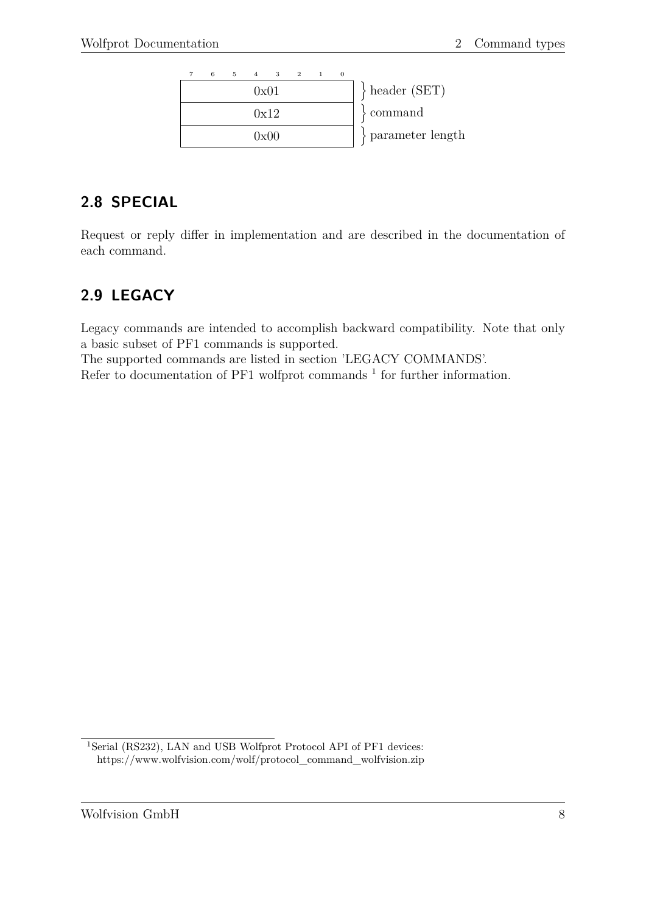| 7 6 5 4 3 2 1 0 | |
|---|---|
| 0x01 | header (SET) |
| 0x12 | command |
| 0x00 | parameter length |

## 2.8 SPECIAL

Request or reply differ in implementation and are described in the documentation of each command.

## 2.9 LEGACY

Legacy commands are intended to accomplish backward compatibility. Note that only a basic subset of PF1 commands is supported.
The supported commands are listed in section 'LEGACY COMMANDS'.
Refer to documentation of PF1 wolfprot commands [1] for further information.

[1]Serial (RS232), LAN and USB Wolfprot Protocol API of PF1 devices:
https://www.wolfvision.com/wolf/protocol_command_wolfvision.zip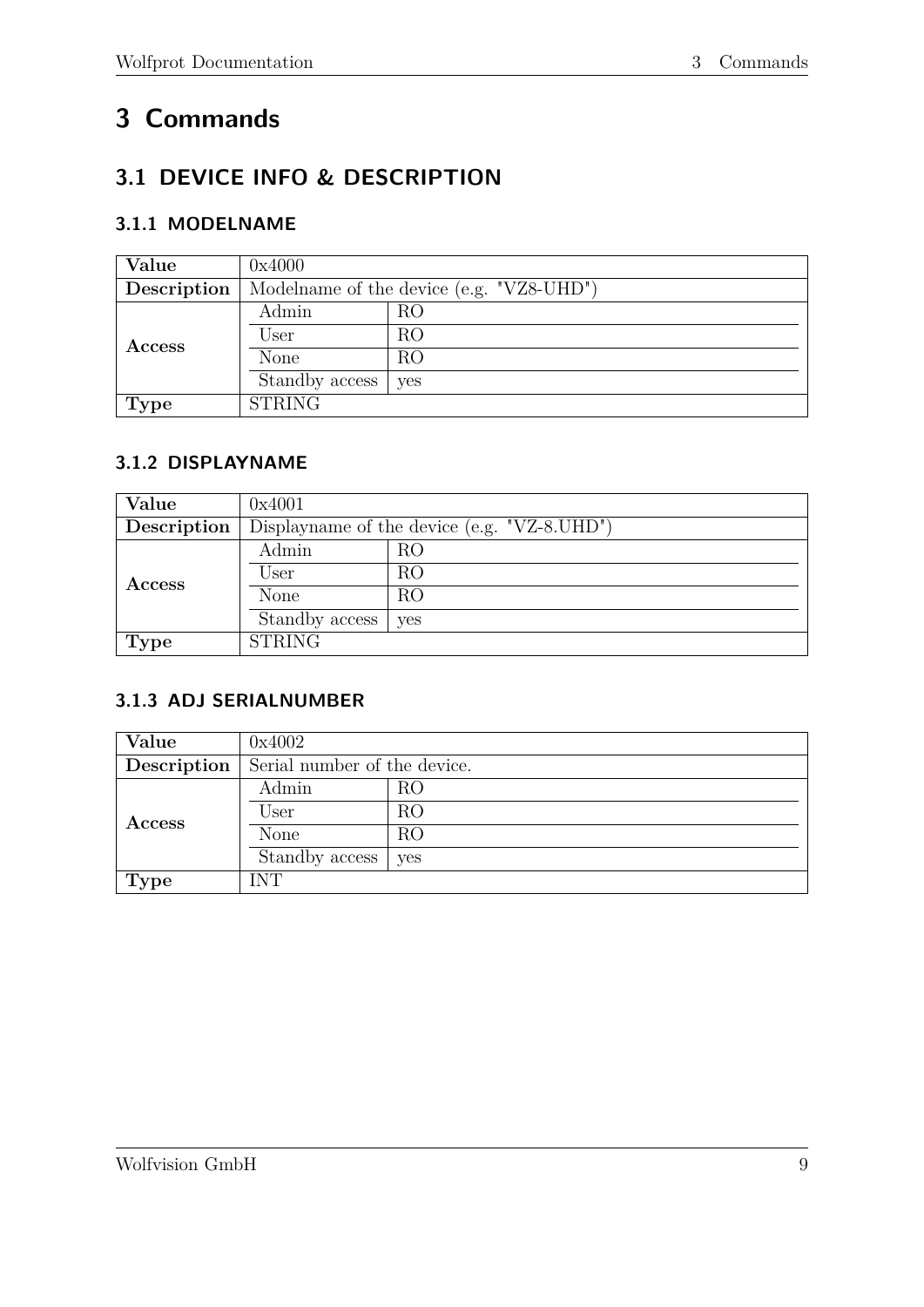# 3 Commands

## 3.1 DEVICE INFO & DESCRIPTION

### 3.1.1 MODELNAME

| **Value** | 0x4000 | |
|---|---|---|
| **Description** | Modelname of the device (e.g. "VZ8-UHD") | |
| **Access** | Admin | RO |
| | User | RO |
| | None | RO |
| | Standby access | yes |
| **Type** | STRING | |

### 3.1.2 DISPLAYNAME

| **Value** | 0x4001 | |
|---|---|---|
| **Description** | Displayname of the device (e.g. "VZ-8.UHD") | |
| **Access** | Admin | RO |
| | User | RO |
| | None | RO |
| | Standby access | yes |
| **Type** | STRING | |

### 3.1.3 ADJ SERIALNUMBER

| **Value** | 0x4002 | |
|---|---|---|
| **Description** | Serial number of the device. | |
| **Access** | Admin | RO |
| | User | RO |
| | None | RO |
| | Standby access | yes |
| **Type** | INT | |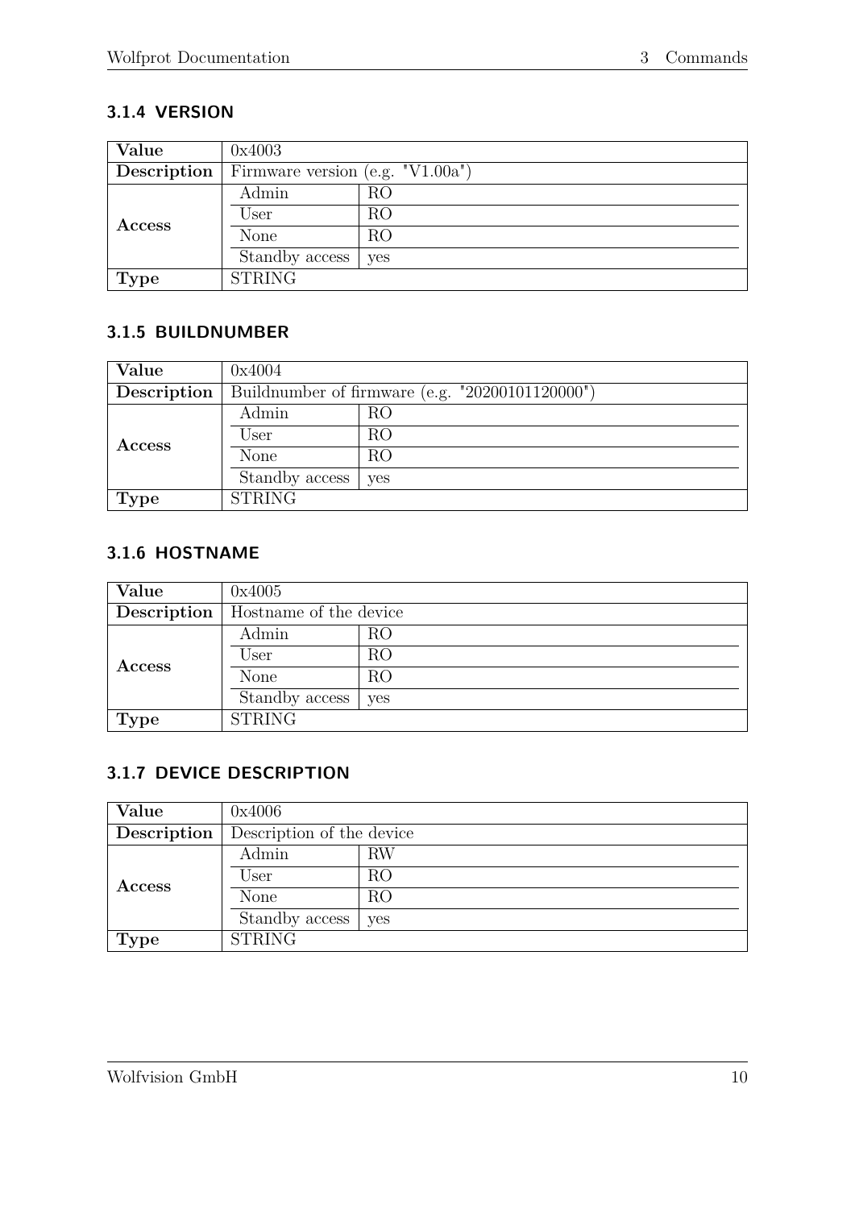### 3.1.4 VERSION

| Value | 0x4003 | |
|---|---|---|
| Description | Firmware version (e.g. "V1.00a") | |
| Access | Admin | RO |
| | User | RO |
| | None | RO |
| | Standby access | yes |
| Type | STRING | |

### 3.1.5 BUILDNUMBER

| Value | 0x4004 | |
|---|---|---|
| Description | Buildnumber of firmware (e.g. "20200101120000") | |
| Access | Admin | RO |
| | User | RO |
| | None | RO |
| | Standby access | yes |
| Type | STRING | |

### 3.1.6 HOSTNAME

| Value | 0x4005 | |
|---|---|---|
| Description | Hostname of the device | |
| Access | Admin | RO |
| | User | RO |
| | None | RO |
| | Standby access | yes |
| Type | STRING | |

### 3.1.7 DEVICE DESCRIPTION

| Value | 0x4006 | |
|---|---|---|
| Description | Description of the device | |
| Access | Admin | RW |
| | User | RO |
| | None | RO |
| | Standby access | yes |
| Type | STRING | |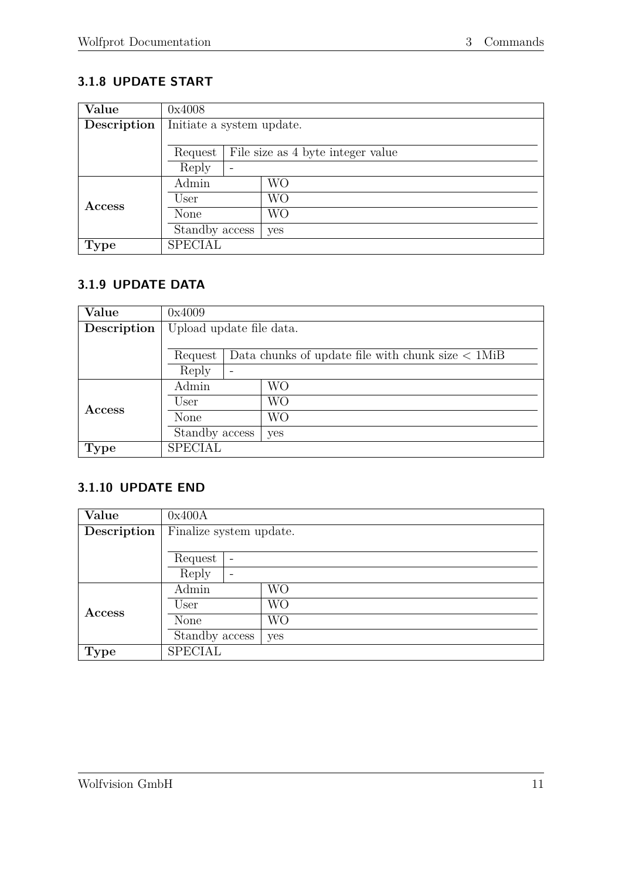### 3.1.8 UPDATE START

| Value | 0x4008 | |
|---|---|---|
| Description | Initiate a system update. | |
| | Request | File size as 4 byte integer value |
| | Reply | - |
| Access | Admin | WO |
| | User | WO |
| | None | WO |
| | Standby access | yes |
| Type | SPECIAL | |

### 3.1.9 UPDATE DATA

| Value | 0x4009 | |
|---|---|---|
| Description | Upload update file data. | |
| | Request | Data chunks of update file with chunk size < 1MiB |
| | Reply | - |
| Access | Admin | WO |
| | User | WO |
| | None | WO |
| | Standby access | yes |
| Type | SPECIAL | |

### 3.1.10 UPDATE END

| Value | 0x400A | |
|---|---|---|
| Description | Finalize system update. | |
| | Request | - |
| | Reply | - |
| Access | Admin | WO |
| | User | WO |
| | None | WO |
| | Standby access | yes |
| Type | SPECIAL | |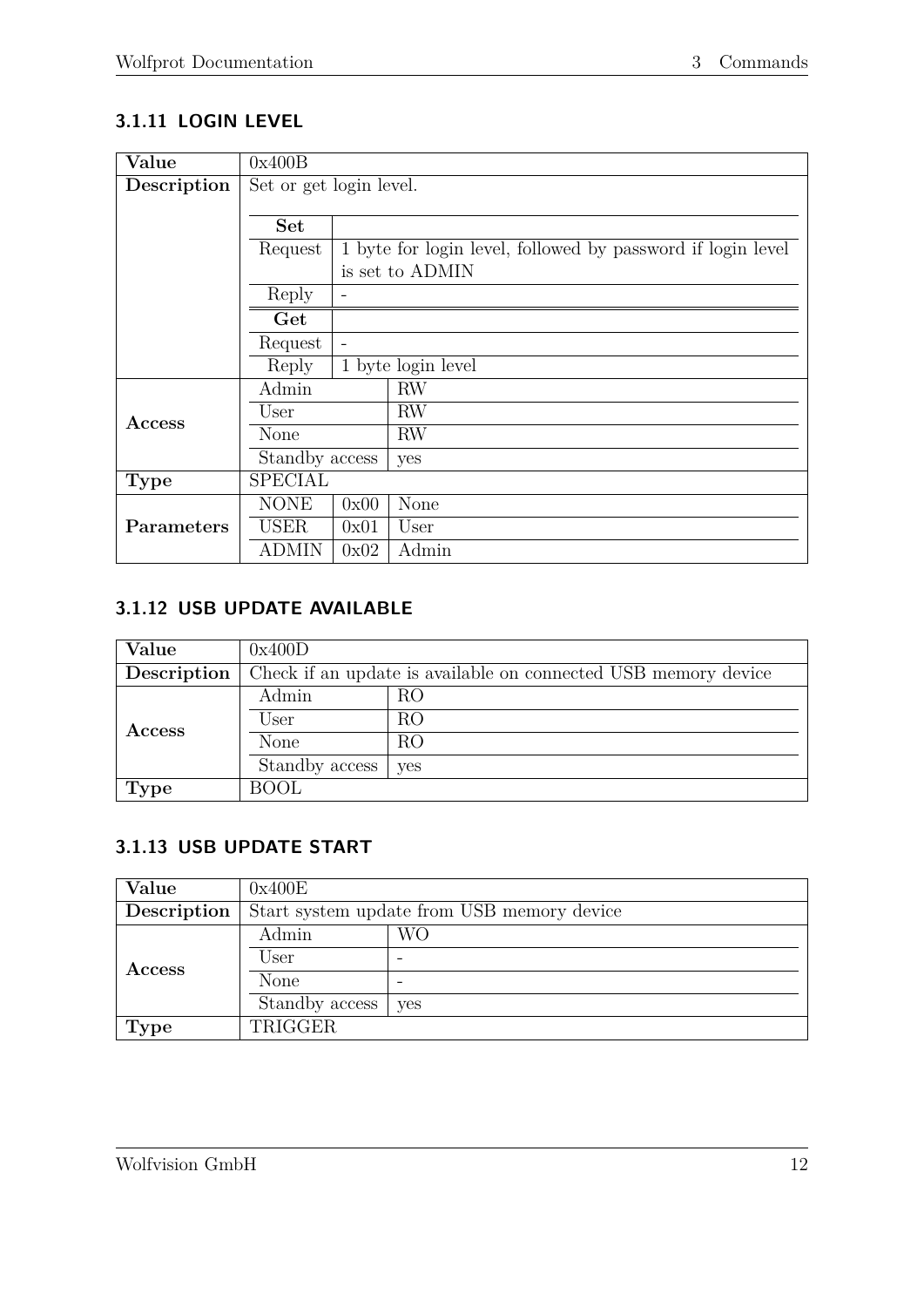### 3.1.11 LOGIN LEVEL

| | | | |
|---|---|---|---|
| **Value** | 0x400B | | |
| **Description** | Set or get login level. | | |
| | **Set** | | |
| | Request | 1 byte for login level, followed by password if login level is set to ADMIN | |
| | Reply | - | |
| | **Get** | | |
| | Request | - | |
| | Reply | 1 byte login level | |
| **Access** | Admin | RW | |
| | User | RW | |
| | None | RW | |
| | Standby access | yes | |
| **Type** | SPECIAL | | |
| **Parameters** | NONE | 0x00 | None |
| | USER | 0x01 | User |
| | ADMIN | 0x02 | Admin |

### 3.1.12 USB UPDATE AVAILABLE

| | | |
|---|---|---|
| **Value** | 0x400D | |
| **Description** | Check if an update is available on connected USB memory device | |
| **Access** | Admin | RO |
| | User | RO |
| | None | RO |
| | Standby access | yes |
| **Type** | BOOL | |

### 3.1.13 USB UPDATE START

| | | |
|---|---|---|
| **Value** | 0x400E | |
| **Description** | Start system update from USB memory device | |
| **Access** | Admin | WO |
| | User | - |
| | None | - |
| | Standby access | yes |
| **Type** | TRIGGER | |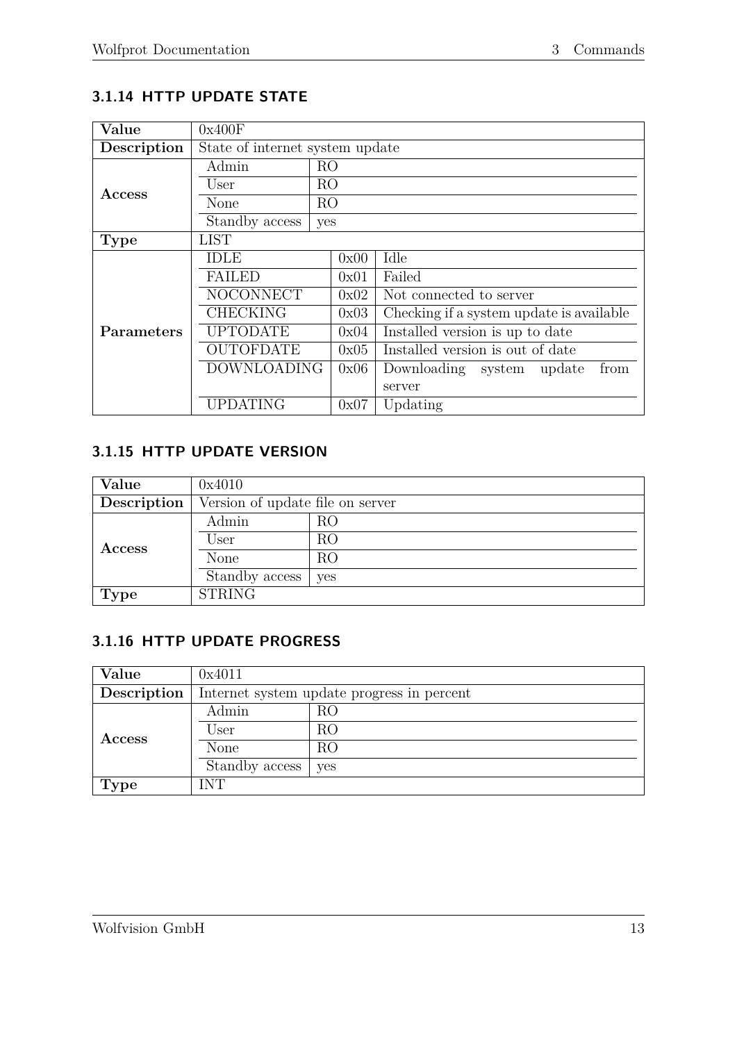### 3.1.14 HTTP UPDATE STATE

| Value | 0x400F | | |
|---|---|---|---|
| **Description** | State of internet system update | | |
| **Access** | Admin | RO | |
| | User | RO | |
| | None | RO | |
| | Standby access | yes | |
| **Type** | LIST | | |
| **Parameters** | IDLE | 0x00 | Idle |
| | FAILED | 0x01 | Failed |
| | NOCONNECT | 0x02 | Not connected to server |
| | CHECKING | 0x03 | Checking if a system update is available |
| | UPTODATE | 0x04 | Installed version is up to date |
| | OUTOFDATE | 0x05 | Installed version is out of date |
| | DOWNLOADING | 0x06 | Downloading system update from server |
| | UPDATING | 0x07 | Updating |

### 3.1.15 HTTP UPDATE VERSION

| Value | 0x4010 | |
|---|---|---|
| **Description** | Version of update file on server | |
| **Access** | Admin | RO |
| | User | RO |
| | None | RO |
| | Standby access | yes |
| **Type** | STRING | |

### 3.1.16 HTTP UPDATE PROGRESS

| Value | 0x4011 | |
|---|---|---|
| **Description** | Internet system update progress in percent | |
| **Access** | Admin | RO |
| | User | RO |
| | None | RO |
| | Standby access | yes |
| **Type** | INT | |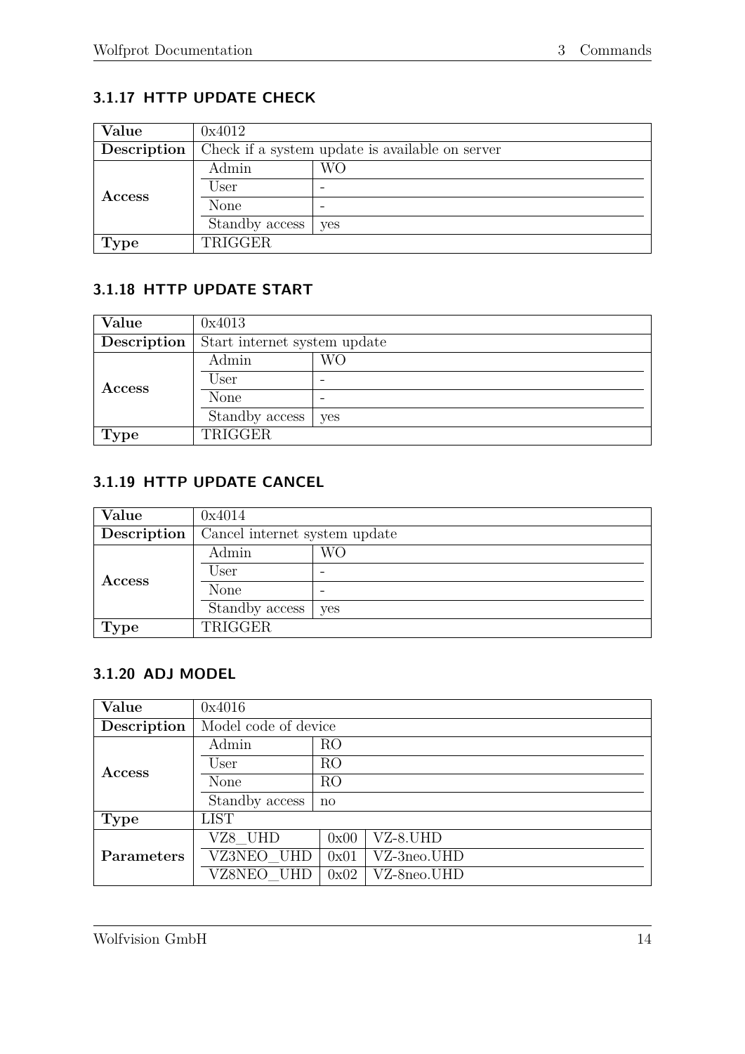### 3.1.17 HTTP UPDATE CHECK

| Value | 0x4012 | |
|---|---|---|
| Description | Check if a system update is available on server | |
| Access | Admin | WO |
| | User | - |
| | None | - |
| | Standby access | yes |
| Type | TRIGGER | |

### 3.1.18 HTTP UPDATE START

| Value | 0x4013 | |
|---|---|---|
| Description | Start internet system update | |
| Access | Admin | WO |
| | User | - |
| | None | - |
| | Standby access | yes |
| Type | TRIGGER | |

### 3.1.19 HTTP UPDATE CANCEL

| Value | 0x4014 | |
|---|---|---|
| Description | Cancel internet system update | |
| Access | Admin | WO |
| | User | - |
| | None | - |
| | Standby access | yes |
| Type | TRIGGER | |

### 3.1.20 ADJ MODEL

| Value | 0x4016 | | |
|---|---|---|---|
| Description | Model code of device | | |
| Access | Admin | RO | |
| | User | RO | |
| | None | RO | |
| | Standby access | no | |
| Type | LIST | | |
| Parameters | VZ8_UHD | 0x00 | VZ-8.UHD |
| | VZ3NEO_UHD | 0x01 | VZ-3neo.UHD |
| | VZ8NEO_UHD | 0x02 | VZ-8neo.UHD |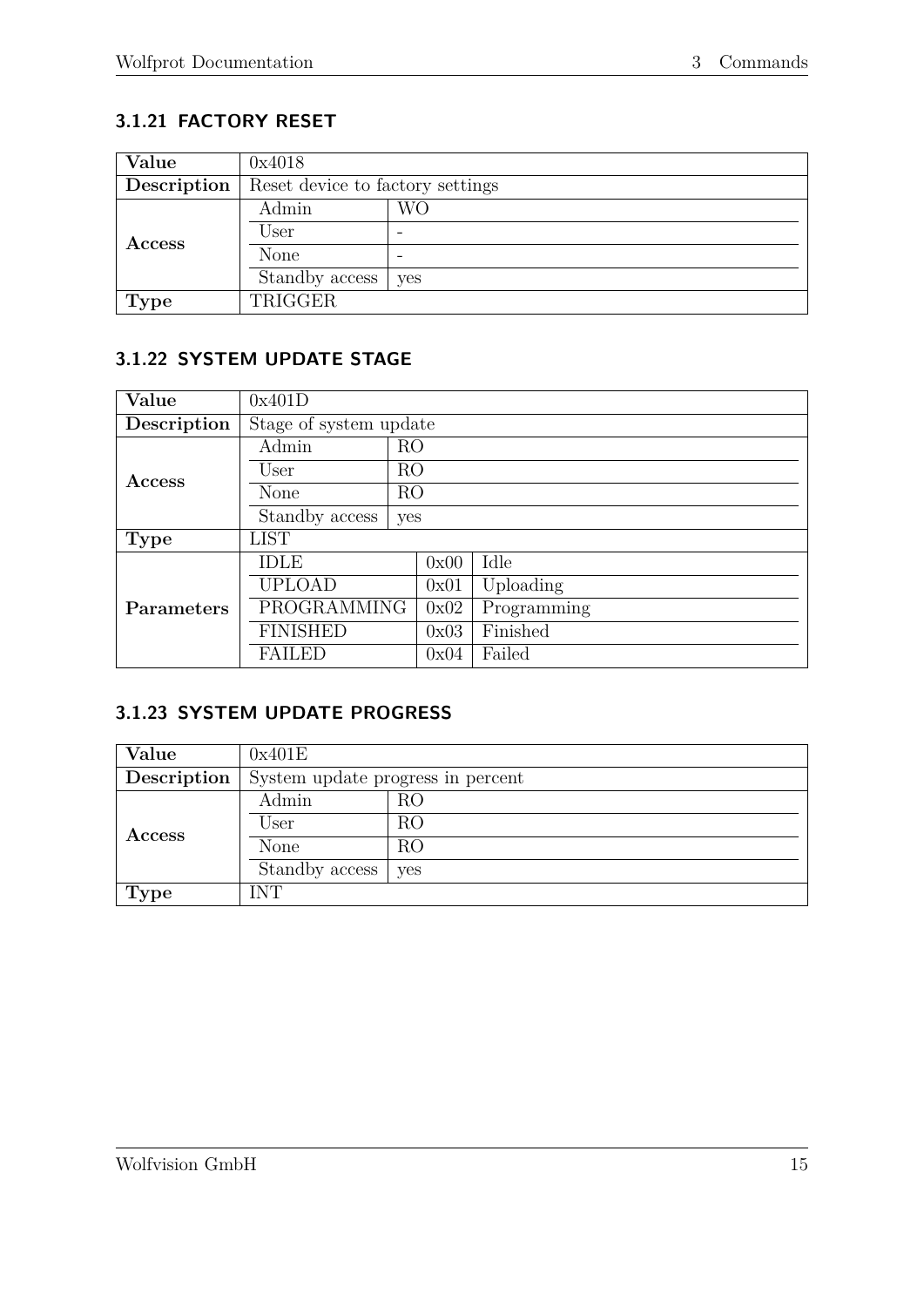### 3.1.21 FACTORY RESET

| Value | 0x4018 | |
|---|---|---|
| Description | Reset device to factory settings | |
| Access | Admin | WO |
| | User | - |
| | None | - |
| | Standby access | yes |
| Type | TRIGGER | |

### 3.1.22 SYSTEM UPDATE STAGE

| Value | 0x401D | | |
|---|---|---|---|
| Description | Stage of system update | | |
| Access | Admin | RO | |
| | User | RO | |
| | None | RO | |
| | Standby access | yes | |
| Type | LIST | | |
| Parameters | IDLE | 0x00 | Idle |
| | UPLOAD | 0x01 | Uploading |
| | PROGRAMMING | 0x02 | Programming |
| | FINISHED | 0x03 | Finished |
| | FAILED | 0x04 | Failed |

### 3.1.23 SYSTEM UPDATE PROGRESS

| Value | 0x401E | |
|---|---|---|
| Description | System update progress in percent | |
| Access | Admin | RO |
| | User | RO |
| | None | RO |
| | Standby access | yes |
| Type | INT | |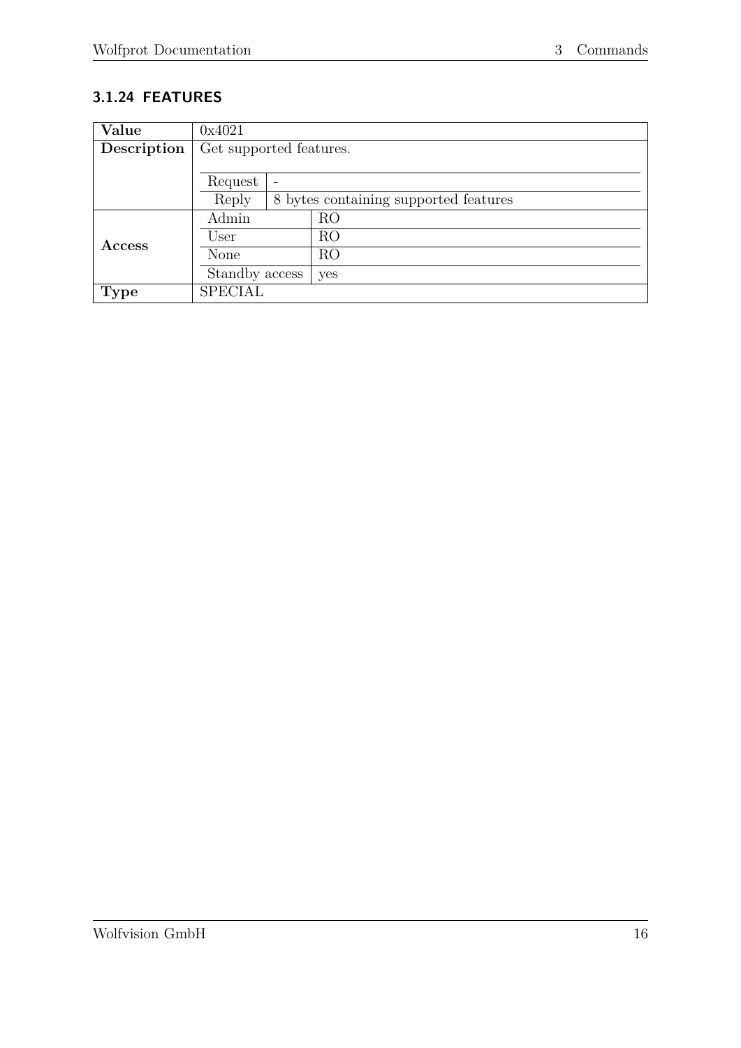### 3.1.24 FEATURES

| **Value** | 0x4021 | |
|---|---|---|
| **Description** | Get supported features. | |
| | Request | - |
| | Reply | 8 bytes containing supported features |
| **Access** | Admin | RO |
| | User | RO |
| | None | RO |
| | Standby access | yes |
| **Type** | SPECIAL | |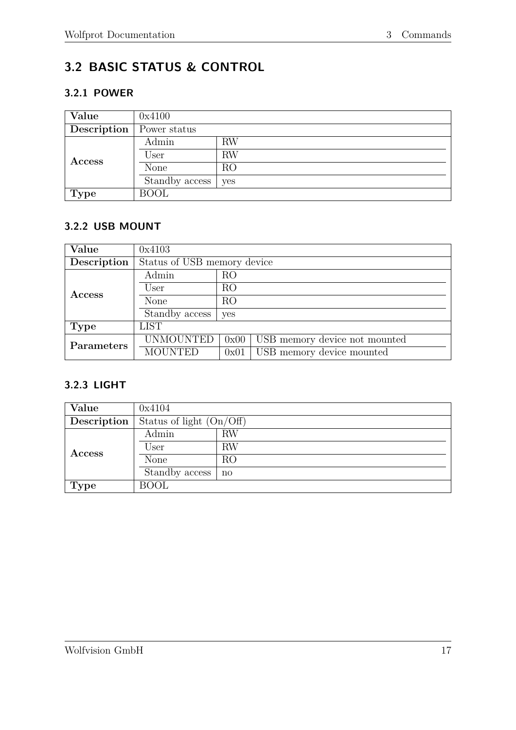## 3.2 BASIC STATUS & CONTROL

### 3.2.1 POWER

| **Value** | 0x4100 | |
|---|---|---|
| **Description** | Power status | |
| **Access** | Admin | RW |
| | User | RW |
| | None | RO |
| | Standby access | yes |
| **Type** | BOOL | |

### 3.2.2 USB MOUNT

| **Value** | 0x4103 | | |
|---|---|---|---|
| **Description** | Status of USB memory device | | |
| **Access** | Admin | RO | |
| | User | RO | |
| | None | RO | |
| | Standby access | yes | |
| **Type** | LIST | | |
| **Parameters** | UNMOUNTED | 0x00 | USB memory device not mounted |
| | MOUNTED | 0x01 | USB memory device mounted |

### 3.2.3 LIGHT

| **Value** | 0x4104 | |
|---|---|---|
| **Description** | Status of light (On/Off) | |
| **Access** | Admin | RW |
| | User | RW |
| | None | RO |
| | Standby access | no |
| **Type** | BOOL | |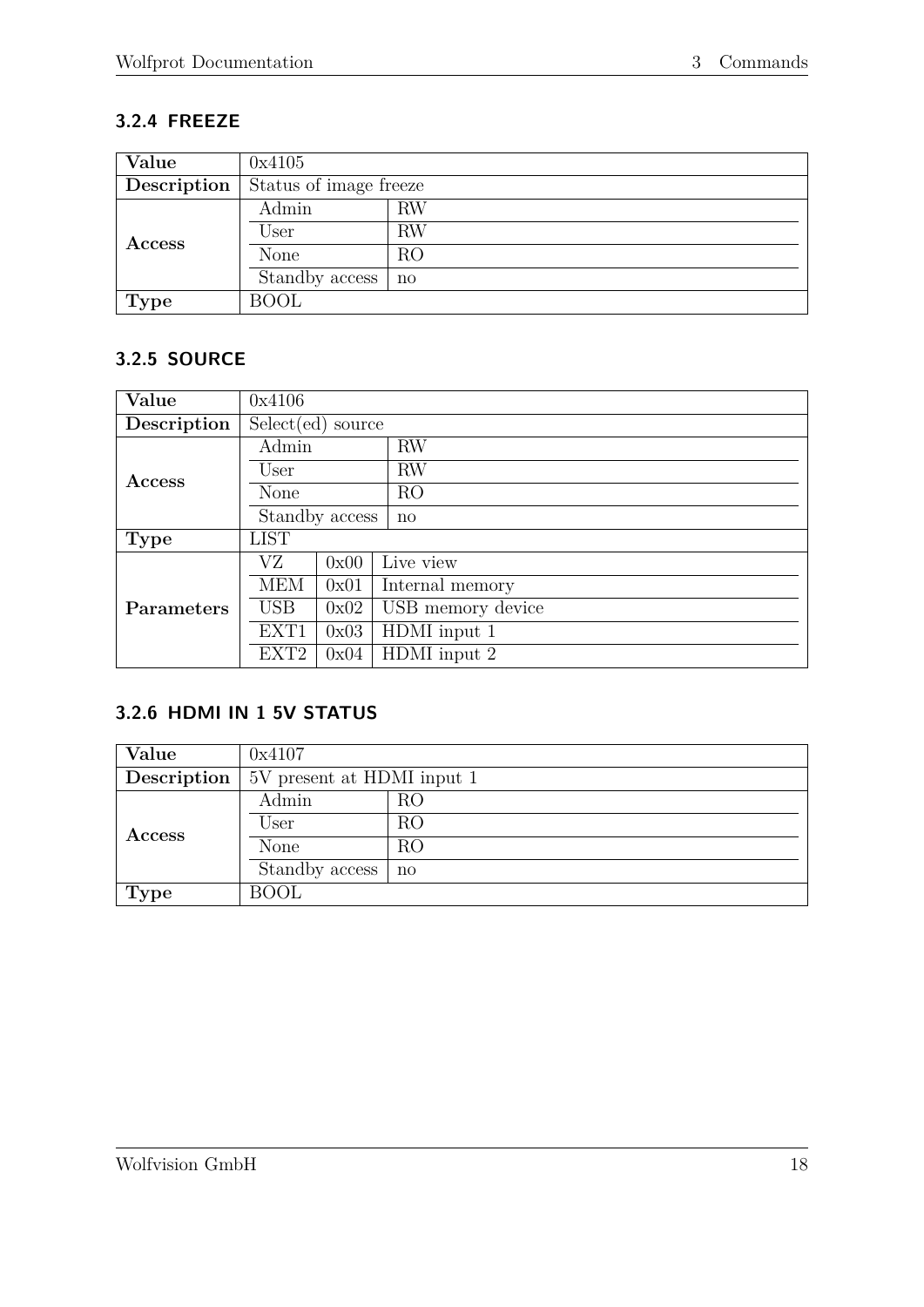### 3.2.4 FREEZE

| Value | 0x4105 | |
|---|---|---|
| Description | Status of image freeze | |
| Access | Admin | RW |
| | User | RW |
| | None | RO |
| | Standby access | no |
| Type | BOOL | |

### 3.2.5 SOURCE

| Value | 0x4106 | | |
|---|---|---|---|
| Description | Select(ed) source | | |
| Access | Admin | RW | |
| | User | RW | |
| | None | RO | |
| | Standby access | no | |
| Type | LIST | | |
| Parameters | VZ | 0x00 | Live view |
| | MEM | 0x01 | Internal memory |
| | USB | 0x02 | USB memory device |
| | EXT1 | 0x03 | HDMI input 1 |
| | EXT2 | 0x04 | HDMI input 2 |

### 3.2.6 HDMI IN 1 5V STATUS

| Value | 0x4107 | |
|---|---|---|
| Description | 5V present at HDMI input 1 | |
| Access | Admin | RO |
| | User | RO |
| | None | RO |
| | Standby access | no |
| Type | BOOL | |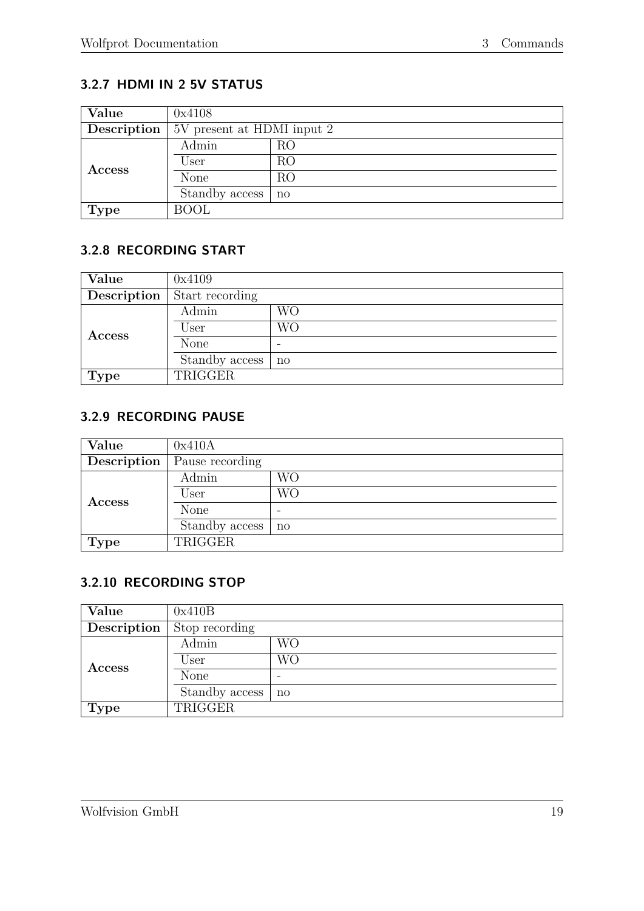### 3.2.7 HDMI IN 2 5V STATUS

| **Value** | 0x4108 | |
|---|---|---|
| **Description** | 5V present at HDMI input 2 | |
| **Access** | Admin | RO |
| | User | RO |
| | None | RO |
| | Standby access | no |
| **Type** | BOOL | |

### 3.2.8 RECORDING START

| **Value** | 0x4109 | |
|---|---|---|
| **Description** | Start recording | |
| **Access** | Admin | WO |
| | User | WO |
| | None | - |
| | Standby access | no |
| **Type** | TRIGGER | |

### 3.2.9 RECORDING PAUSE

| **Value** | 0x410A | |
|---|---|---|
| **Description** | Pause recording | |
| **Access** | Admin | WO |
| | User | WO |
| | None | - |
| | Standby access | no |
| **Type** | TRIGGER | |

### 3.2.10 RECORDING STOP

| **Value** | 0x410B | |
|---|---|---|
| **Description** | Stop recording | |
| **Access** | Admin | WO |
| | User | WO |
| | None | - |
| | Standby access | no |
| **Type** | TRIGGER | |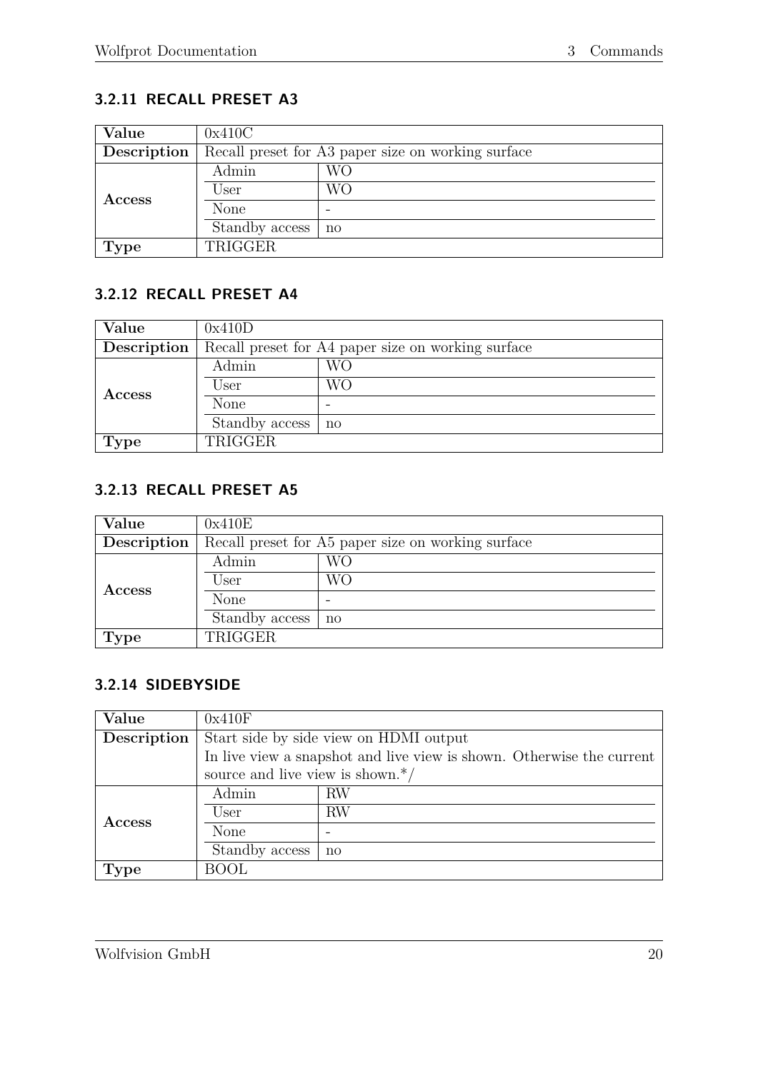### 3.2.11 RECALL PRESET A3

| Value | 0x410C | |
|---|---|---|
| Description | Recall preset for A3 paper size on working surface | |
| Access | Admin | WO |
| | User | WO |
| | None | - |
| | Standby access | no |
| Type | TRIGGER | |

### 3.2.12 RECALL PRESET A4

| Value | 0x410D | |
|---|---|---|
| Description | Recall preset for A4 paper size on working surface | |
| Access | Admin | WO |
| | User | WO |
| | None | - |
| | Standby access | no |
| Type | TRIGGER | |

### 3.2.13 RECALL PRESET A5

| Value | 0x410E | |
|---|---|---|
| Description | Recall preset for A5 paper size on working surface | |
| Access | Admin | WO |
| | User | WO |
| | None | - |
| | Standby access | no |
| Type | TRIGGER | |

### 3.2.14 SIDEBYSIDE

| Value | 0x410F | |
|---|---|---|
| Description | Start side by side view on HDMI output<br>In live view a snapshot and live view is shown. Otherwise the current source and live view is shown.*/ | |
| Access | Admin | RW |
| | User | RW |
| | None | - |
| | Standby access | no |
| Type | BOOL | |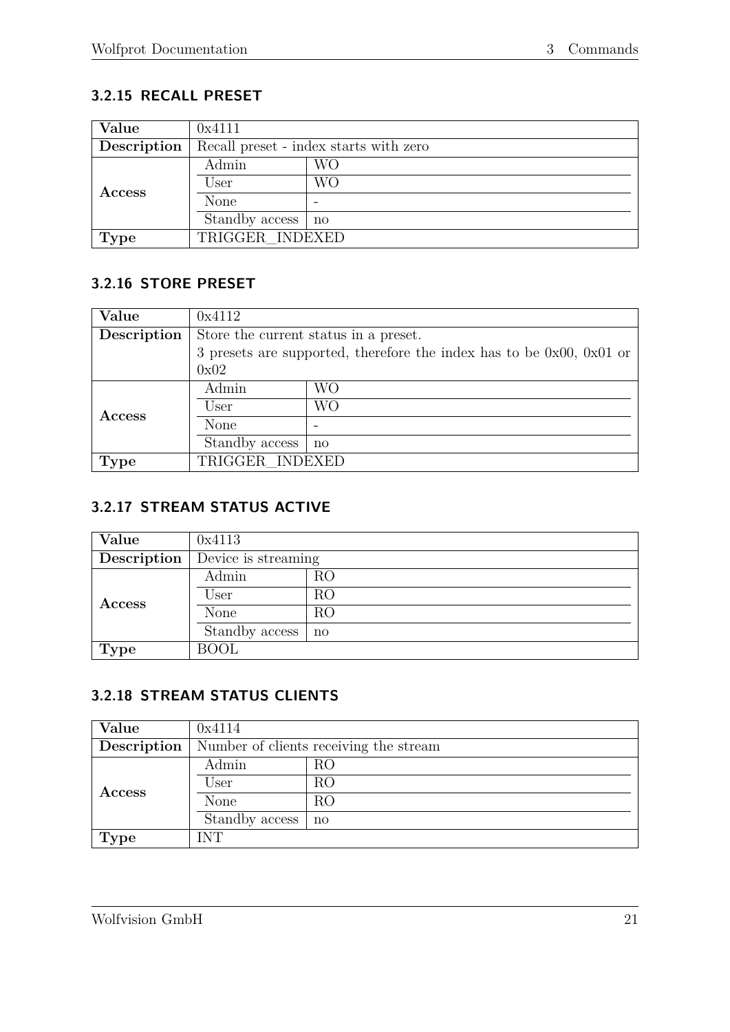### 3.2.15 RECALL PRESET

| Value | 0x4111 | |
|---|---|---|
| Description | Recall preset - index starts with zero | |
| Access | Admin | WO |
| | User | WO |
| | None | - |
| | Standby access | no |
| Type | TRIGGER_INDEXED | |

### 3.2.16 STORE PRESET

| Value | 0x4112 | |
|---|---|---|
| Description | Store the current status in a preset.<br>3 presets are supported, therefore the index has to be 0x00, 0x01 or 0x02 | |
| Access | Admin | WO |
| | User | WO |
| | None | - |
| | Standby access | no |
| Type | TRIGGER_INDEXED | |

### 3.2.17 STREAM STATUS ACTIVE

| Value | 0x4113 | |
|---|---|---|
| Description | Device is streaming | |
| Access | Admin | RO |
| | User | RO |
| | None | RO |
| | Standby access | no |
| Type | BOOL | |

### 3.2.18 STREAM STATUS CLIENTS

| Value | 0x4114 | |
|---|---|---|
| Description | Number of clients receiving the stream | |
| Access | Admin | RO |
| | User | RO |
| | None | RO |
| | Standby access | no |
| Type | INT | |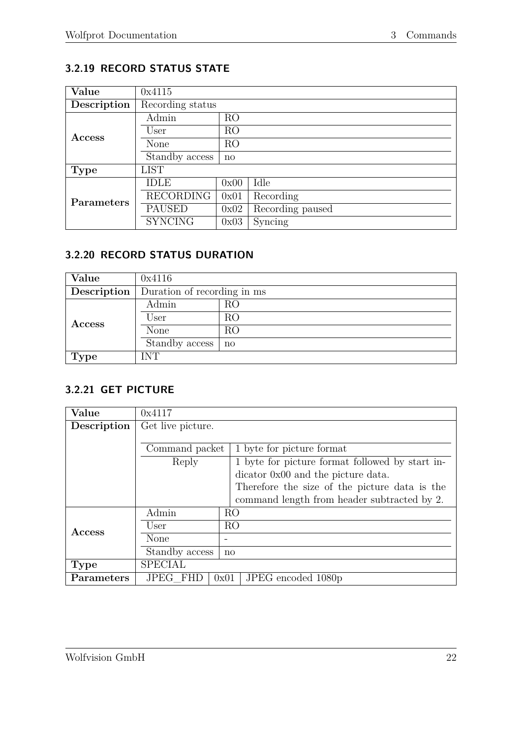### 3.2.19 RECORD STATUS STATE

| | | | |
|---|---|---|---|
| **Value** | 0x4115 | | |
| **Description** | Recording status | | |
| **Access** | Admin | RO | |
| | User | RO | |
| | None | RO | |
| | Standby access | no | |
| **Type** | LIST | | |
| **Parameters** | IDLE | 0x00 | Idle |
| | RECORDING | 0x01 | Recording |
| | PAUSED | 0x02 | Recording paused |
| | SYNCING | 0x03 | Syncing |

### 3.2.20 RECORD STATUS DURATION

| | | |
|---|---|---|
| **Value** | 0x4116 | |
| **Description** | Duration of recording in ms | |
| **Access** | Admin | RO |
| | User | RO |
| | None | RO |
| | Standby access | no |
| **Type** | INT | |

### 3.2.21 GET PICTURE

| | | | |
|---|---|---|---|
| **Value** | 0x4117 | | |
| **Description** | Get live picture. | | |
| | Command packet | 1 byte for picture format | |
| | Reply | 1 byte for picture format followed by start indicator 0x00 and the picture data. Therefore the size of the picture data is the command length from header subtracted by 2. | |
| **Access** | Admin | RO | |
| | User | RO | |
| | None | - | |
| | Standby access | no | |
| **Type** | SPECIAL | | |
| **Parameters** | JPEG_FHD | 0x01 | JPEG encoded 1080p |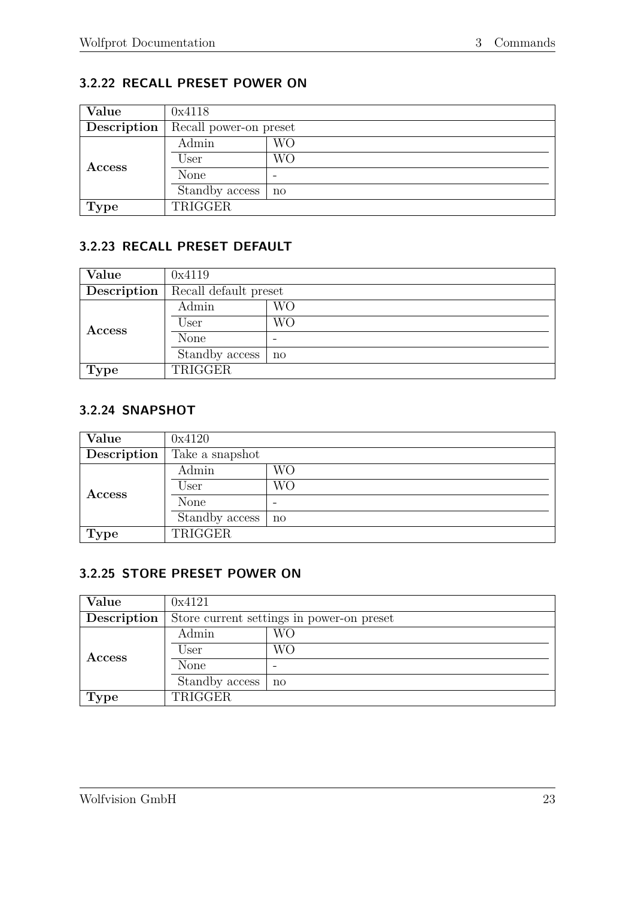### 3.2.22 RECALL PRESET POWER ON

| Value | 0x4118 | |
|---|---|---|
| Description | Recall power-on preset | |
| Access | Admin | WO |
| | User | WO |
| | None | - |
| | Standby access | no |
| Type | TRIGGER | |

### 3.2.23 RECALL PRESET DEFAULT

| Value | 0x4119 | |
|---|---|---|
| Description | Recall default preset | |
| Access | Admin | WO |
| | User | WO |
| | None | - |
| | Standby access | no |
| Type | TRIGGER | |

### 3.2.24 SNAPSHOT

| Value | 0x4120 | |
|---|---|---|
| Description | Take a snapshot | |
| Access | Admin | WO |
| | User | WO |
| | None | - |
| | Standby access | no |
| Type | TRIGGER | |

### 3.2.25 STORE PRESET POWER ON

| Value | 0x4121 | |
|---|---|---|
| Description | Store current settings in power-on preset | |
| Access | Admin | WO |
| | User | WO |
| | None | - |
| | Standby access | no |
| Type | TRIGGER | |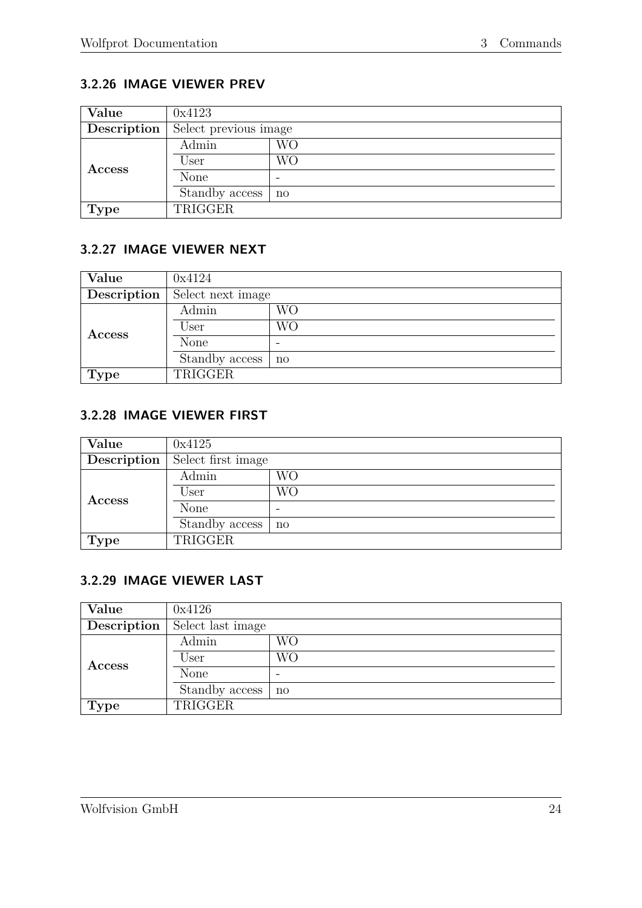### 3.2.26 IMAGE VIEWER PREV

| Value | 0x4123 | |
|---|---|---|
| Description | Select previous image | |
| Access | Admin | WO |
| | User | WO |
| | None | - |
| | Standby access | no |
| Type | TRIGGER | |

### 3.2.27 IMAGE VIEWER NEXT

| Value | 0x4124 | |
|---|---|---|
| Description | Select next image | |
| Access | Admin | WO |
| | User | WO |
| | None | - |
| | Standby access | no |
| Type | TRIGGER | |

### 3.2.28 IMAGE VIEWER FIRST

| Value | 0x4125 | |
|---|---|---|
| Description | Select first image | |
| Access | Admin | WO |
| | User | WO |
| | None | - |
| | Standby access | no |
| Type | TRIGGER | |

### 3.2.29 IMAGE VIEWER LAST

| Value | 0x4126 | |
|---|---|---|
| Description | Select last image | |
| Access | Admin | WO |
| | User | WO |
| | None | - |
| | Standby access | no |
| Type | TRIGGER | |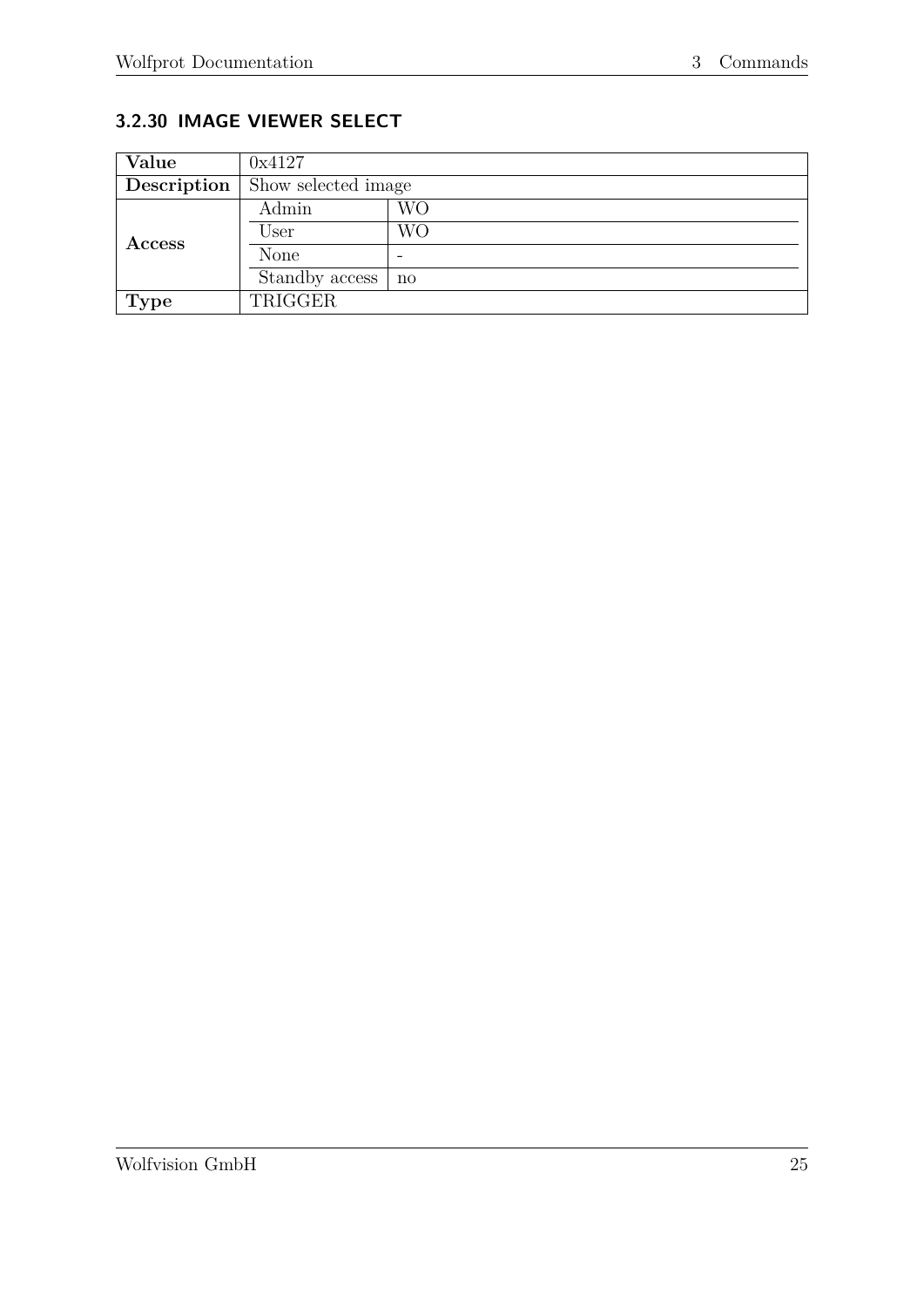### 3.2.30 IMAGE VIEWER SELECT

| **Value** | 0x4127 | |
|---|---|---|
| **Description** | Show selected image | |
| **Access** | Admin | WO |
| | User | WO |
| | None | - |
| | Standby access | no |
| **Type** | TRIGGER | |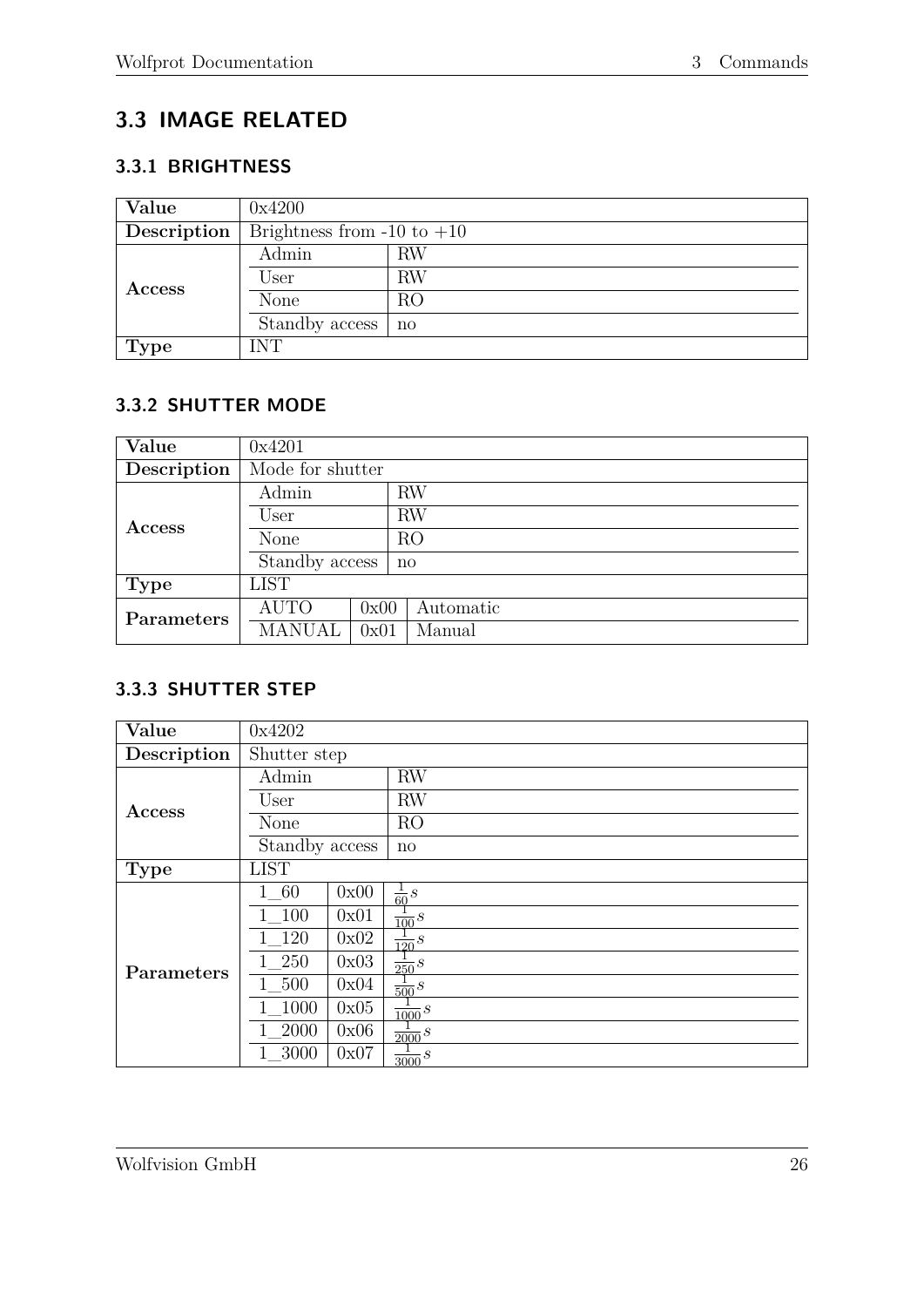## 3.3 IMAGE RELATED

### 3.3.1 BRIGHTNESS

| | | | |
|---|---|---|---|
| **Value** | 0x4200 | | |
| **Description** | Brightness from -10 to +10 | | |
| **Access** | Admin | RW | |
| | User | RW | |
| | None | RO | |
| | Standby access | no | |
| **Type** | INT | | |

### 3.3.2 SHUTTER MODE

| | | | |
|---|---|---|---|
| **Value** | 0x4201 | | |
| **Description** | Mode for shutter | | |
| **Access** | Admin | RW | |
| | User | RW | |
| | None | RO | |
| | Standby access | no | |
| **Type** | LIST | | |
| **Parameters** | AUTO | 0x00 | Automatic |
| | MANUAL | 0x01 | Manual |

### 3.3.3 SHUTTER STEP

| | | | |
|---|---|---|---|
| **Value** | 0x4202 | | |
| **Description** | Shutter step | | |
| **Access** | Admin | RW | |
| | User | RW | |
| | None | RO | |
| | Standby access | no | |
| **Type** | LIST | | |
| **Parameters** | 1_60 | 0x00 | $\frac{1}{60}s$ |
| | 1_100 | 0x01 | $\frac{1}{100}s$ |
| | 1_120 | 0x02 | $\frac{1}{120}s$ |
| | 1_250 | 0x03 | $\frac{1}{250}s$ |
| | 1_500 | 0x04 | $\frac{1}{500}s$ |
| | 1_1000 | 0x05 | $\frac{1}{1000}s$ |
| | 1_2000 | 0x06 | $\frac{1}{2000}s$ |
| | 1_3000 | 0x07 | $\frac{1}{3000}s$ |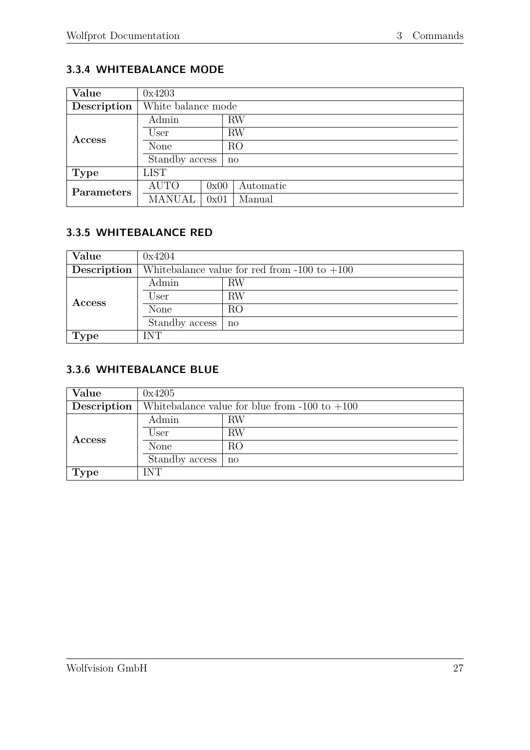### 3.3.4 WHITEBALANCE MODE

| Value | 0x4203 | | |
|---|---|---|---|
| Description | White balance mode | | |
| Access | Admin | RW | |
| | User | RW | |
| | None | RO | |
| | Standby access | no | |
| Type | LIST | | |
| Parameters | AUTO | 0x00 | Automatic |
| | MANUAL | 0x01 | Manual |

### 3.3.5 WHITEBALANCE RED

| Value | 0x4204 | |
|---|---|---|
| Description | Whitebalance value for red from -100 to +100 | |
| Access | Admin | RW |
| | User | RW |
| | None | RO |
| | Standby access | no |
| Type | INT | |

### 3.3.6 WHITEBALANCE BLUE

| Value | 0x4205 | |
|---|---|---|
| Description | Whitebalance value for blue from -100 to +100 | |
| Access | Admin | RW |
| | User | RW |
| | None | RO |
| | Standby access | no |
| Type | INT | |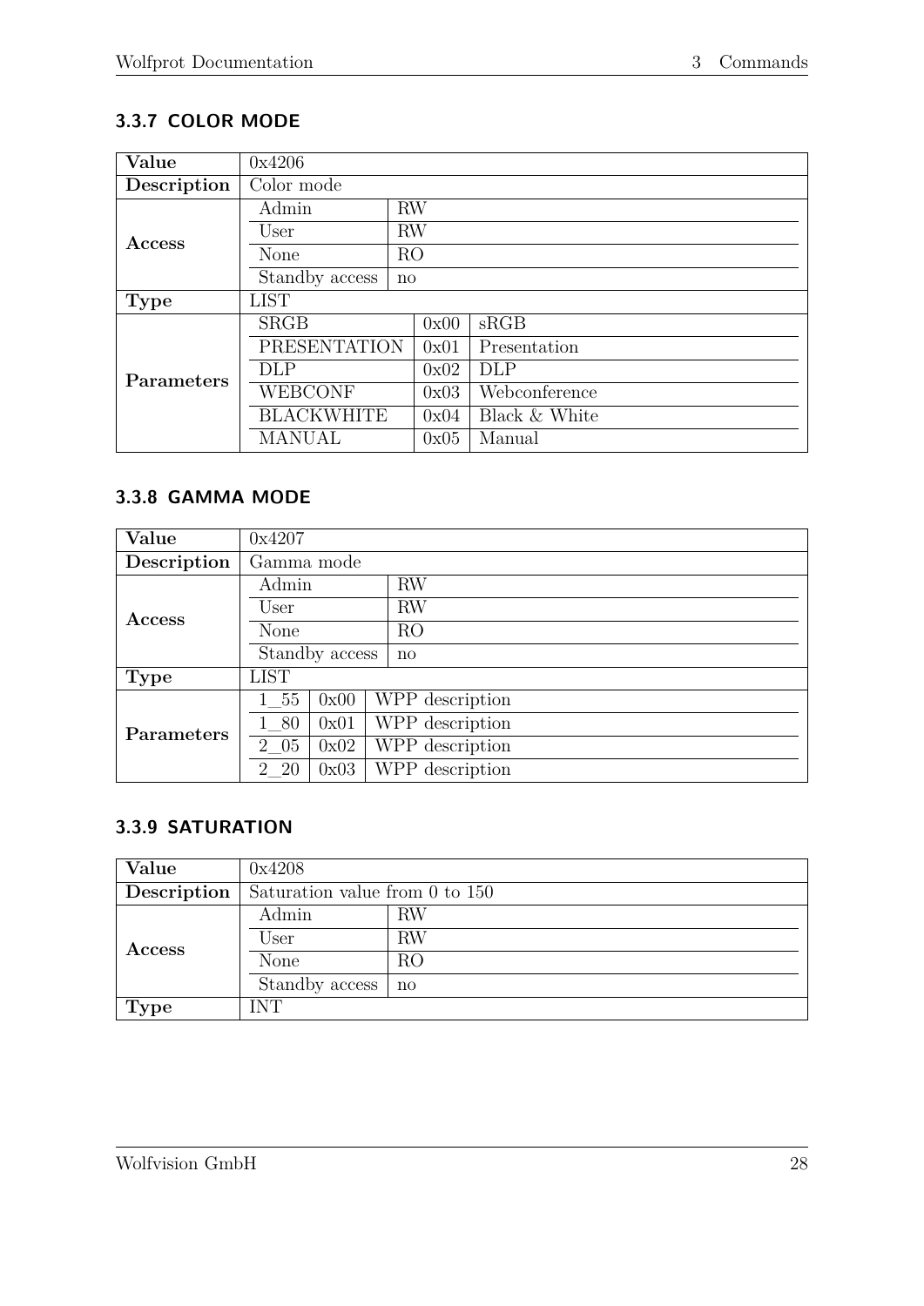### 3.3.7 COLOR MODE

| Value | 0x4206 | | |
|---|---|---|---|
| Description | Color mode | | |
| Access | Admin | RW | |
| | User | RW | |
| | None | RO | |
| | Standby access | no | |
| Type | LIST | | |
| Parameters | SRGB | 0x00 | sRGB |
| | PRESENTATION | 0x01 | Presentation |
| | DLP | 0x02 | DLP |
| | WEBCONF | 0x03 | Webconference |
| | BLACKWHITE | 0x04 | Black & White |
| | MANUAL | 0x05 | Manual |

### 3.3.8 GAMMA MODE

| Value | 0x4207 | | |
|---|---|---|---|
| Description | Gamma mode | | |
| Access | Admin | RW | |
| | User | RW | |
| | None | RO | |
| | Standby access | no | |
| Type | LIST | | |
| Parameters | 1_55 | 0x00 | WPP description |
| | 1_80 | 0x01 | WPP description |
| | 2_05 | 0x02 | WPP description |
| | 2_20 | 0x03 | WPP description |

### 3.3.9 SATURATION

| Value | 0x4208 | |
|---|---|---|
| Description | Saturation value from 0 to 150 | |
| Access | Admin | RW |
| | User | RW |
| | None | RO |
| | Standby access | no |
| Type | INT | |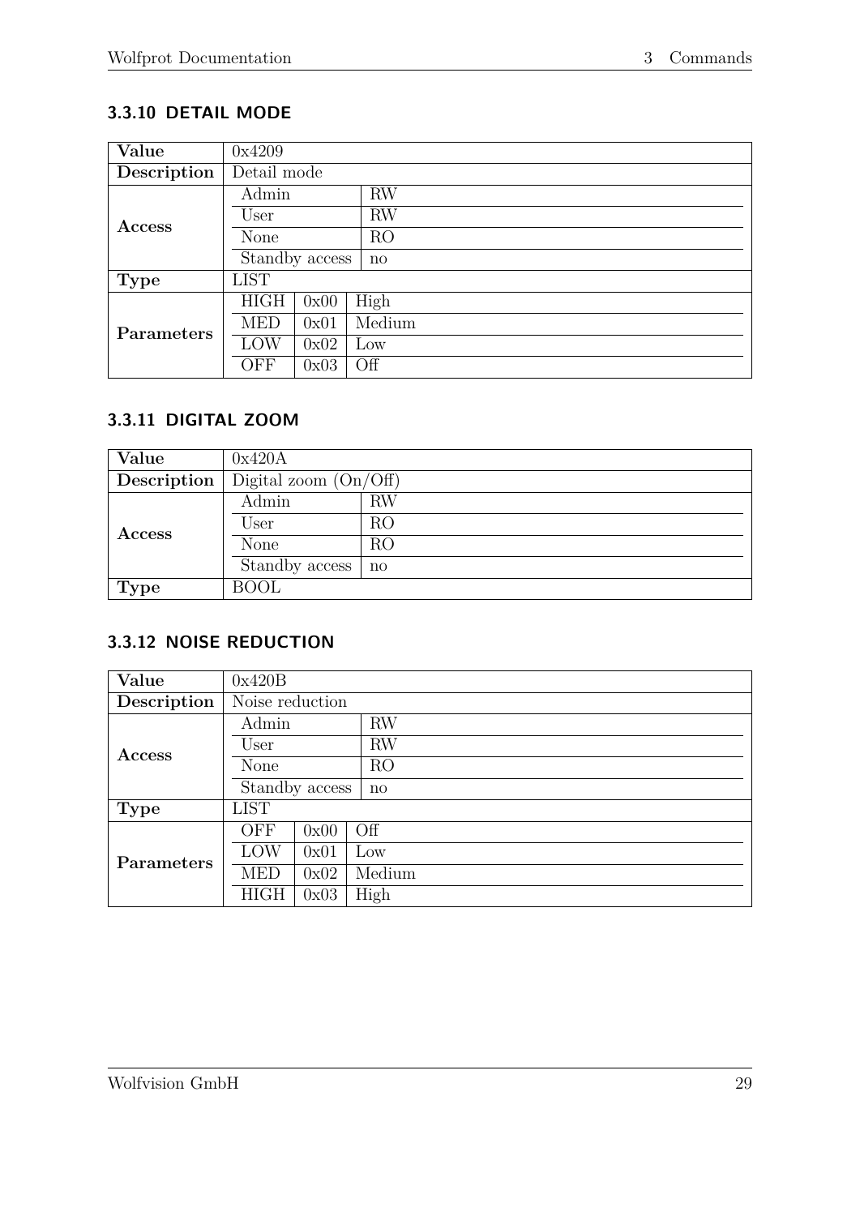### 3.3.10 DETAIL MODE

| Value | 0x4209 | | |
|---|---|---|---|
| Description | Detail mode | | |
| Access | Admin | RW | |
| | User | RW | |
| | None | RO | |
| | Standby access | no | |
| Type | LIST | | |
| Parameters | HIGH | 0x00 | High |
| | MED | 0x01 | Medium |
| | LOW | 0x02 | Low |
| | OFF | 0x03 | Off |

### 3.3.11 DIGITAL ZOOM

| Value | 0x420A | |
|---|---|---|
| Description | Digital zoom (On/Off) | |
| Access | Admin | RW |
| | User | RO |
| | None | RO |
| | Standby access | no |
| Type | BOOL | |

### 3.3.12 NOISE REDUCTION

| Value | 0x420B | | |
|---|---|---|---|
| Description | Noise reduction | | |
| Access | Admin | RW | |
| | User | RW | |
| | None | RO | |
| | Standby access | no | |
| Type | LIST | | |
| Parameters | OFF | 0x00 | Off |
| | LOW | 0x01 | Low |
| | MED | 0x02 | Medium |
| | HIGH | 0x03 | High |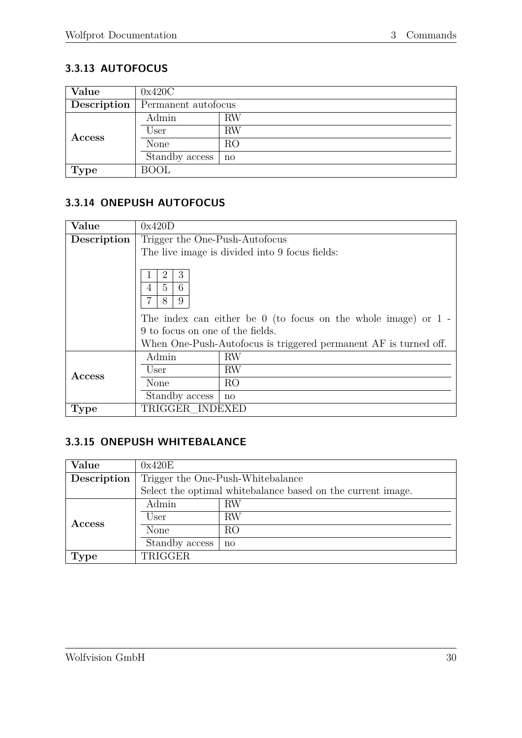### 3.3.13 AUTOFOCUS

| | | |
|---|---|---|
| **Value** | 0x420C | |
| **Description** | Permanent autofocus | |
| **Access** | Admin | RW |
| | User | RW |
| | None | RO |
| | Standby access | no |
| **Type** | BOOL | |

### 3.3.14 ONEPUSH AUTOFOCUS

| | | |
|---|---|---|
| **Value** | 0x420D | |
| **Description** | Trigger the One-Push-Autofocus<br>The live image is divided into 9 focus fields:<br><br>1 2 3<br>4 5 6<br>7 8 9<br><br>The index can either be 0 (to focus on the whole image) or 1 - 9 to focus on one of the fields.<br>When One-Push-Autofocus is triggered permanent AF is turned off. | |
| **Access** | Admin | RW |
| | User | RW |
| | None | RO |
| | Standby access | no |
| **Type** | TRIGGER_INDEXED | |

### 3.3.15 ONEPUSH WHITEBALANCE

| | | |
|---|---|---|
| **Value** | 0x420E | |
| **Description** | Trigger the One-Push-Whitebalance<br>Select the optimal whitebalance based on the current image. | |
| **Access** | Admin | RW |
| | User | RW |
| | None | RO |
| | Standby access | no |
| **Type** | TRIGGER | |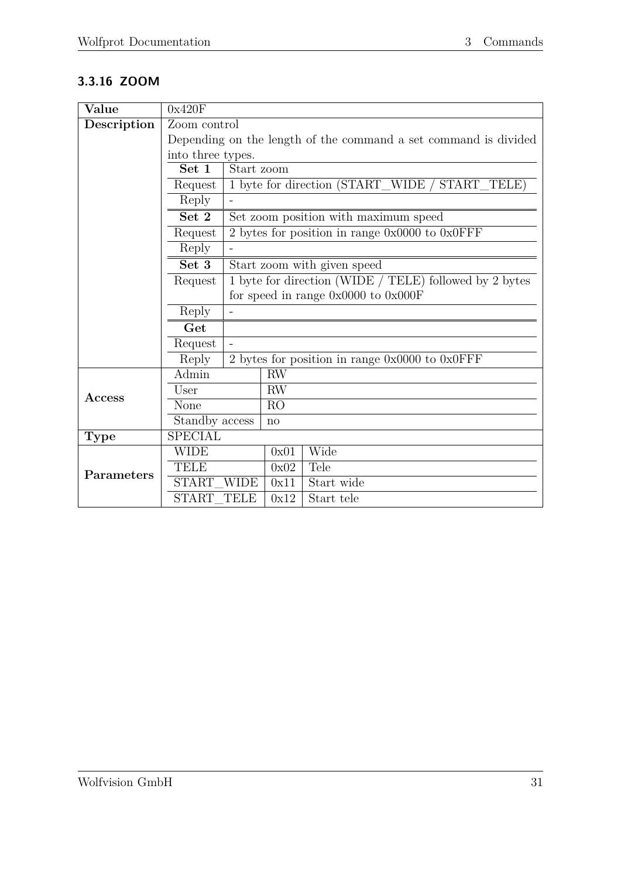### 3.3.16 ZOOM

| | | | |
|---|---|---|---|
| **Value** | 0x420F | | |
| **Description** | Zoom control<br>Depending on the length of the command a set command is divided into three types. | | |
| | **Set 1** | Start zoom | |
| | Request | 1 byte for direction (START_WIDE / START_TELE) | |
| | Reply | - | |
| | **Set 2** | Set zoom position with maximum speed | |
| | Request | 2 bytes for position in range 0x0000 to 0x0FFF | |
| | Reply | - | |
| | **Set 3** | Start zoom with given speed | |
| | Request | 1 byte for direction (WIDE / TELE) followed by 2 bytes for speed in range 0x0000 to 0x000F | |
| | Reply | - | |
| | **Get** | | |
| | Request | - | |
| | Reply | 2 bytes for position in range 0x0000 to 0x0FFF | |
| **Access** | Admin | RW | |
| | User | RW | |
| | None | RO | |
| | Standby access | no | |
| **Type** | SPECIAL | | |
| **Parameters** | WIDE | 0x01 | Wide |
| | TELE | 0x02 | Tele |
| | START_WIDE | 0x11 | Start wide |
| | START_TELE | 0x12 | Start tele |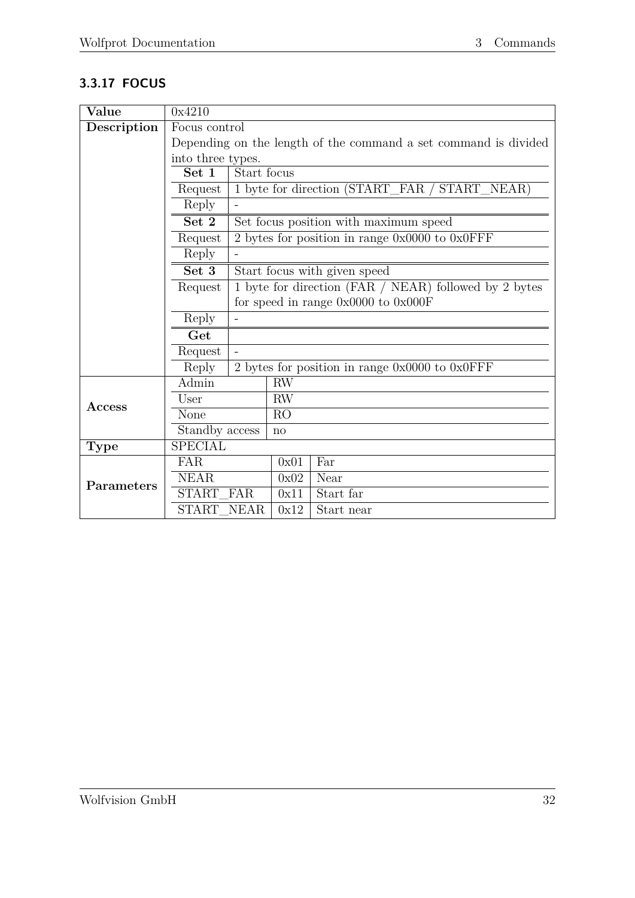### 3.3.17 FOCUS

| | | | |
|---|---|---|---|
| **Value** | 0x4210 | | |
| **Description** | Focus control<br>Depending on the length of the command a set command is divided into three types. | | |
| | **Set 1** | Start focus | |
| | Request | 1 byte for direction (START_FAR / START_NEAR) | |
| | Reply | - | |
| | **Set 2** | Set focus position with maximum speed | |
| | Request | 2 bytes for position in range 0x0000 to 0x0FFF | |
| | Reply | - | |
| | **Set 3** | Start focus with given speed | |
| | Request | 1 byte for direction (FAR / NEAR) followed by 2 bytes for speed in range 0x0000 to 0x000F | |
| | Reply | - | |
| | **Get** | | |
| | Request | - | |
| | Reply | 2 bytes for position in range 0x0000 to 0x0FFF | |
| **Access** | Admin | RW | |
| | User | RW | |
| | None | RO | |
| | Standby access | no | |
| **Type** | SPECIAL | | |
| **Parameters** | FAR | 0x01 | Far |
| | NEAR | 0x02 | Near |
| | START_FAR | 0x11 | Start far |
| | START_NEAR | 0x12 | Start near |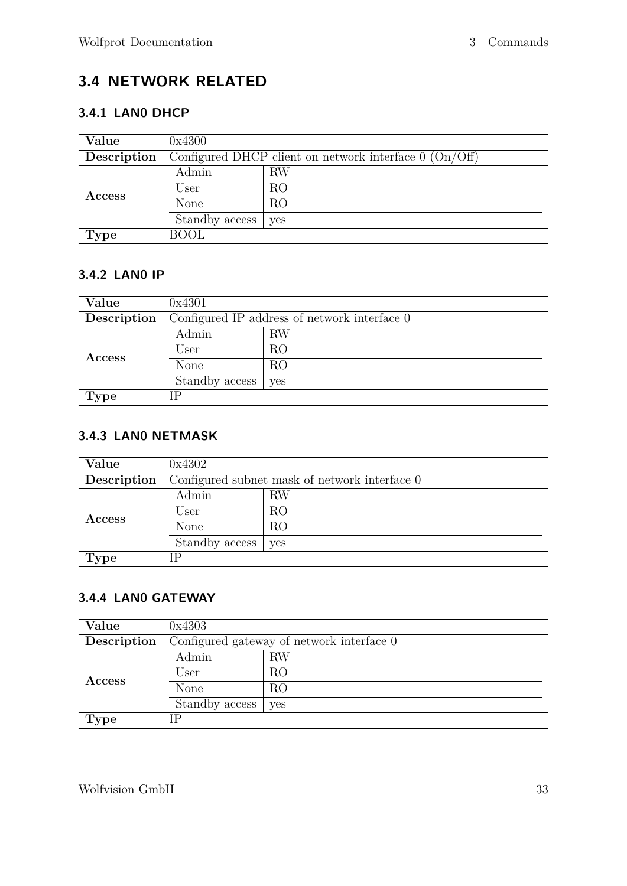## 3.4 NETWORK RELATED

### 3.4.1 LAN0 DHCP

| **Value** | 0x4300 | |
|---|---|---|
| **Description** | Configured DHCP client on network interface 0 (On/Off) | |
| **Access** | Admin | RW |
| | User | RO |
| | None | RO |
| | Standby access | yes |
| **Type** | BOOL | |

### 3.4.2 LAN0 IP

| **Value** | 0x4301 | |
|---|---|---|
| **Description** | Configured IP address of network interface 0 | |
| **Access** | Admin | RW |
| | User | RO |
| | None | RO |
| | Standby access | yes |
| **Type** | IP | |

### 3.4.3 LAN0 NETMASK

| **Value** | 0x4302 | |
|---|---|---|
| **Description** | Configured subnet mask of network interface 0 | |
| **Access** | Admin | RW |
| | User | RO |
| | None | RO |
| | Standby access | yes |
| **Type** | IP | |

### 3.4.4 LAN0 GATEWAY

| **Value** | 0x4303 | |
|---|---|---|
| **Description** | Configured gateway of network interface 0 | |
| **Access** | Admin | RW |
| | User | RO |
| | None | RO |
| | Standby access | yes |
| **Type** | IP | |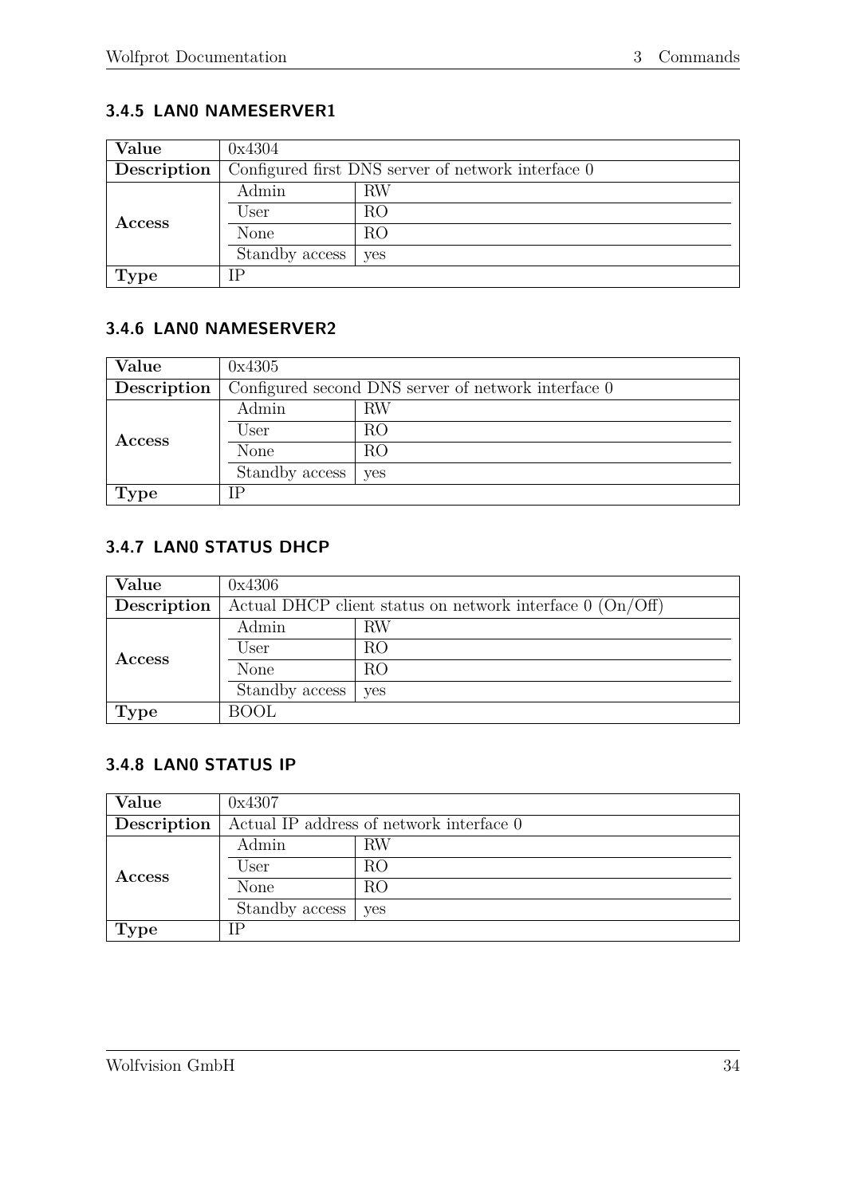### 3.4.5 LAN0 NAMESERVER1

| Value | 0x4304 | |
|---|---|---|
| Description | Configured first DNS server of network interface 0 | |
| Access | Admin | RW |
| | User | RO |
| | None | RO |
| | Standby access | yes |
| Type | IP | |

### 3.4.6 LAN0 NAMESERVER2

| Value | 0x4305 | |
|---|---|---|
| Description | Configured second DNS server of network interface 0 | |
| Access | Admin | RW |
| | User | RO |
| | None | RO |
| | Standby access | yes |
| Type | IP | |

### 3.4.7 LAN0 STATUS DHCP

| Value | 0x4306 | |
|---|---|---|
| Description | Actual DHCP client status on network interface 0 (On/Off) | |
| Access | Admin | RW |
| | User | RO |
| | None | RO |
| | Standby access | yes |
| Type | BOOL | |

### 3.4.8 LAN0 STATUS IP

| Value | 0x4307 | |
|---|---|---|
| Description | Actual IP address of network interface 0 | |
| Access | Admin | RW |
| | User | RO |
| | None | RO |
| | Standby access | yes |
| Type | IP | |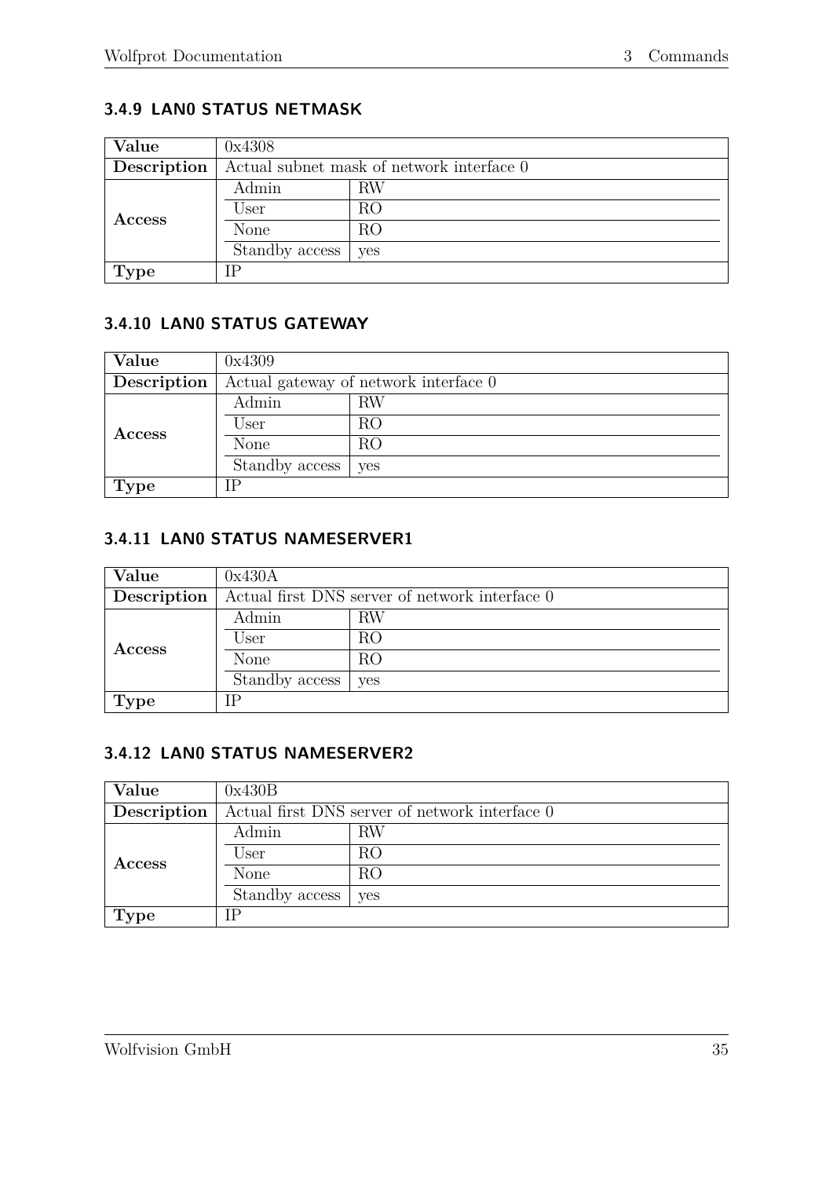### 3.4.9 LAN0 STATUS NETMASK

| Value | 0x4308 | |
|---|---|---|
| Description | Actual subnet mask of network interface 0 | |
| Access | Admin | RW |
| | User | RO |
| | None | RO |
| | Standby access | yes |
| Type | IP | |

### 3.4.10 LAN0 STATUS GATEWAY

| Value | 0x4309 | |
|---|---|---|
| Description | Actual gateway of network interface 0 | |
| Access | Admin | RW |
| | User | RO |
| | None | RO |
| | Standby access | yes |
| Type | IP | |

### 3.4.11 LAN0 STATUS NAMESERVER1

| Value | 0x430A | |
|---|---|---|
| Description | Actual first DNS server of network interface 0 | |
| Access | Admin | RW |
| | User | RO |
| | None | RO |
| | Standby access | yes |
| Type | IP | |

### 3.4.12 LAN0 STATUS NAMESERVER2

| Value | 0x430B | |
|---|---|---|
| Description | Actual first DNS server of network interface 0 | |
| Access | Admin | RW |
| | User | RO |
| | None | RO |
| | Standby access | yes |
| Type | IP | |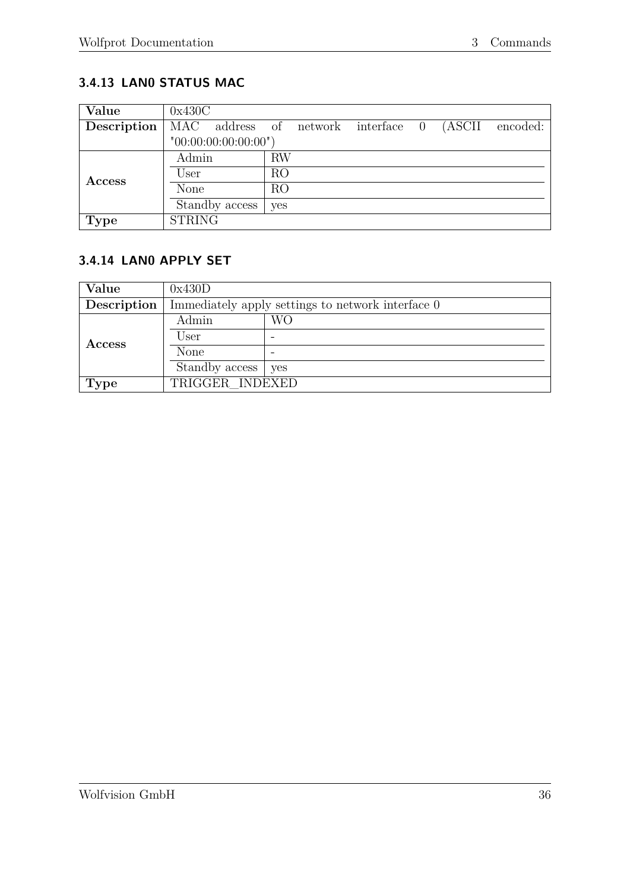### 3.4.13 LAN0 STATUS MAC

| Value | 0x430C | |
|---|---|---|
| Description | MAC address of network interface 0 (ASCII encoded: "00:00:00:00:00:00") | |
| Access | Admin | RW |
| | User | RO |
| | None | RO |
| | Standby access | yes |
| Type | STRING | |

### 3.4.14 LAN0 APPLY SET

| Value | 0x430D | |
|---|---|---|
| Description | Immediately apply settings to network interface 0 | |
| Access | Admin | WO |
| | User | - |
| | None | - |
| | Standby access | yes |
| Type | TRIGGER_INDEXED | |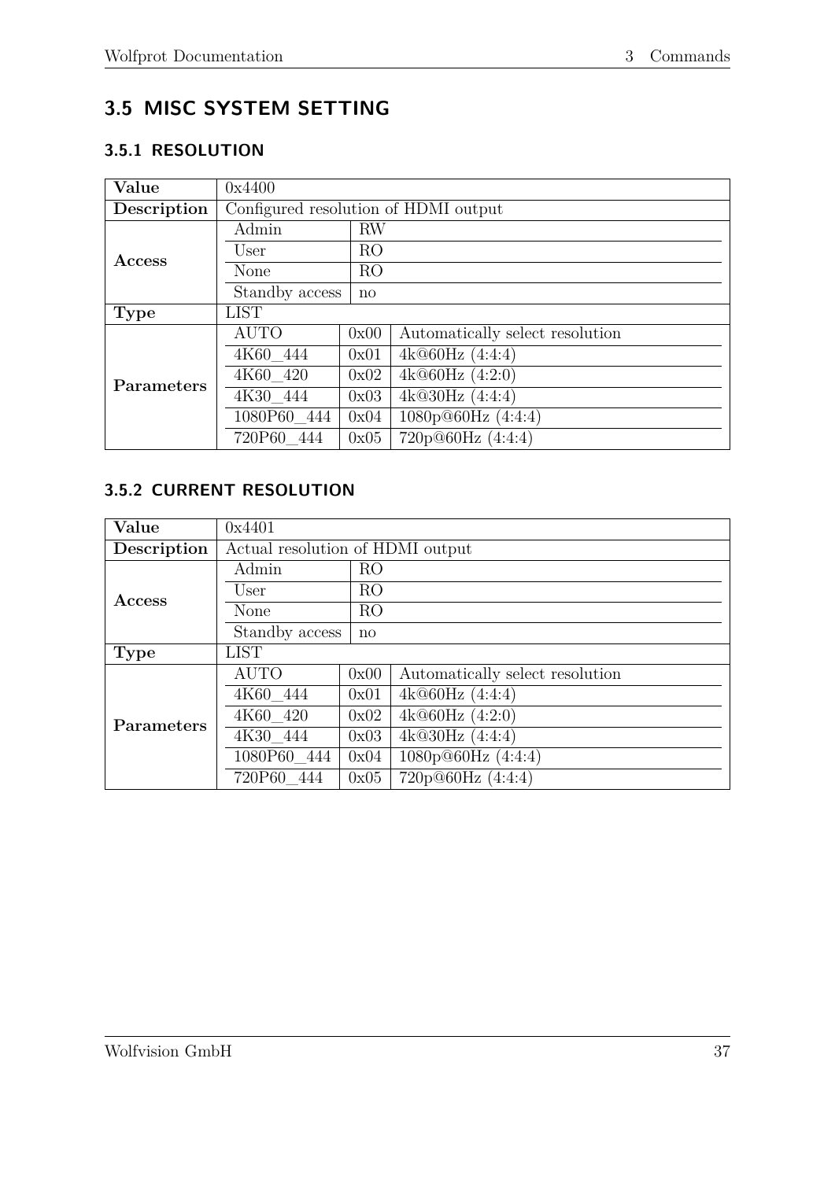## 3.5 MISC SYSTEM SETTING

### 3.5.1 RESOLUTION

| | | | |
|---|---|---|---|
| **Value** | 0x4400 | | |
| **Description** | Configured resolution of HDMI output | | |
| **Access** | Admin | RW | |
| | User | RO | |
| | None | RO | |
| | Standby access | no | |
| **Type** | LIST | | |
| **Parameters** | AUTO | 0x00 | Automatically select resolution |
| | 4K60_444 | 0x01 | 4k@60Hz (4:4:4) |
| | 4K60_420 | 0x02 | 4k@60Hz (4:2:0) |
| | 4K30_444 | 0x03 | 4k@30Hz (4:4:4) |
| | 1080P60_444 | 0x04 | 1080p@60Hz (4:4:4) |
| | 720P60_444 | 0x05 | 720p@60Hz (4:4:4) |

### 3.5.2 CURRENT RESOLUTION

| | | | |
|---|---|---|---|
| **Value** | 0x4401 | | |
| **Description** | Actual resolution of HDMI output | | |
| **Access** | Admin | RO | |
| | User | RO | |
| | None | RO | |
| | Standby access | no | |
| **Type** | LIST | | |
| **Parameters** | AUTO | 0x00 | Automatically select resolution |
| | 4K60_444 | 0x01 | 4k@60Hz (4:4:4) |
| | 4K60_420 | 0x02 | 4k@60Hz (4:2:0) |
| | 4K30_444 | 0x03 | 4k@30Hz (4:4:4) |
| | 1080P60_444 | 0x04 | 1080p@60Hz (4:4:4) |
| | 720P60_444 | 0x05 | 720p@60Hz (4:4:4) |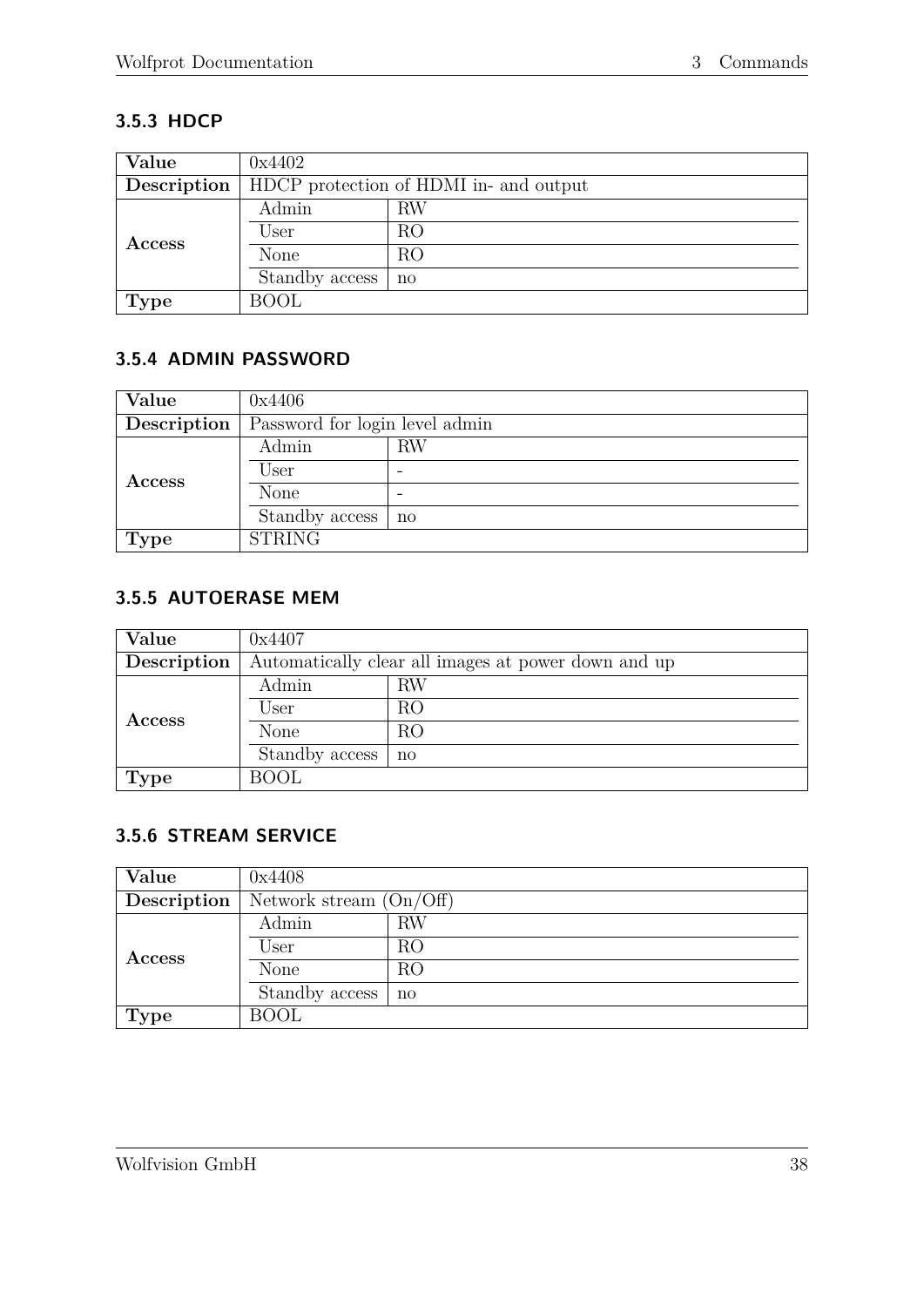### 3.5.3 HDCP

| Value | 0x4402 | |
|---|---|---|
| Description | HDCP protection of HDMI in- and output | |
| Access | Admin | RW |
| | User | RO |
| | None | RO |
| | Standby access | no |
| Type | BOOL | |

### 3.5.4 ADMIN PASSWORD

| Value | 0x4406 | |
|---|---|---|
| Description | Password for login level admin | |
| Access | Admin | RW |
| | User | - |
| | None | - |
| | Standby access | no |
| Type | STRING | |

### 3.5.5 AUTOERASE MEM

| Value | 0x4407 | |
|---|---|---|
| Description | Automatically clear all images at power down and up | |
| Access | Admin | RW |
| | User | RO |
| | None | RO |
| | Standby access | no |
| Type | BOOL | |

### 3.5.6 STREAM SERVICE

| Value | 0x4408 | |
|---|---|---|
| Description | Network stream (On/Off) | |
| Access | Admin | RW |
| | User | RO |
| | None | RO |
| | Standby access | no |
| Type | BOOL | |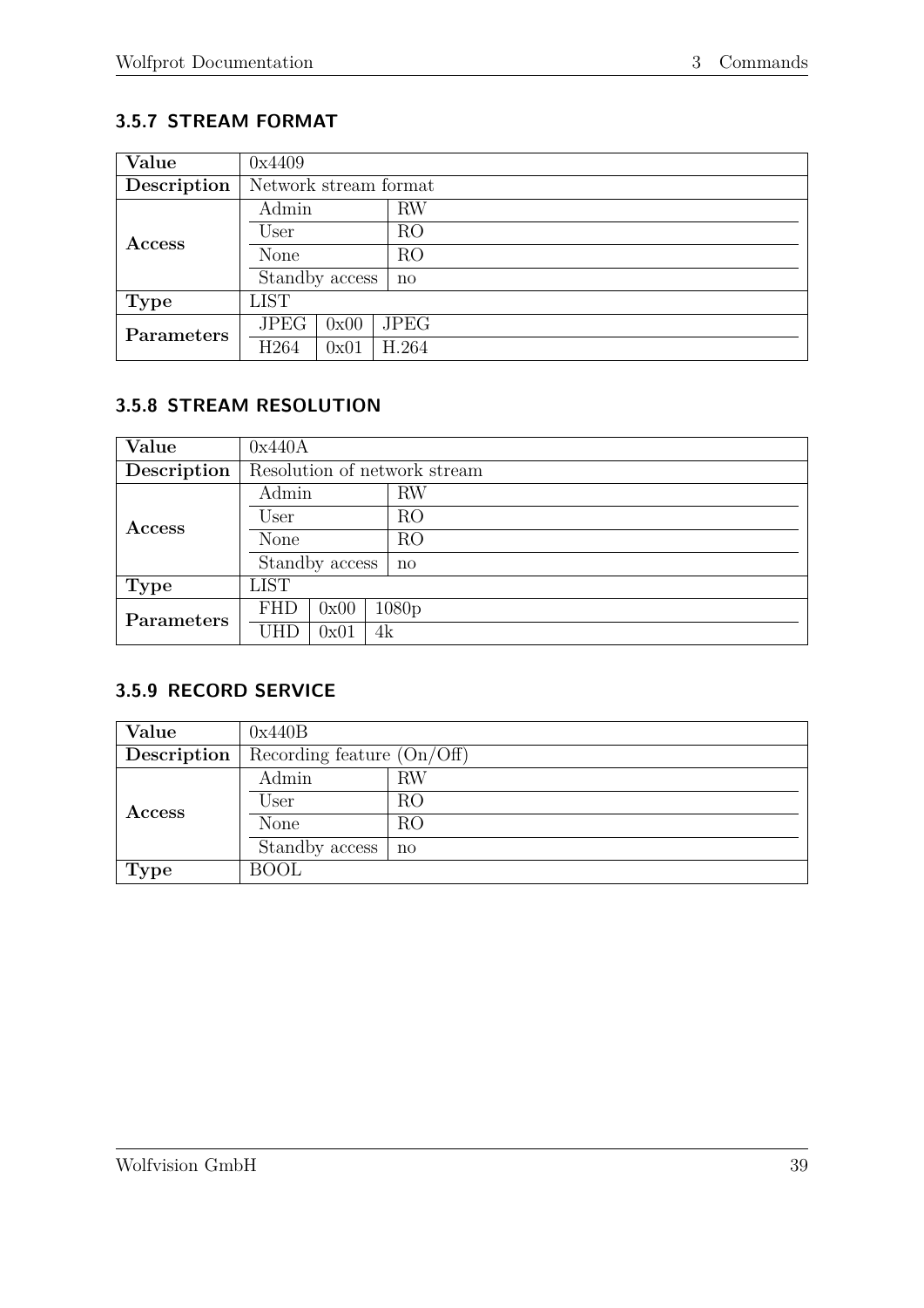### 3.5.7 STREAM FORMAT

| | | | |
|---|---|---|---|
| **Value** | 0x4409 | | |
| **Description** | Network stream format | | |
| **Access** | Admin | RW | |
| | User | RO | |
| | None | RO | |
| | Standby access | no | |
| **Type** | LIST | | |
| **Parameters** | JPEG | 0x00 | JPEG |
| | H264 | 0x01 | H.264 |

### 3.5.8 STREAM RESOLUTION

| | | | |
|---|---|---|---|
| **Value** | 0x440A | | |
| **Description** | Resolution of network stream | | |
| **Access** | Admin | RW | |
| | User | RO | |
| | None | RO | |
| | Standby access | no | |
| **Type** | LIST | | |
| **Parameters** | FHD | 0x00 | 1080p |
| | UHD | 0x01 | 4k |

### 3.5.9 RECORD SERVICE

| | | |
|---|---|---|
| **Value** | 0x440B | |
| **Description** | Recording feature (On/Off) | |
| **Access** | Admin | RW |
| | User | RO |
| | None | RO |
| | Standby access | no |
| **Type** | BOOL | |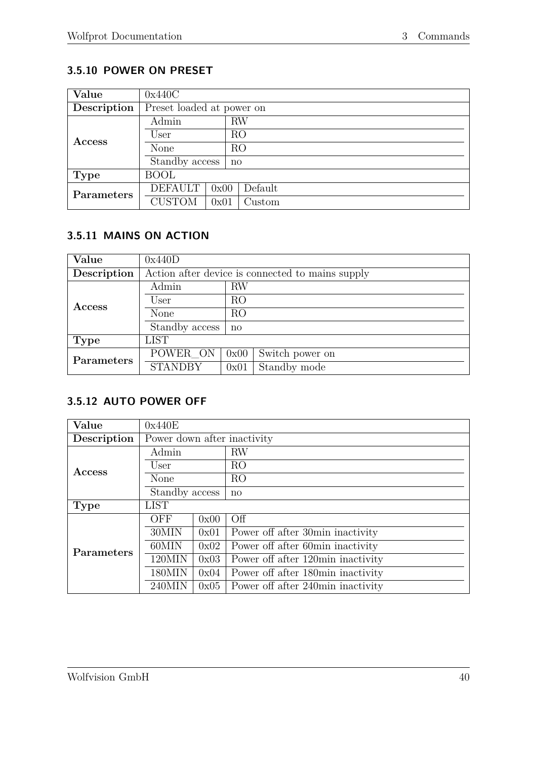### 3.5.10 POWER ON PRESET

| Value | 0x440C | | |
|---|---|---|---|
| Description | Preset loaded at power on | | |
| Access | Admin | RW | |
| | User | RO | |
| | None | RO | |
| | Standby access | no | |
| Type | BOOL | | |
| Parameters | DEFAULT | 0x00 | Default |
| | CUSTOM | 0x01 | Custom |

### 3.5.11 MAINS ON ACTION

| Value | 0x440D | | |
|---|---|---|---|
| Description | Action after device is connected to mains supply | | |
| Access | Admin | RW | |
| | User | RO | |
| | None | RO | |
| | Standby access | no | |
| Type | LIST | | |
| Parameters | POWER_ON | 0x00 | Switch power on |
| | STANDBY | 0x01 | Standby mode |

### 3.5.12 AUTO POWER OFF

| Value | 0x440E | | |
|---|---|---|---|
| Description | Power down after inactivity | | |
| Access | Admin | RW | |
| | User | RO | |
| | None | RO | |
| | Standby access | no | |
| Type | LIST | | |
| Parameters | OFF | 0x00 | Off |
| | 30MIN | 0x01 | Power off after 30min inactivity |
| | 60MIN | 0x02 | Power off after 60min inactivity |
| | 120MIN | 0x03 | Power off after 120min inactivity |
| | 180MIN | 0x04 | Power off after 180min inactivity |
| | 240MIN | 0x05 | Power off after 240min inactivity |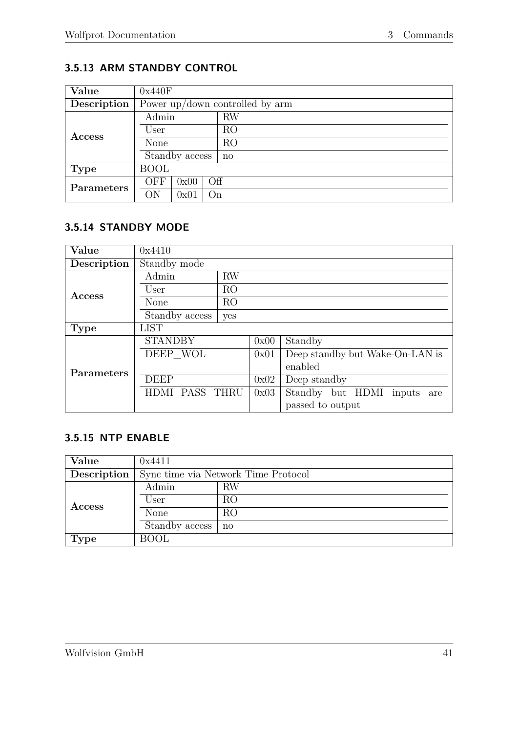### 3.5.13 ARM STANDBY CONTROL

| Value | 0x440F | | |
|---|---|---|---|
| Description | Power up/down controlled by arm | | |
| Access | Admin | RW | |
| | User | RO | |
| | None | RO | |
| | Standby access | no | |
| Type | BOOL | | |
| Parameters | OFF | 0x00 | Off |
| | ON | 0x01 | On |

### 3.5.14 STANDBY MODE

| Value | 0x4410 | | |
|---|---|---|---|
| Description | Standby mode | | |
| Access | Admin | RW | |
| | User | RO | |
| | None | RO | |
| | Standby access | yes | |
| Type | LIST | | |
| Parameters | STANDBY | 0x00 | Standby |
| | DEEP_WOL | 0x01 | Deep standby but Wake-On-LAN is enabled |
| | DEEP | 0x02 | Deep standby |
| | HDMI_PASS_THRU | 0x03 | Standby but HDMI inputs are passed to output |

### 3.5.15 NTP ENABLE

| Value | 0x4411 | |
|---|---|---|
| Description | Sync time via Network Time Protocol | |
| Access | Admin | RW |
| | User | RO |
| | None | RO |
| | Standby access | no |
| Type | BOOL | |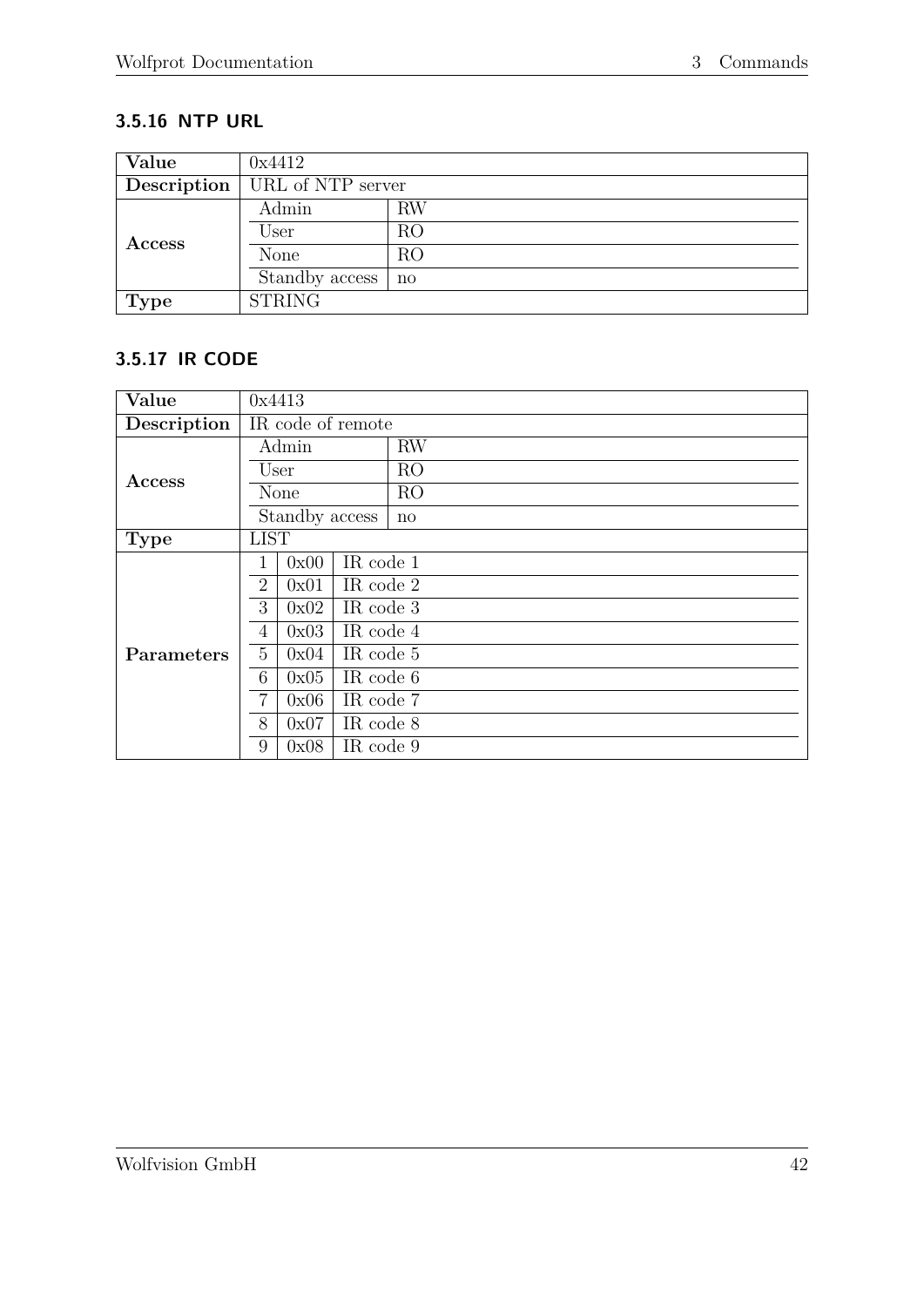### 3.5.16 NTP URL

| Value | 0x4412 | |
|---|---|---|
| Description | URL of NTP server | |
| Access | Admin | RW |
| | User | RO |
| | None | RO |
| | Standby access | no |
| Type | STRING | |

### 3.5.17 IR CODE

| Value | 0x4413 | | |
|---|---|---|---|
| Description | IR code of remote | | |
| Access | Admin | RW | |
| | User | RO | |
| | None | RO | |
| | Standby access | no | |
| Type | LIST | | |
| Parameters | 1 | 0x00 | IR code 1 |
| | 2 | 0x01 | IR code 2 |
| | 3 | 0x02 | IR code 3 |
| | 4 | 0x03 | IR code 4 |
| | 5 | 0x04 | IR code 5 |
| | 6 | 0x05 | IR code 6 |
| | 7 | 0x06 | IR code 7 |
| | 8 | 0x07 | IR code 8 |
| | 9 | 0x08 | IR code 9 |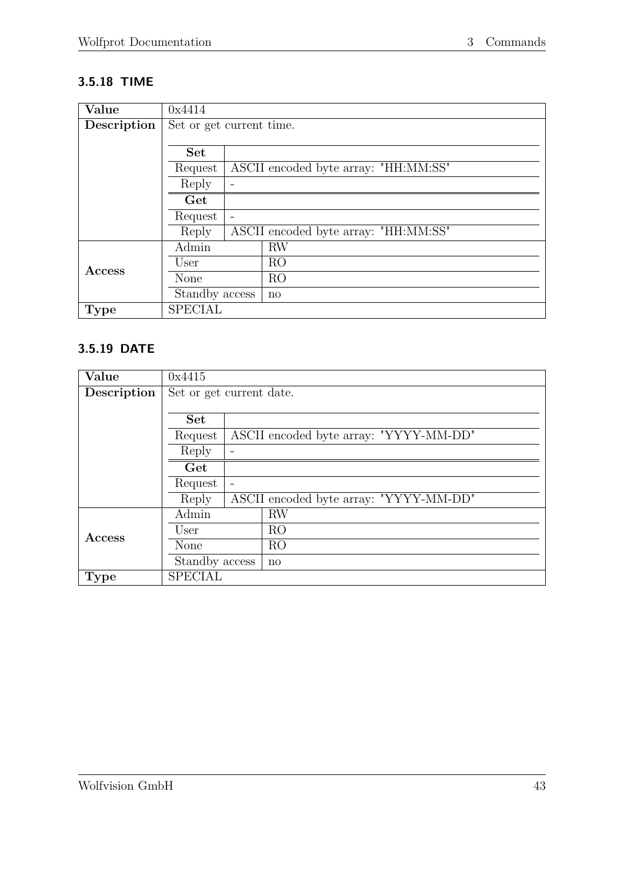### 3.5.18 TIME

| | | |
|---|---|---|
| **Value** | 0x4414 | |
| **Description** | Set or get current time. | |
| | **Set** | |
| | Request | ASCII encoded byte array: "HH:MM:SS" |
| | Reply | - |
| | **Get** | |
| | Request | - |
| | Reply | ASCII encoded byte array: "HH:MM:SS" |
| **Access** | Admin | RW |
| | User | RO |
| | None | RO |
| | Standby access | no |
| **Type** | SPECIAL | |

### 3.5.19 DATE

| | | |
|---|---|---|
| **Value** | 0x4415 | |
| **Description** | Set or get current date. | |
| | **Set** | |
| | Request | ASCII encoded byte array: "YYYY-MM-DD" |
| | Reply | - |
| | **Get** | |
| | Request | - |
| | Reply | ASCII encoded byte array: "YYYY-MM-DD" |
| **Access** | Admin | RW |
| | User | RO |
| | None | RO |
| | Standby access | no |
| **Type** | SPECIAL | |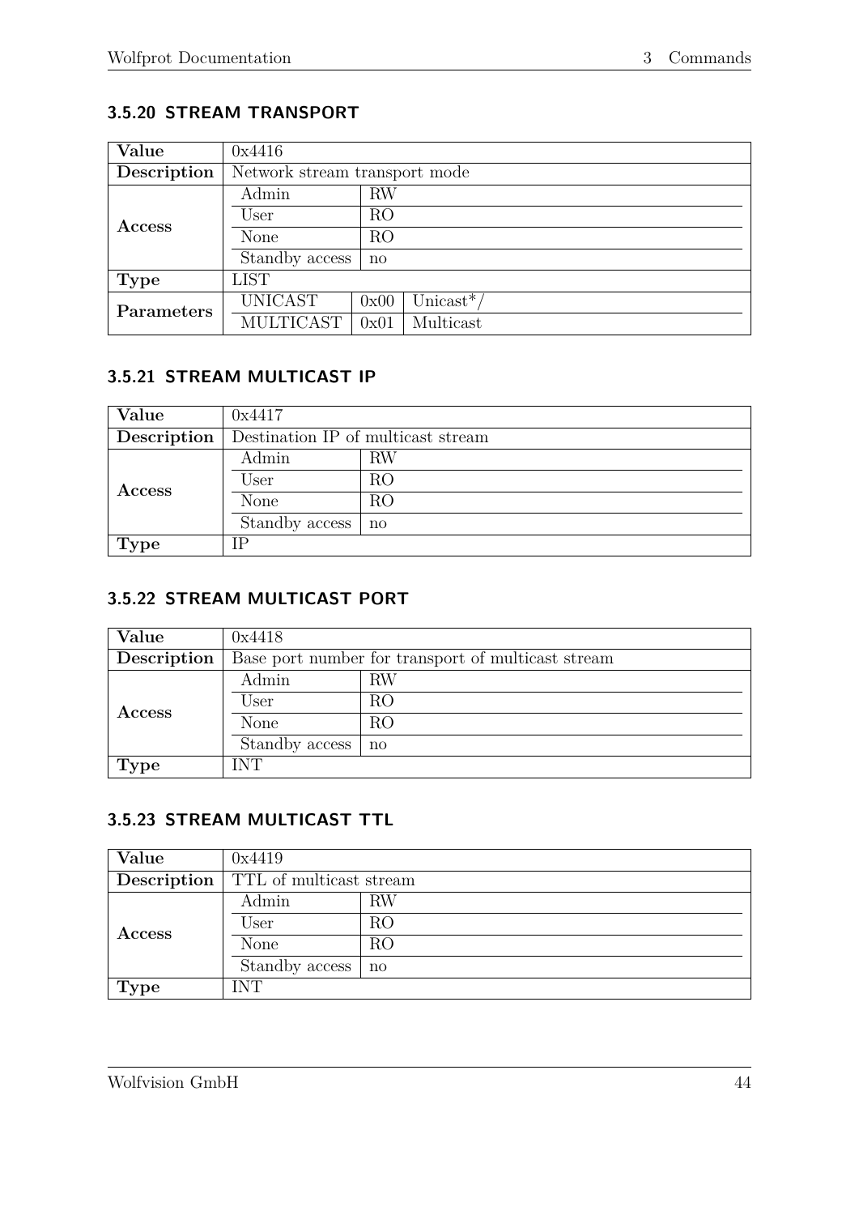### 3.5.20 STREAM TRANSPORT

| Value | 0x4416 | | |
|---|---|---|---|
| Description | Network stream transport mode | | |
| Access | Admin | RW | |
| | User | RO | |
| | None | RO | |
| | Standby access | no | |
| Type | LIST | | |
| Parameters | UNICAST | 0x00 | Unicast*/ |
| | MULTICAST | 0x01 | Multicast |

### 3.5.21 STREAM MULTICAST IP

| Value | 0x4417 | |
|---|---|---|
| Description | Destination IP of multicast stream | |
| Access | Admin | RW |
| | User | RO |
| | None | RO |
| | Standby access | no |
| Type | IP | |

### 3.5.22 STREAM MULTICAST PORT

| Value | 0x4418 | |
|---|---|---|
| Description | Base port number for transport of multicast stream | |
| Access | Admin | RW |
| | User | RO |
| | None | RO |
| | Standby access | no |
| Type | INT | |

### 3.5.23 STREAM MULTICAST TTL

| Value | 0x4419 | |
|---|---|---|
| Description | TTL of multicast stream | |
| Access | Admin | RW |
| | User | RO |
| | None | RO |
| | Standby access | no |
| Type | INT | |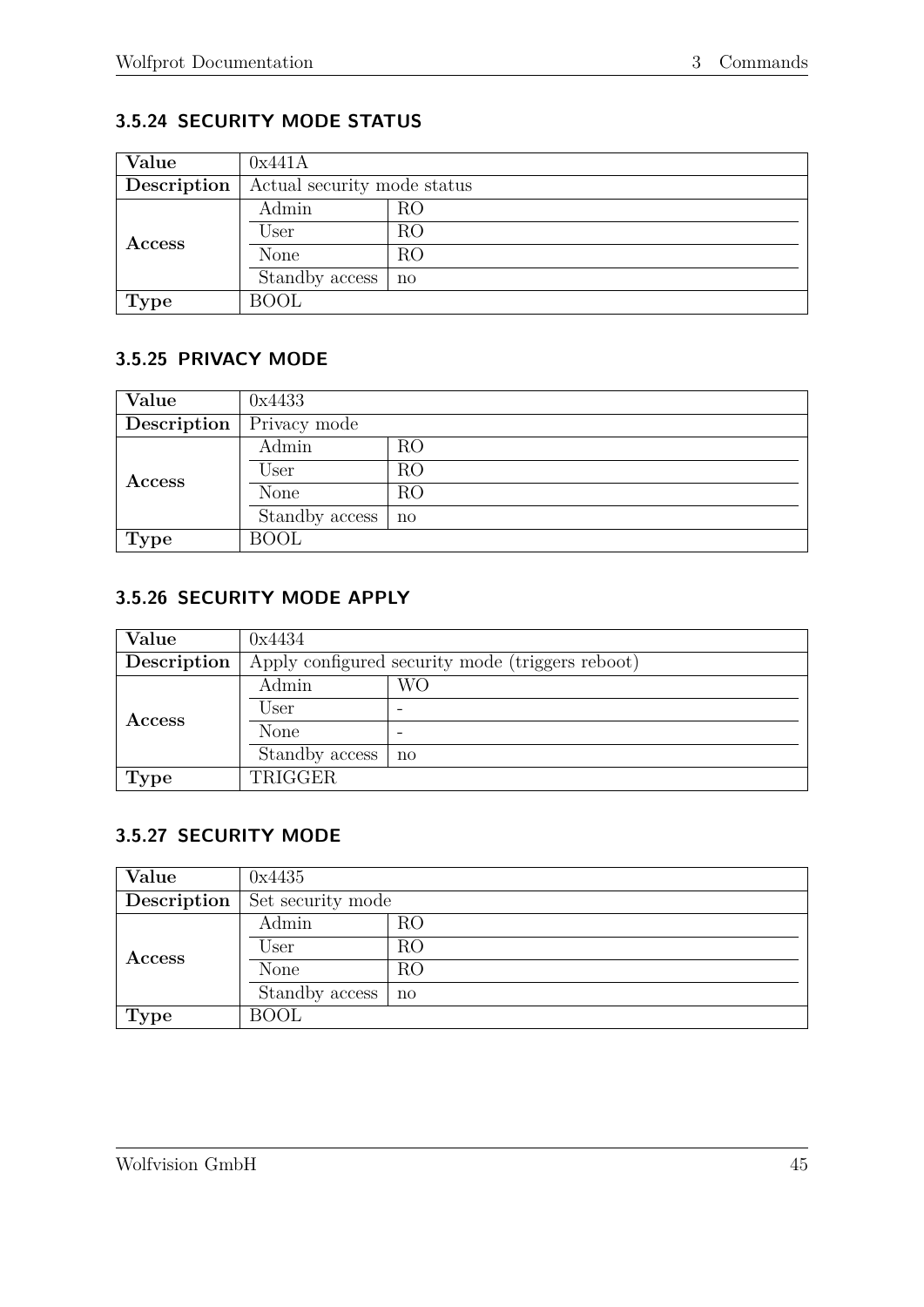### 3.5.24 SECURITY MODE STATUS

| Value | 0x441A | |
|---|---|---|
| Description | Actual security mode status | |
| Access | Admin | RO |
| | User | RO |
| | None | RO |
| | Standby access | no |
| Type | BOOL | |

### 3.5.25 PRIVACY MODE

| Value | 0x4433 | |
|---|---|---|
| Description | Privacy mode | |
| Access | Admin | RO |
| | User | RO |
| | None | RO |
| | Standby access | no |
| Type | BOOL | |

### 3.5.26 SECURITY MODE APPLY

| Value | 0x4434 | |
|---|---|---|
| Description | Apply configured security mode (triggers reboot) | |
| Access | Admin | WO |
| | User | - |
| | None | - |
| | Standby access | no |
| Type | TRIGGER | |

### 3.5.27 SECURITY MODE

| Value | 0x4435 | |
|---|---|---|
| Description | Set security mode | |
| Access | Admin | RO |
| | User | RO |
| | None | RO |
| | Standby access | no |
| Type | BOOL | |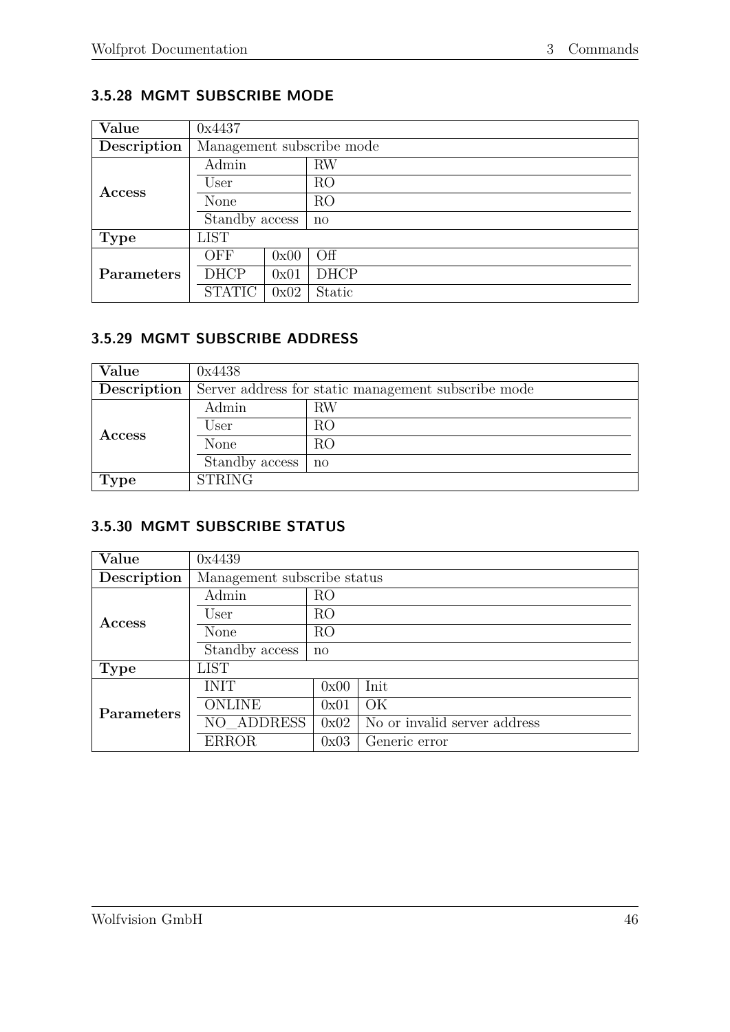### 3.5.28 MGMT SUBSCRIBE MODE

| Value | 0x4437 | | |
|---|---|---|---|
| Description | Management subscribe mode | | |
| Access | Admin | | RW |
| | User | | RO |
| | None | | RO |
| | Standby access | | no |
| Type | LIST | | |
| Parameters | OFF | 0x00 | Off |
| | DHCP | 0x01 | DHCP |
| | STATIC | 0x02 | Static |

### 3.5.29 MGMT SUBSCRIBE ADDRESS

| Value | 0x4438 | |
|---|---|---|
| Description | Server address for static management subscribe mode | |
| Access | Admin | RW |
| | User | RO |
| | None | RO |
| | Standby access | no |
| Type | STRING | |

### 3.5.30 MGMT SUBSCRIBE STATUS

| Value | 0x4439 | | |
|---|---|---|---|
| Description | Management subscribe status | | |
| Access | Admin | | RO |
| | User | | RO |
| | None | | RO |
| | Standby access | | no |
| Type | LIST | | |
| Parameters | INIT | 0x00 | Init |
| | ONLINE | 0x01 | OK |
| | NO_ADDRESS | 0x02 | No or invalid server address |
| | ERROR | 0x03 | Generic error |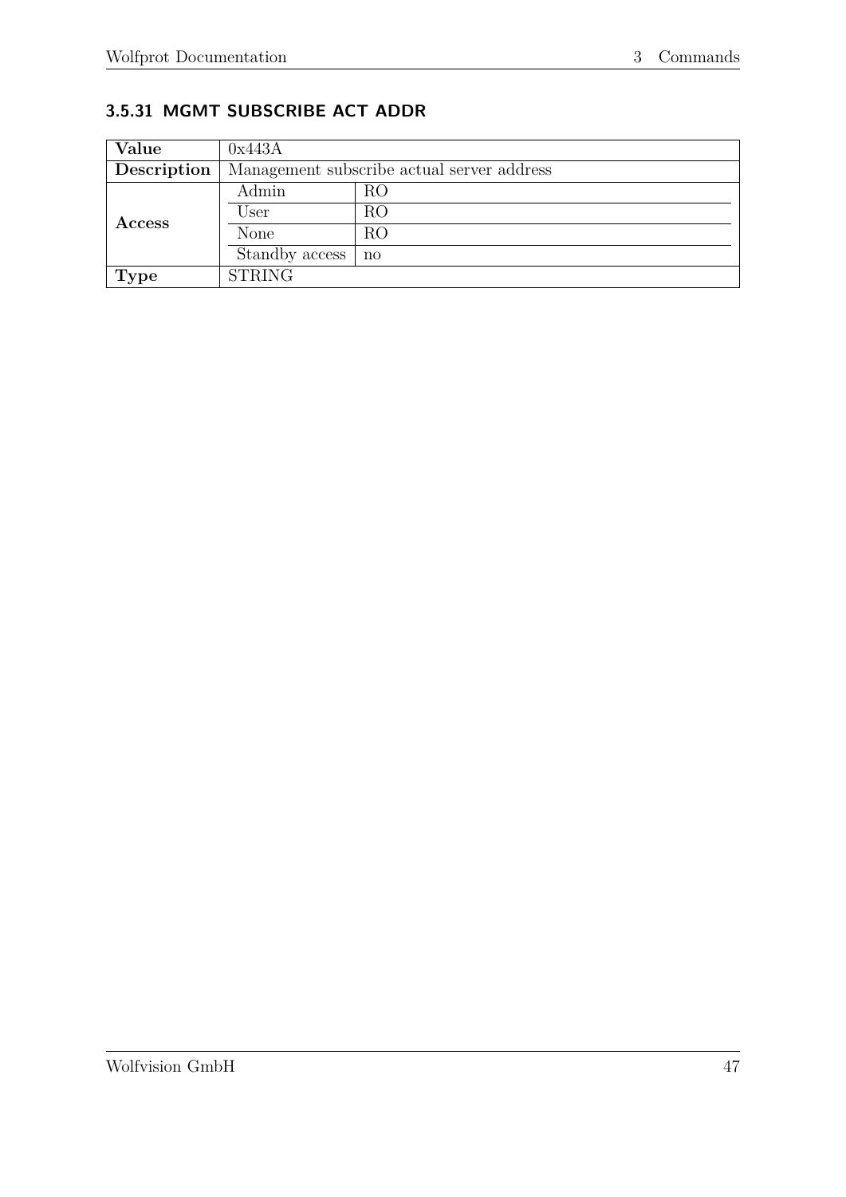### 3.5.31 MGMT SUBSCRIBE ACT ADDR

| Value | 0x443A | |
|---|---|---|
| Description | Management subscribe actual server address | |
| Access | Admin | RO |
| | User | RO |
| | None | RO |
| | Standby access | no |
| Type | STRING | |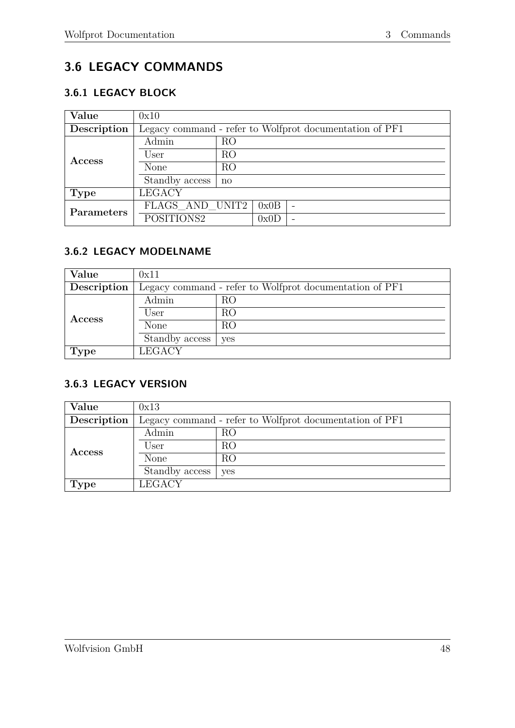## 3.6 LEGACY COMMANDS

### 3.6.1 LEGACY BLOCK

| | | | |
|---|---|---|---|
| **Value** | 0x10 | | |
| **Description** | Legacy command - refer to Wolfprot documentation of PF1 | | |
| **Access** | Admin | RO | |
| | User | RO | |
| | None | RO | |
| | Standby access | no | |
| **Type** | LEGACY | | |
| **Parameters** | FLAGS_AND_UNIT2 | 0x0B | - |
| | POSITIONS2 | 0x0D | - |

### 3.6.2 LEGACY MODELNAME

| | | |
|---|---|---|
| **Value** | 0x11 | |
| **Description** | Legacy command - refer to Wolfprot documentation of PF1 | |
| **Access** | Admin | RO |
| | User | RO |
| | None | RO |
| | Standby access | yes |
| **Type** | LEGACY | |

### 3.6.3 LEGACY VERSION

| | | |
|---|---|---|
| **Value** | 0x13 | |
| **Description** | Legacy command - refer to Wolfprot documentation of PF1 | |
| **Access** | Admin | RO |
| | User | RO |
| | None | RO |
| | Standby access | yes |
| **Type** | LEGACY | |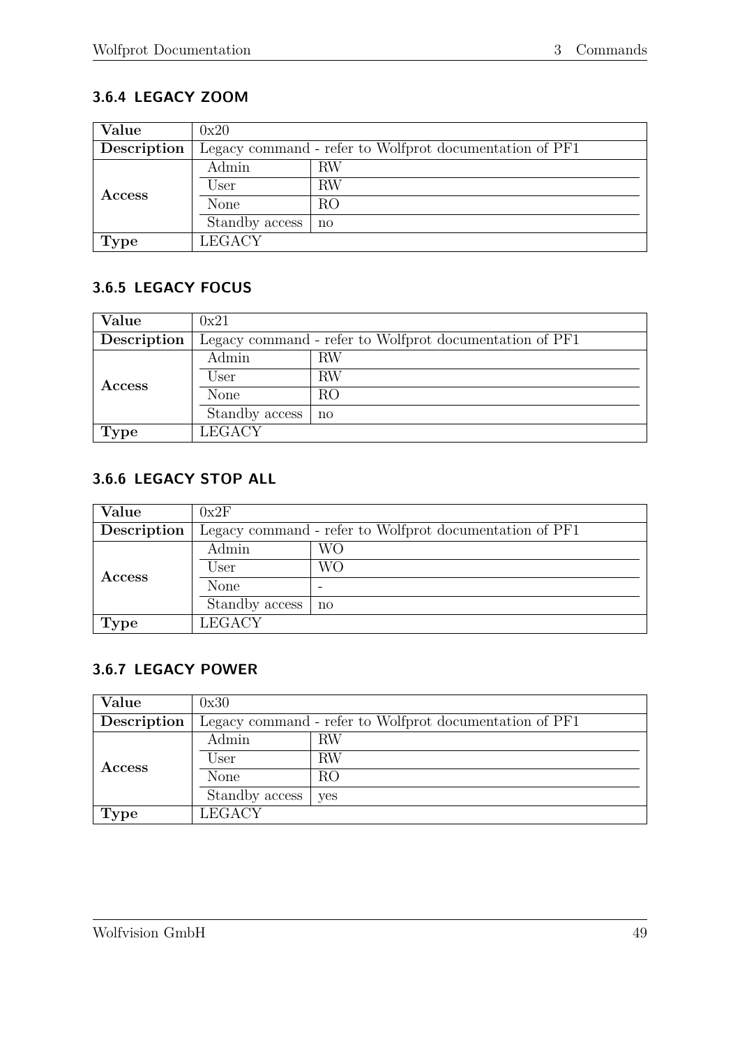### 3.6.4 LEGACY ZOOM

| Value | 0x20 | |
|---|---|---|
| Description | Legacy command - refer to Wolfprot documentation of PF1 | |
| Access | Admin | RW |
| | User | RW |
| | None | RO |
| | Standby access | no |
| Type | LEGACY | |

### 3.6.5 LEGACY FOCUS

| Value | 0x21 | |
|---|---|---|
| Description | Legacy command - refer to Wolfprot documentation of PF1 | |
| Access | Admin | RW |
| | User | RW |
| | None | RO |
| | Standby access | no |
| Type | LEGACY | |

### 3.6.6 LEGACY STOP ALL

| Value | 0x2F | |
|---|---|---|
| Description | Legacy command - refer to Wolfprot documentation of PF1 | |
| Access | Admin | WO |
| | User | WO |
| | None | - |
| | Standby access | no |
| Type | LEGACY | |

### 3.6.7 LEGACY POWER

| Value | 0x30 | |
|---|---|---|
| Description | Legacy command - refer to Wolfprot documentation of PF1 | |
| Access | Admin | RW |
| | User | RW |
| | None | RO |
| | Standby access | yes |
| Type | LEGACY | |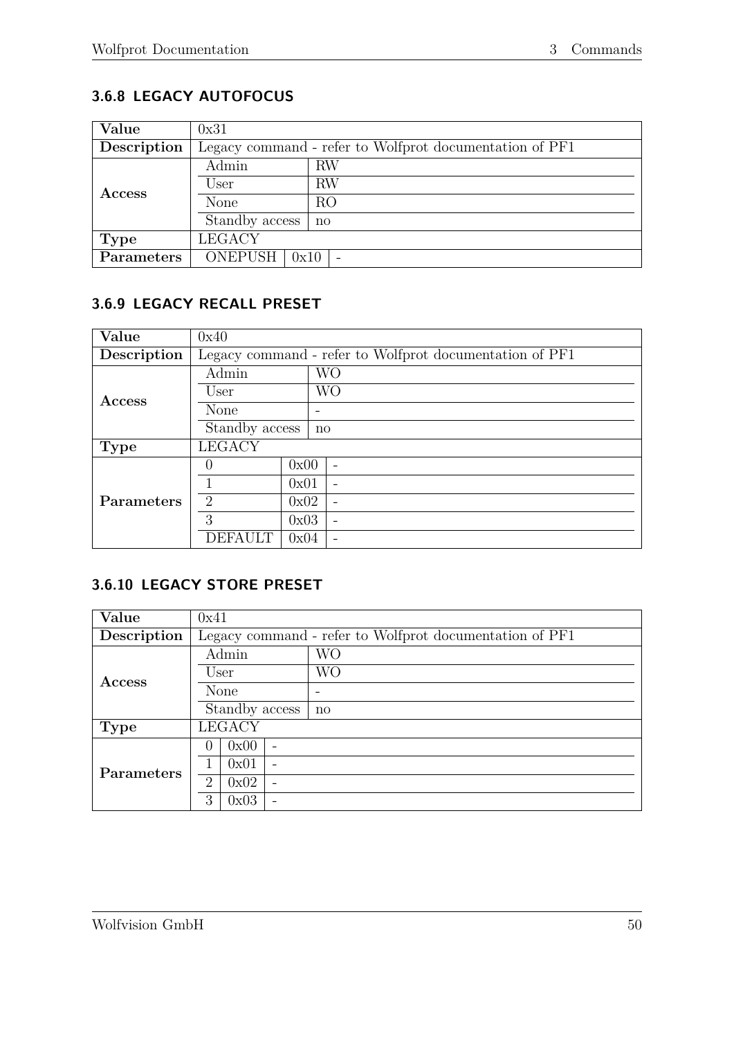### 3.6.8 LEGACY AUTOFOCUS

| Value | 0x31 | | |
|---|---|---|---|
| Description | Legacy command - refer to Wolfprot documentation of PF1 | | |
| Access | Admin | RW | |
| | User | RW | |
| | None | RO | |
| | Standby access | no | |
| Type | LEGACY | | |
| Parameters | ONEPUSH | 0x10 | - |

### 3.6.9 LEGACY RECALL PRESET

| Value | 0x40 | | |
|---|---|---|---|
| Description | Legacy command - refer to Wolfprot documentation of PF1 | | |
| Access | Admin | WO | |
| | User | WO | |
| | None | - | |
| | Standby access | no | |
| Type | LEGACY | | |
| Parameters | 0 | 0x00 | - |
| | 1 | 0x01 | - |
| | 2 | 0x02 | - |
| | 3 | 0x03 | - |
| | DEFAULT | 0x04 | - |

### 3.6.10 LEGACY STORE PRESET

| Value | 0x41 | | |
|---|---|---|---|
| Description | Legacy command - refer to Wolfprot documentation of PF1 | | |
| Access | Admin | WO | |
| | User | WO | |
| | None | - | |
| | Standby access | no | |
| Type | LEGACY | | |
| Parameters | 0 | 0x00 | - |
| | 1 | 0x01 | - |
| | 2 | 0x02 | - |
| | 3 | 0x03 | - |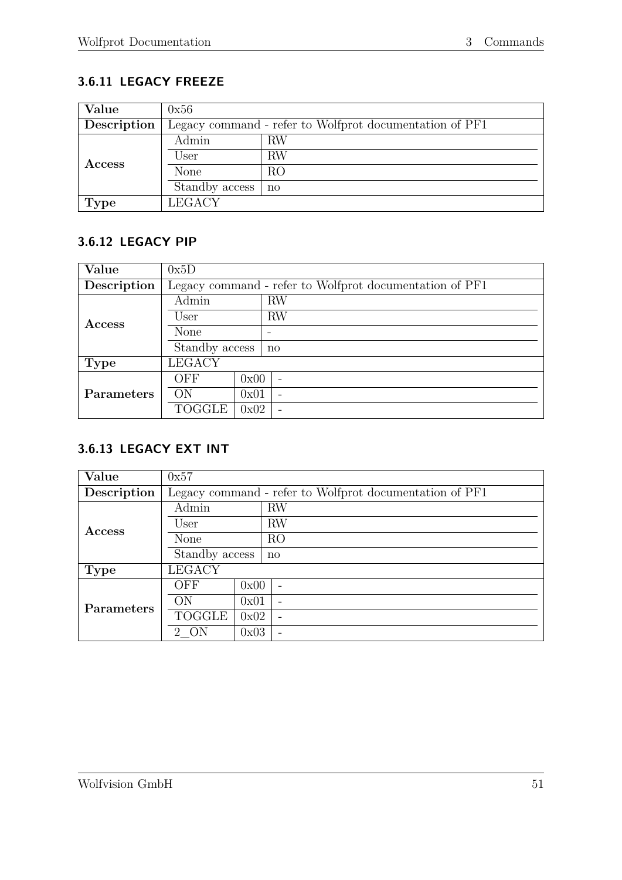### 3.6.11 LEGACY FREEZE

| **Value** | 0x56 | | |
|---|---|---|---|
| **Description** | Legacy command - refer to Wolfprot documentation of PF1 | | |
| **Access** | Admin | RW | |
| | User | RW | |
| | None | RO | |
| | Standby access | no | |
| **Type** | LEGACY | | |

### 3.6.12 LEGACY PIP

| **Value** | 0x5D | | |
|---|---|---|---|
| **Description** | Legacy command - refer to Wolfprot documentation of PF1 | | |
| **Access** | Admin | RW | |
| | User | RW | |
| | None | - | |
| | Standby access | no | |
| **Type** | LEGACY | | |
| **Parameters** | OFF | 0x00 | - |
| | ON | 0x01 | - |
| | TOGGLE | 0x02 | - |

### 3.6.13 LEGACY EXT INT

| **Value** | 0x57 | | |
|---|---|---|---|
| **Description** | Legacy command - refer to Wolfprot documentation of PF1 | | |
| **Access** | Admin | RW | |
| | User | RW | |
| | None | RO | |
| | Standby access | no | |
| **Type** | LEGACY | | |
| **Parameters** | OFF | 0x00 | - |
| | ON | 0x01 | - |
| | TOGGLE | 0x02 | - |
| | 2_ON | 0x03 | - |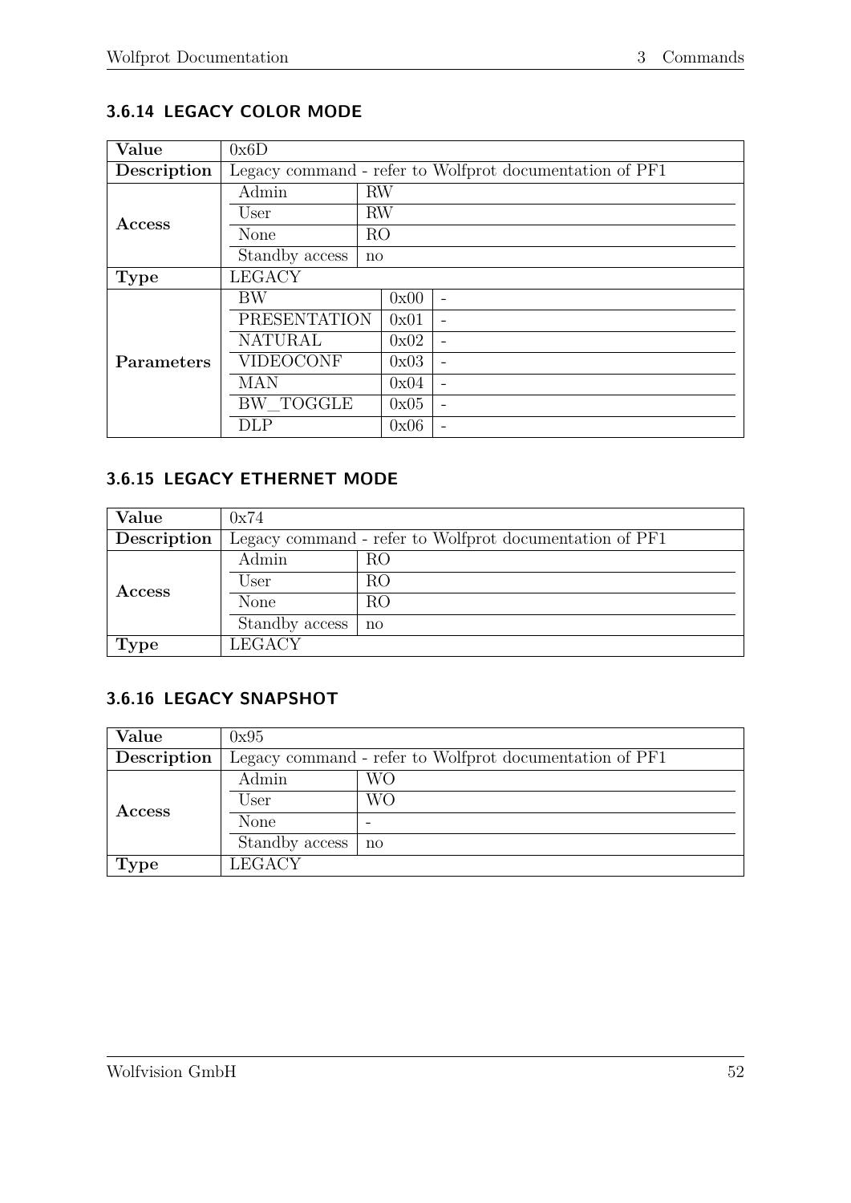### 3.6.14 LEGACY COLOR MODE

| | | | |
|---|---|---|---|
| **Value** | 0x6D | | |
| **Description** | Legacy command - refer to Wolfprot documentation of PF1 | | |
| **Access** | Admin | RW | |
| | User | RW | |
| | None | RO | |
| | Standby access | no | |
| **Type** | LEGACY | | |
| **Parameters** | BW | 0x00 | - |
| | PRESENTATION | 0x01 | - |
| | NATURAL | 0x02 | - |
| | VIDEOCONF | 0x03 | - |
| | MAN | 0x04 | - |
| | BW_TOGGLE | 0x05 | - |
| | DLP | 0x06 | - |

### 3.6.15 LEGACY ETHERNET MODE

| | | |
|---|---|---|
| **Value** | 0x74 | |
| **Description** | Legacy command - refer to Wolfprot documentation of PF1 | |
| **Access** | Admin | RO |
| | User | RO |
| | None | RO |
| | Standby access | no |
| **Type** | LEGACY | |

### 3.6.16 LEGACY SNAPSHOT

| | | |
|---|---|---|
| **Value** | 0x95 | |
| **Description** | Legacy command - refer to Wolfprot documentation of PF1 | |
| **Access** | Admin | WO |
| | User | WO |
| | None | - |
| | Standby access | no |
| **Type** | LEGACY | |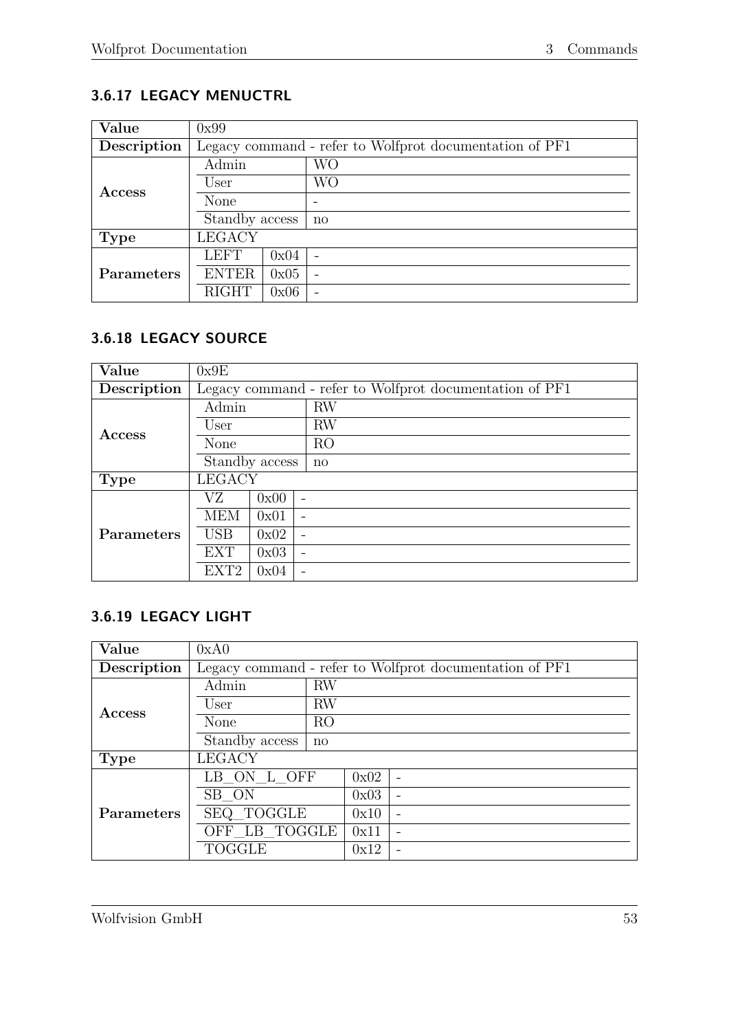### 3.6.17 LEGACY MENUCTRL

| Value | 0x99 | | |
|---|---|---|---|
| Description | Legacy command - refer to Wolfprot documentation of PF1 | | |
| Access | Admin | WO | |
| | User | WO | |
| | None | - | |
| | Standby access | no | |
| Type | LEGACY | | |
| Parameters | LEFT | 0x04 | - |
| | ENTER | 0x05 | - |
| | RIGHT | 0x06 | - |

### 3.6.18 LEGACY SOURCE

| Value | 0x9E | | |
|---|---|---|---|
| Description | Legacy command - refer to Wolfprot documentation of PF1 | | |
| Access | Admin | RW | |
| | User | RW | |
| | None | RO | |
| | Standby access | no | |
| Type | LEGACY | | |
| Parameters | VZ | 0x00 | - |
| | MEM | 0x01 | - |
| | USB | 0x02 | - |
| | EXT | 0x03 | - |
| | EXT2 | 0x04 | - |

### 3.6.19 LEGACY LIGHT

| Value | 0xA0 | | |
|---|---|---|---|
| Description | Legacy command - refer to Wolfprot documentation of PF1 | | |
| Access | Admin | RW | |
| | User | RW | |
| | None | RO | |
| | Standby access | no | |
| Type | LEGACY | | |
| Parameters | LB_ON_L_OFF | 0x02 | - |
| | SB_ON | 0x03 | - |
| | SEQ_TOGGLE | 0x10 | - |
| | OFF_LB_TOGGLE | 0x11 | - |
| | TOGGLE | 0x12 | - |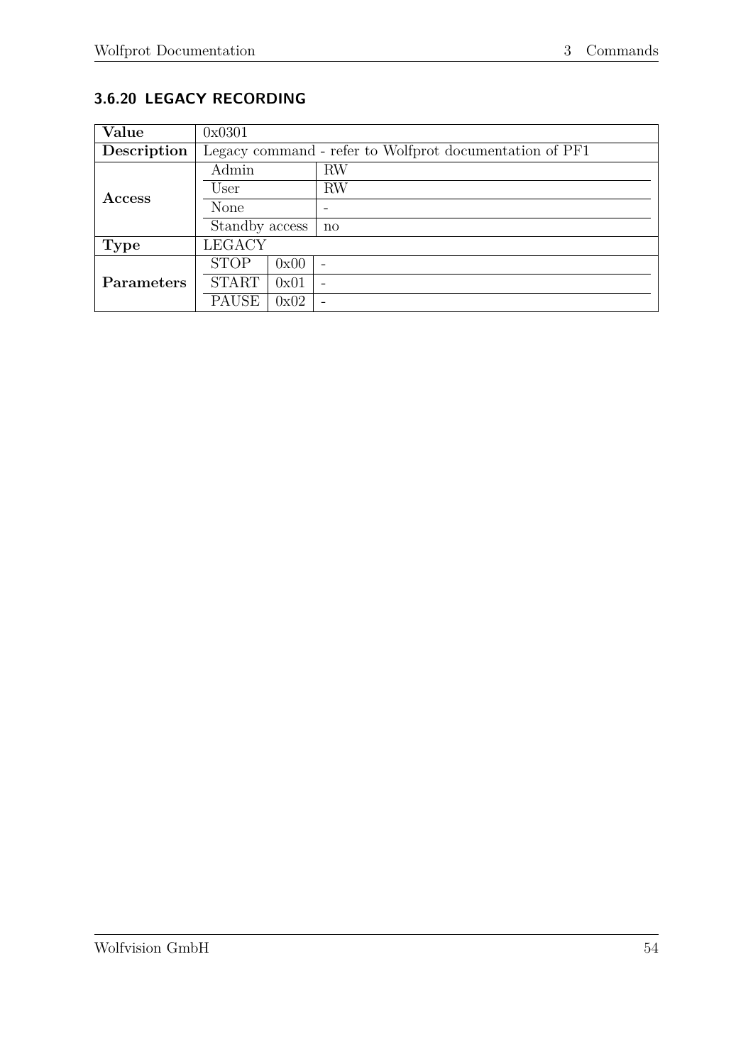### 3.6.20 LEGACY RECORDING

| | | | |
|---|---|---|---|
| **Value** | 0x0301 | | |
| **Description** | Legacy command - refer to Wolfprot documentation of PF1 | | |
| **Access** | Admin | | RW |
| | User | | RW |
| | None | | - |
| | Standby access | | no |
| **Type** | LEGACY | | |
| **Parameters** | STOP | 0x00 | - |
| | START | 0x01 | - |
| | PAUSE | 0x02 | - |